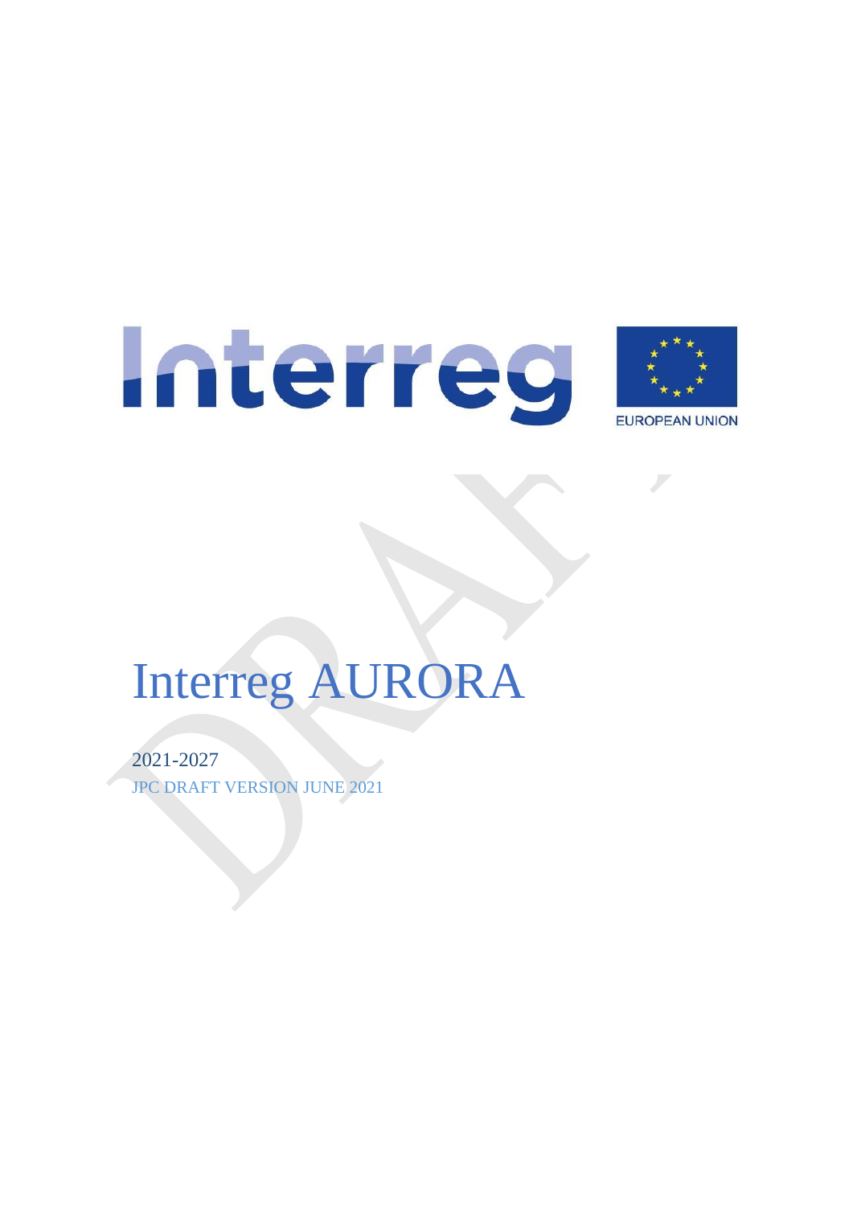# Interreg AURORA

2021-2027

JPC DRAFT VERSION JUNE 2021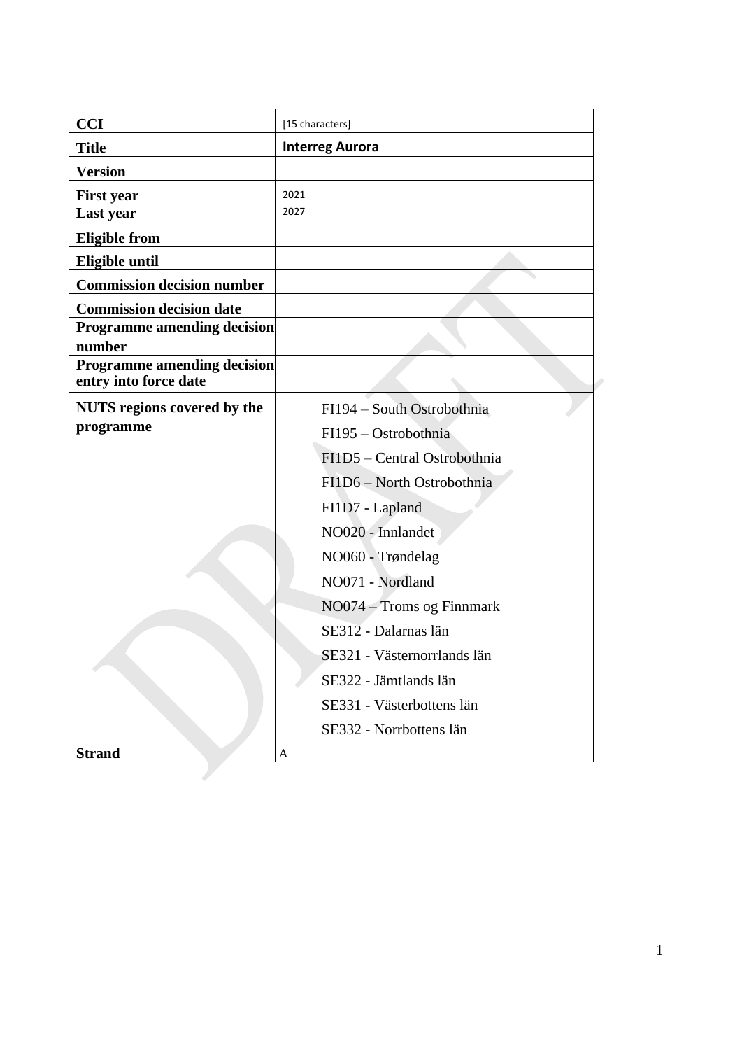| | |
|---|---|
| **CCI** | [15 characters] |
| **Title** | **Interreg Aurora** |
| **Version** | |
| **First year** | 2021 |
| **Last year** | 2027 |
| **Eligible from** | |
| **Eligible until** | |
| **Commission decision number** | |
| **Commission decision date** | |
| **Programme amending decision number** | |
| **Programme amending decision entry into force date** | |
| **NUTS regions covered by the programme** | FI194 – South Ostrobothnia<br>FI195 – Ostrobothnia<br>FI1D5 – Central Ostrobothnia<br>FI1D6 – North Ostrobothnia<br>FI1D7 - Lapland<br>NO020 - Innlandet<br>NO060 - Trøndelag<br>NO071 - Nordland<br>NO074 – Troms og Finnmark<br>SE312 - Dalarnas län<br>SE321 - Västernorrlands län<br>SE322 - Jämtlands län<br>SE331 - Västerbottens län<br>SE332 - Norrbottens län |
| **Strand** | A |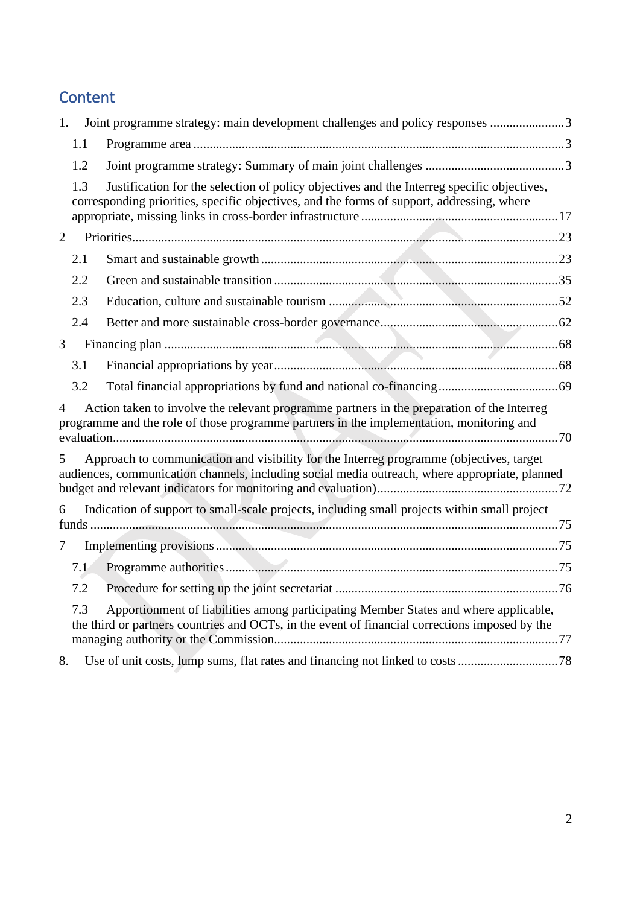## Content

1. Joint programme strategy: main development challenges and policy responses ....................... 3
   - 1.1 Programme area ........................................................................................................... 3
   - 1.2 Joint programme strategy: Summary of main joint challenges ........................................... 3
   - 1.3 Justification for the selection of policy objectives and the Interreg specific objectives, corresponding priorities, specific objectives, and the forms of support, addressing, where appropriate, missing links in cross-border infrastructure ............................................................ 17
2. Priorities.................................................................................................................................. 23
   - 2.1 Smart and sustainable growth ........................................................................................... 23
   - 2.2 Green and sustainable transition ....................................................................................... 35
   - 2.3 Education, culture and sustainable tourism ....................................................................... 52
   - 2.4 Better and more sustainable cross-border governance ....................................................... 62
3. Financing plan ......................................................................................................................... 68
   - 3.1 Financial appropriations by year ........................................................................................ 68
   - 3.2 Total financial appropriations by fund and national co-financing ....................................... 69
4. Action taken to involve the relevant programme partners in the preparation of the Interreg programme and the role of those programme partners in the implementation, monitoring and evaluation ........................................................................................................................................ 70
5. Approach to communication and visibility for the Interreg programme (objectives, target audiences, communication channels, including social media outreach, where appropriate, planned budget and relevant indicators for monitoring and evaluation) ....................................................... 72
6. Indication of support to small-scale projects, including small projects within small project funds ............................................................................................................................................... 75
7. Implementing provisions .......................................................................................................... 75
   - 7.1 Programme authorities ..................................................................................................... 75
   - 7.2 Procedure for setting up the joint secretariat ..................................................................... 76
   - 7.3 Apportionment of liabilities among participating Member States and where applicable, the third or partners countries and OCTs, in the event of financial corrections imposed by the managing authority or the Commission ............................................................................................. 77
8. Use of unit costs, lump sums, flat rates and financing not linked to costs ................................ 78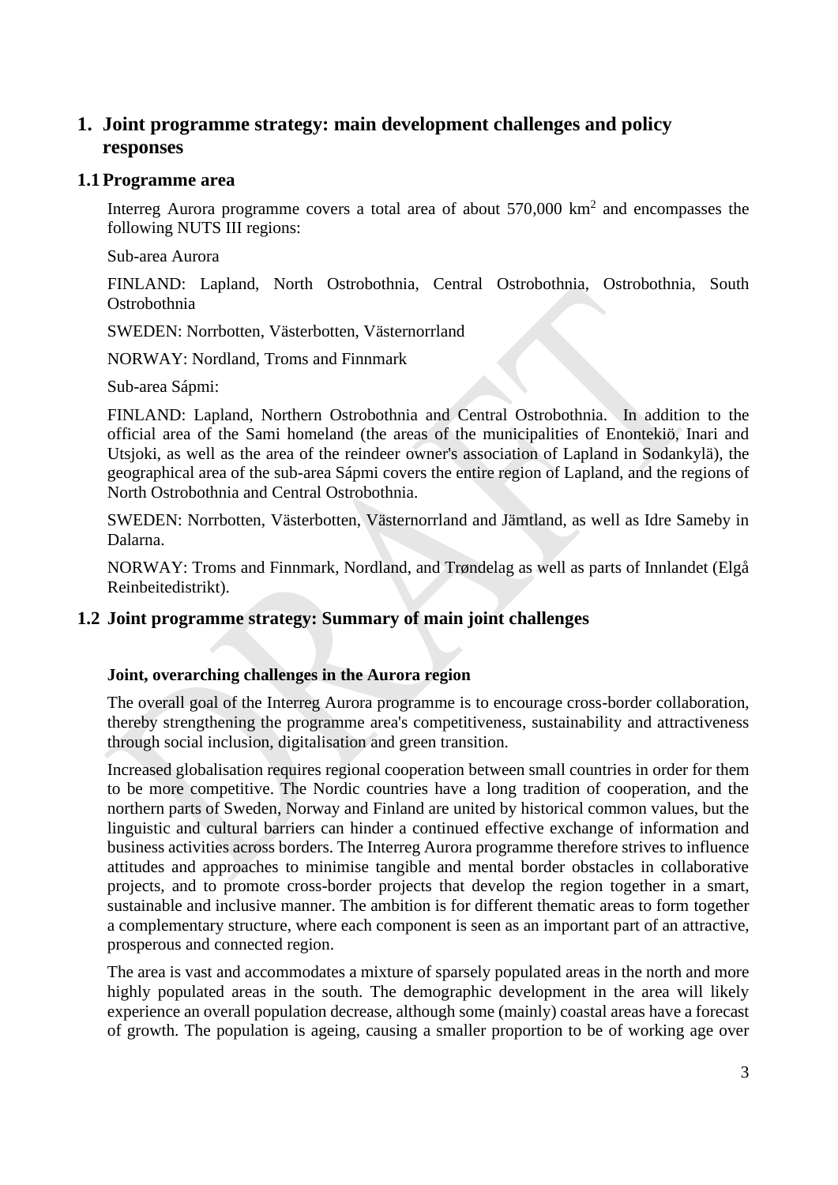# 1. Joint programme strategy: main development challenges and policy responses

## 1.1 Programme area

Interreg Aurora programme covers a total area of about 570,000 $km^2$ and encompasses the following NUTS III regions:

Sub-area Aurora

FINLAND: Lapland, North Ostrobothnia, Central Ostrobothnia, Ostrobothnia, South Ostrobothnia

SWEDEN: Norrbotten, Västerbotten, Västernorrland

NORWAY: Nordland, Troms and Finnmark

Sub-area Sápmi:

FINLAND: Lapland, Northern Ostrobothnia and Central Ostrobothnia. In addition to the official area of the Sami homeland (the areas of the municipalities of Enontekiö, Inari and Utsjoki, as well as the area of the reindeer owner's association of Lapland in Sodankylä), the geographical area of the sub-area Sápmi covers the entire region of Lapland, and the regions of North Ostrobothnia and Central Ostrobothnia.

SWEDEN: Norrbotten, Västerbotten, Västernorrland and Jämtland, as well as Idre Sameby in Dalarna.

NORWAY: Troms and Finnmark, Nordland, and Trøndelag as well as parts of Innlandet (Elgå Reinbeitedistrikt).

## 1.2 Joint programme strategy: Summary of main joint challenges

**Joint, overarching challenges in the Aurora region**

The overall goal of the Interreg Aurora programme is to encourage cross-border collaboration, thereby strengthening the programme area's competitiveness, sustainability and attractiveness through social inclusion, digitalisation and green transition.

Increased globalisation requires regional cooperation between small countries in order for them to be more competitive. The Nordic countries have a long tradition of cooperation, and the northern parts of Sweden, Norway and Finland are united by historical common values, but the linguistic and cultural barriers can hinder a continued effective exchange of information and business activities across borders. The Interreg Aurora programme therefore strives to influence attitudes and approaches to minimise tangible and mental border obstacles in collaborative projects, and to promote cross-border projects that develop the region together in a smart, sustainable and inclusive manner. The ambition is for different thematic areas to form together a complementary structure, where each component is seen as an important part of an attractive, prosperous and connected region.

The area is vast and accommodates a mixture of sparsely populated areas in the north and more highly populated areas in the south. The demographic development in the area will likely experience an overall population decrease, although some (mainly) coastal areas have a forecast of growth. The population is ageing, causing a smaller proportion to be of working age over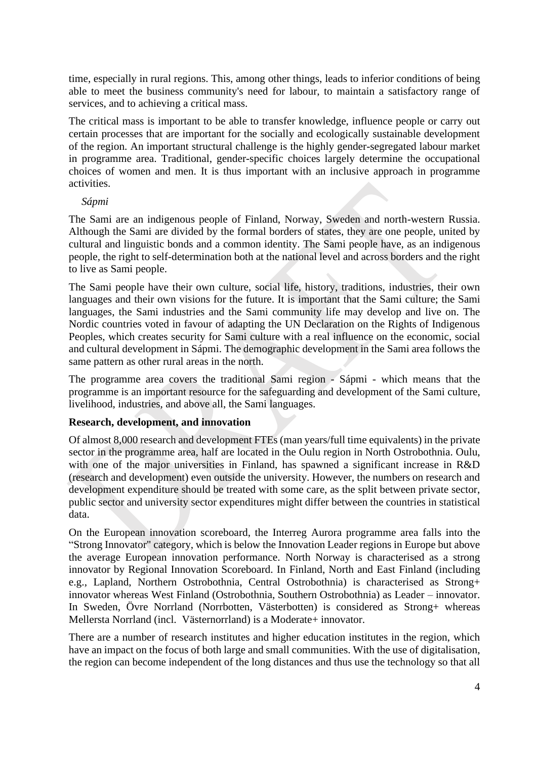time, especially in rural regions. This, among other things, leads to inferior conditions of being able to meet the business community's need for labour, to maintain a satisfactory range of services, and to achieving a critical mass.

The critical mass is important to be able to transfer knowledge, influence people or carry out certain processes that are important for the socially and ecologically sustainable development of the region. An important structural challenge is the highly gender-segregated labour market in programme area. Traditional, gender-specific choices largely determine the occupational choices of women and men. It is thus important with an inclusive approach in programme activities.

*Sápmi*

The Sami are an indigenous people of Finland, Norway, Sweden and north-western Russia. Although the Sami are divided by the formal borders of states, they are one people, united by cultural and linguistic bonds and a common identity. The Sami people have, as an indigenous people, the right to self-determination both at the national level and across borders and the right to live as Sami people.

The Sami people have their own culture, social life, history, traditions, industries, their own languages and their own visions for the future. It is important that the Sami culture; the Sami languages, the Sami industries and the Sami community life may develop and live on. The Nordic countries voted in favour of adapting the UN Declaration on the Rights of Indigenous Peoples, which creates security for Sami culture with a real influence on the economic, social and cultural development in Sápmi. The demographic development in the Sami area follows the same pattern as other rural areas in the north.

The programme area covers the traditional Sami region - Sápmi - which means that the programme is an important resource for the safeguarding and development of the Sami culture, livelihood, industries, and above all, the Sami languages.

**Research, development, and innovation**

Of almost 8,000 research and development FTEs (man years/full time equivalents) in the private sector in the programme area, half are located in the Oulu region in North Ostrobothnia. Oulu, with one of the major universities in Finland, has spawned a significant increase in R&D (research and development) even outside the university. However, the numbers on research and development expenditure should be treated with some care, as the split between private sector, public sector and university sector expenditures might differ between the countries in statistical data.

On the European innovation scoreboard, the Interreg Aurora programme area falls into the "Strong Innovator" category, which is below the Innovation Leader regions in Europe but above the average European innovation performance. North Norway is characterised as a strong innovator by Regional Innovation Scoreboard. In Finland, North and East Finland (including e.g., Lapland, Northern Ostrobothnia, Central Ostrobothnia) is characterised as Strong+ innovator whereas West Finland (Ostrobothnia, Southern Ostrobothnia) as Leader – innovator. In Sweden, Övre Norrland (Norrbotten, Västerbotten) is considered as Strong+ whereas Mellersta Norrland (incl. Västernorrland) is a Moderate+ innovator.

There are a number of research institutes and higher education institutes in the region, which have an impact on the focus of both large and small communities. With the use of digitalisation, the region can become independent of the long distances and thus use the technology so that all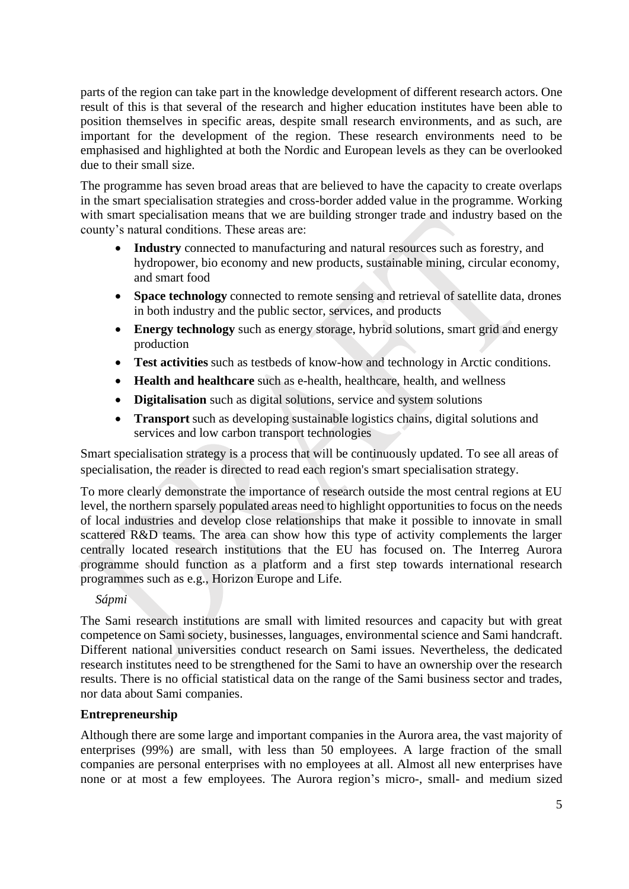parts of the region can take part in the knowledge development of different research actors. One result of this is that several of the research and higher education institutes have been able to position themselves in specific areas, despite small research environments, and as such, are important for the development of the region. These research environments need to be emphasised and highlighted at both the Nordic and European levels as they can be overlooked due to their small size.

The programme has seven broad areas that are believed to have the capacity to create overlaps in the smart specialisation strategies and cross-border added value in the programme. Working with smart specialisation means that we are building stronger trade and industry based on the county's natural conditions. These areas are:

- **Industry** connected to manufacturing and natural resources such as forestry, and hydropower, bio economy and new products, sustainable mining, circular economy, and smart food
- **Space technology** connected to remote sensing and retrieval of satellite data, drones in both industry and the public sector, services, and products
- **Energy technology** such as energy storage, hybrid solutions, smart grid and energy production
- **Test activities** such as testbeds of know-how and technology in Arctic conditions.
- **Health and healthcare** such as e-health, healthcare, health, and wellness
- **Digitalisation** such as digital solutions, service and system solutions
- **Transport** such as developing sustainable logistics chains, digital solutions and services and low carbon transport technologies

Smart specialisation strategy is a process that will be continuously updated. To see all areas of specialisation, the reader is directed to read each region's smart specialisation strategy.

To more clearly demonstrate the importance of research outside the most central regions at EU level, the northern sparsely populated areas need to highlight opportunities to focus on the needs of local industries and develop close relationships that make it possible to innovate in small scattered R&D teams. The area can show how this type of activity complements the larger centrally located research institutions that the EU has focused on. The Interreg Aurora programme should function as a platform and a first step towards international research programmes such as e.g., Horizon Europe and Life.

*Sápmi*

The Sami research institutions are small with limited resources and capacity but with great competence on Sami society, businesses, languages, environmental science and Sami handcraft. Different national universities conduct research on Sami issues. Nevertheless, the dedicated research institutes need to be strengthened for the Sami to have an ownership over the research results. There is no official statistical data on the range of the Sami business sector and trades, nor data about Sami companies.

**Entrepreneurship**

Although there are some large and important companies in the Aurora area, the vast majority of enterprises (99%) are small, with less than 50 employees. A large fraction of the small companies are personal enterprises with no employees at all. Almost all new enterprises have none or at most a few employees. The Aurora region's micro-, small- and medium sized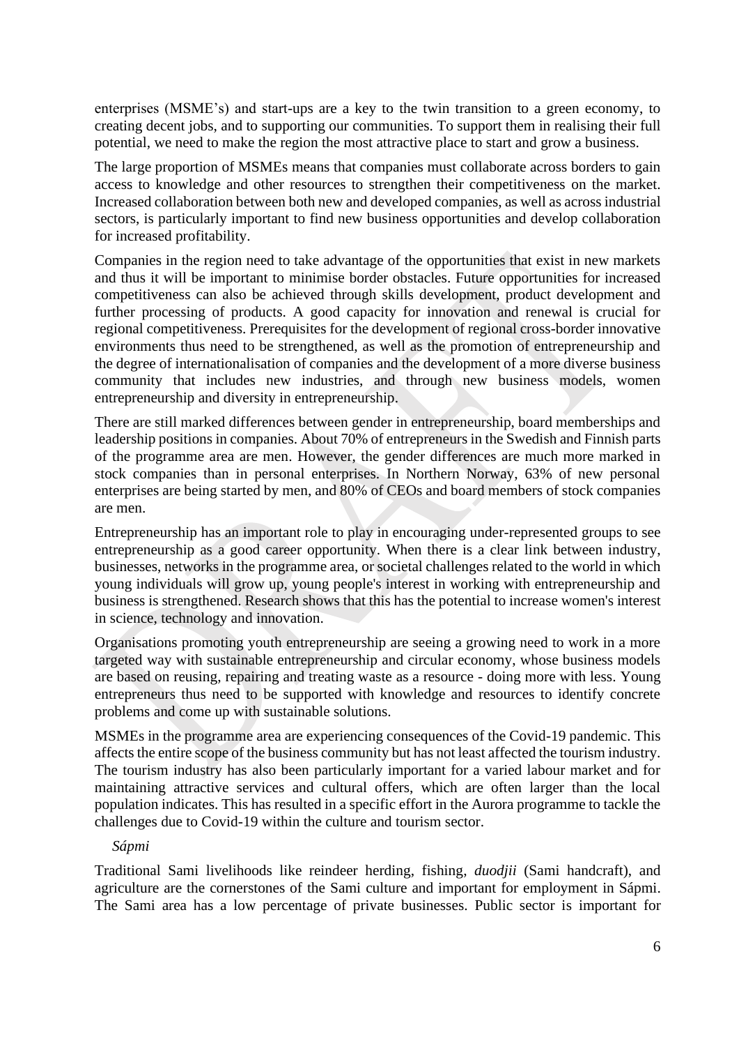enterprises (MSME's) and start-ups are a key to the twin transition to a green economy, to creating decent jobs, and to supporting our communities. To support them in realising their full potential, we need to make the region the most attractive place to start and grow a business.

The large proportion of MSMEs means that companies must collaborate across borders to gain access to knowledge and other resources to strengthen their competitiveness on the market. Increased collaboration between both new and developed companies, as well as across industrial sectors, is particularly important to find new business opportunities and develop collaboration for increased profitability.

Companies in the region need to take advantage of the opportunities that exist in new markets and thus it will be important to minimise border obstacles. Future opportunities for increased competitiveness can also be achieved through skills development, product development and further processing of products. A good capacity for innovation and renewal is crucial for regional competitiveness. Prerequisites for the development of regional cross-border innovative environments thus need to be strengthened, as well as the promotion of entrepreneurship and the degree of internationalisation of companies and the development of a more diverse business community that includes new industries, and through new business models, women entrepreneurship and diversity in entrepreneurship.

There are still marked differences between gender in entrepreneurship, board memberships and leadership positions in companies. About 70% of entrepreneurs in the Swedish and Finnish parts of the programme area are men. However, the gender differences are much more marked in stock companies than in personal enterprises. In Northern Norway, 63% of new personal enterprises are being started by men, and 80% of CEOs and board members of stock companies are men.

Entrepreneurship has an important role to play in encouraging under-represented groups to see entrepreneurship as a good career opportunity. When there is a clear link between industry, businesses, networks in the programme area, or societal challenges related to the world in which young individuals will grow up, young people's interest in working with entrepreneurship and business is strengthened. Research shows that this has the potential to increase women's interest in science, technology and innovation.

Organisations promoting youth entrepreneurship are seeing a growing need to work in a more targeted way with sustainable entrepreneurship and circular economy, whose business models are based on reusing, repairing and treating waste as a resource - doing more with less. Young entrepreneurs thus need to be supported with knowledge and resources to identify concrete problems and come up with sustainable solutions.

MSMEs in the programme area are experiencing consequences of the Covid-19 pandemic. This affects the entire scope of the business community but has not least affected the tourism industry. The tourism industry has also been particularly important for a varied labour market and for maintaining attractive services and cultural offers, which are often larger than the local population indicates. This has resulted in a specific effort in the Aurora programme to tackle the challenges due to Covid-19 within the culture and tourism sector.

*Sápmi*

Traditional Sami livelihoods like reindeer herding, fishing, *duodjii* (Sami handcraft), and agriculture are the cornerstones of the Sami culture and important for employment in Sápmi. The Sami area has a low percentage of private businesses. Public sector is important for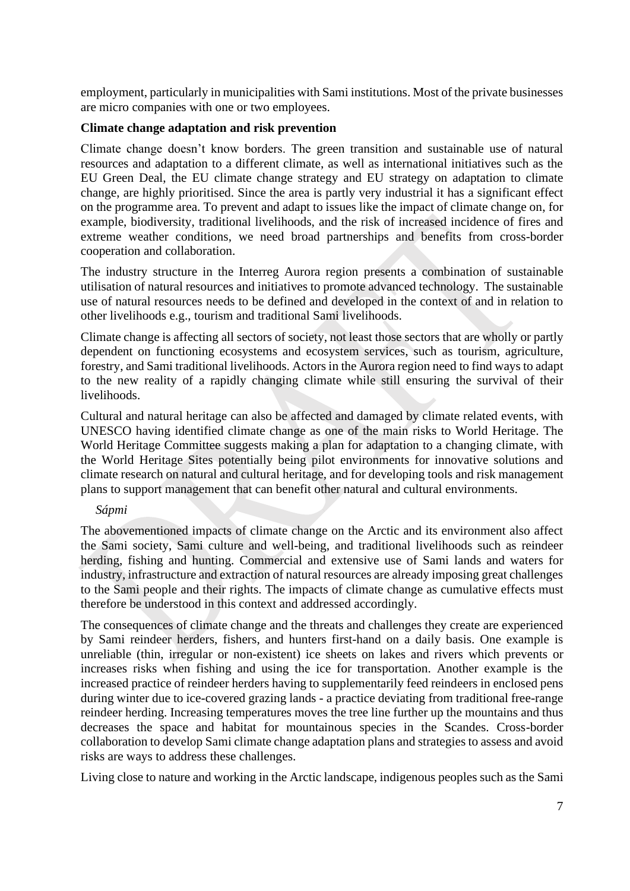employment, particularly in municipalities with Sami institutions. Most of the private businesses are micro companies with one or two employees.

**Climate change adaptation and risk prevention**

Climate change doesn't know borders. The green transition and sustainable use of natural resources and adaptation to a different climate, as well as international initiatives such as the EU Green Deal, the EU climate change strategy and EU strategy on adaptation to climate change, are highly prioritised. Since the area is partly very industrial it has a significant effect on the programme area. To prevent and adapt to issues like the impact of climate change on, for example, biodiversity, traditional livelihoods, and the risk of increased incidence of fires and extreme weather conditions, we need broad partnerships and benefits from cross-border cooperation and collaboration.

The industry structure in the Interreg Aurora region presents a combination of sustainable utilisation of natural resources and initiatives to promote advanced technology. The sustainable use of natural resources needs to be defined and developed in the context of and in relation to other livelihoods e.g., tourism and traditional Sami livelihoods.

Climate change is affecting all sectors of society, not least those sectors that are wholly or partly dependent on functioning ecosystems and ecosystem services, such as tourism, agriculture, forestry, and Sami traditional livelihoods. Actors in the Aurora region need to find ways to adapt to the new reality of a rapidly changing climate while still ensuring the survival of their livelihoods.

Cultural and natural heritage can also be affected and damaged by climate related events, with UNESCO having identified climate change as one of the main risks to World Heritage. The World Heritage Committee suggests making a plan for adaptation to a changing climate, with the World Heritage Sites potentially being pilot environments for innovative solutions and climate research on natural and cultural heritage, and for developing tools and risk management plans to support management that can benefit other natural and cultural environments.

*Sápmi*

The abovementioned impacts of climate change on the Arctic and its environment also affect the Sami society, Sami culture and well-being, and traditional livelihoods such as reindeer herding, fishing and hunting. Commercial and extensive use of Sami lands and waters for industry, infrastructure and extraction of natural resources are already imposing great challenges to the Sami people and their rights. The impacts of climate change as cumulative effects must therefore be understood in this context and addressed accordingly.

The consequences of climate change and the threats and challenges they create are experienced by Sami reindeer herders, fishers, and hunters first-hand on a daily basis. One example is unreliable (thin, irregular or non-existent) ice sheets on lakes and rivers which prevents or increases risks when fishing and using the ice for transportation. Another example is the increased practice of reindeer herders having to supplementarily feed reindeers in enclosed pens during winter due to ice-covered grazing lands - a practice deviating from traditional free-range reindeer herding. Increasing temperatures moves the tree line further up the mountains and thus decreases the space and habitat for mountainous species in the Scandes. Cross-border collaboration to develop Sami climate change adaptation plans and strategies to assess and avoid risks are ways to address these challenges.

Living close to nature and working in the Arctic landscape, indigenous peoples such as the Sami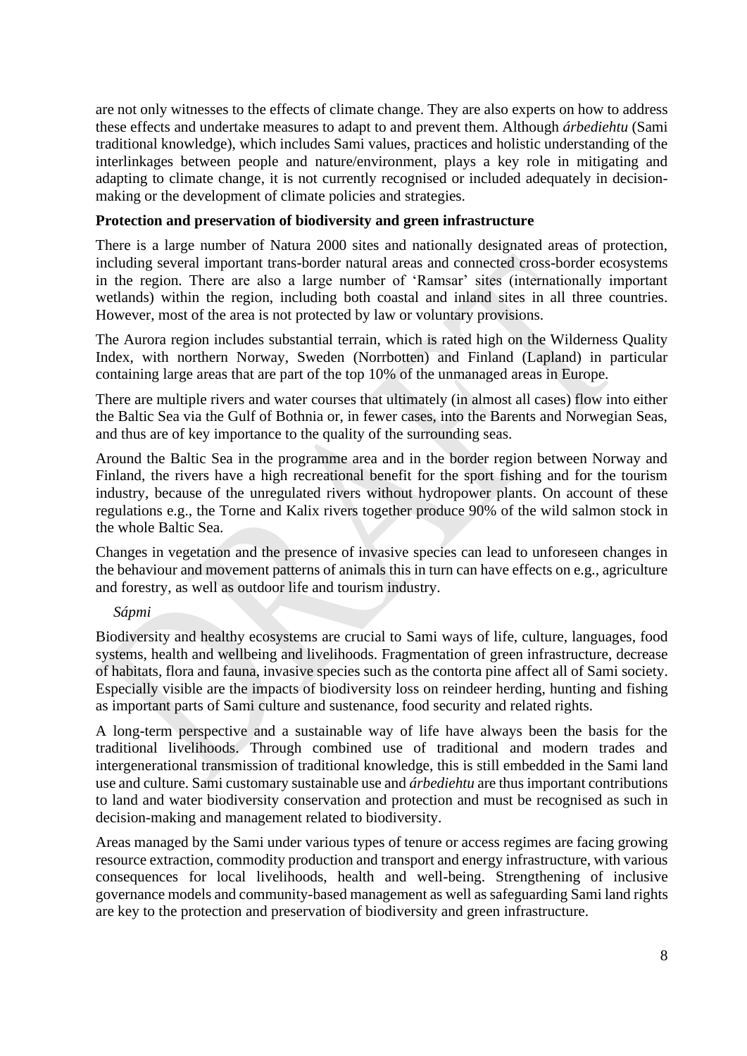are not only witnesses to the effects of climate change. They are also experts on how to address these effects and undertake measures to adapt to and prevent them. Although *árbediehtu* (Sami traditional knowledge), which includes Sami values, practices and holistic understanding of the interlinkages between people and nature/environment, plays a key role in mitigating and adapting to climate change, it is not currently recognised or included adequately in decision-making or the development of climate policies and strategies.

**Protection and preservation of biodiversity and green infrastructure**

There is a large number of Natura 2000 sites and nationally designated areas of protection, including several important trans-border natural areas and connected cross-border ecosystems in the region. There are also a large number of 'Ramsar' sites (internationally important wetlands) within the region, including both coastal and inland sites in all three countries. However, most of the area is not protected by law or voluntary provisions.

The Aurora region includes substantial terrain, which is rated high on the Wilderness Quality Index, with northern Norway, Sweden (Norrbotten) and Finland (Lapland) in particular containing large areas that are part of the top 10% of the unmanaged areas in Europe.

There are multiple rivers and water courses that ultimately (in almost all cases) flow into either the Baltic Sea via the Gulf of Bothnia or, in fewer cases, into the Barents and Norwegian Seas, and thus are of key importance to the quality of the surrounding seas.

Around the Baltic Sea in the programme area and in the border region between Norway and Finland, the rivers have a high recreational benefit for the sport fishing and for the tourism industry, because of the unregulated rivers without hydropower plants. On account of these regulations e.g., the Torne and Kalix rivers together produce 90% of the wild salmon stock in the whole Baltic Sea.

Changes in vegetation and the presence of invasive species can lead to unforeseen changes in the behaviour and movement patterns of animals this in turn can have effects on e.g., agriculture and forestry, as well as outdoor life and tourism industry.

*Sápmi*

Biodiversity and healthy ecosystems are crucial to Sami ways of life, culture, languages, food systems, health and wellbeing and livelihoods. Fragmentation of green infrastructure, decrease of habitats, flora and fauna, invasive species such as the contorta pine affect all of Sami society. Especially visible are the impacts of biodiversity loss on reindeer herding, hunting and fishing as important parts of Sami culture and sustenance, food security and related rights.

A long-term perspective and a sustainable way of life have always been the basis for the traditional livelihoods. Through combined use of traditional and modern trades and intergenerational transmission of traditional knowledge, this is still embedded in the Sami land use and culture. Sami customary sustainable use and *árbediehtu* are thus important contributions to land and water biodiversity conservation and protection and must be recognised as such in decision-making and management related to biodiversity.

Areas managed by the Sami under various types of tenure or access regimes are facing growing resource extraction, commodity production and transport and energy infrastructure, with various consequences for local livelihoods, health and well-being. Strengthening of inclusive governance models and community-based management as well as safeguarding Sami land rights are key to the protection and preservation of biodiversity and green infrastructure.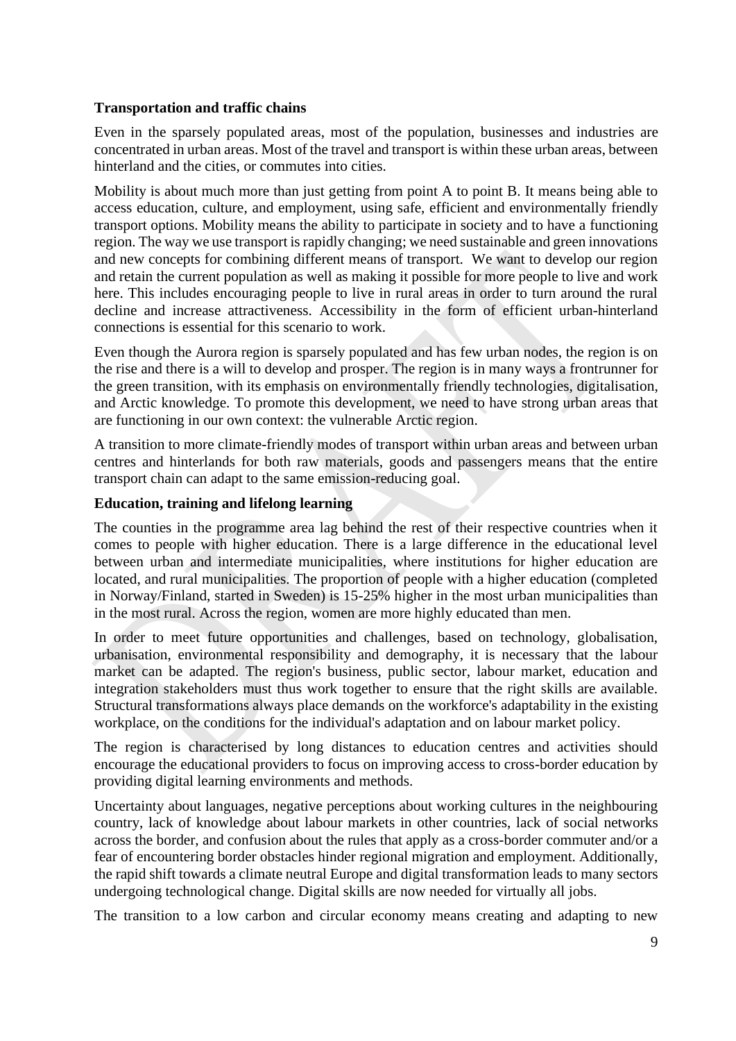**Transportation and traffic chains**

Even in the sparsely populated areas, most of the population, businesses and industries are concentrated in urban areas. Most of the travel and transport is within these urban areas, between hinterland and the cities, or commutes into cities.

Mobility is about much more than just getting from point A to point B. It means being able to access education, culture, and employment, using safe, efficient and environmentally friendly transport options. Mobility means the ability to participate in society and to have a functioning region. The way we use transport is rapidly changing; we need sustainable and green innovations and new concepts for combining different means of transport. We want to develop our region and retain the current population as well as making it possible for more people to live and work here. This includes encouraging people to live in rural areas in order to turn around the rural decline and increase attractiveness. Accessibility in the form of efficient urban-hinterland connections is essential for this scenario to work.

Even though the Aurora region is sparsely populated and has few urban nodes, the region is on the rise and there is a will to develop and prosper. The region is in many ways a frontrunner for the green transition, with its emphasis on environmentally friendly technologies, digitalisation, and Arctic knowledge. To promote this development, we need to have strong urban areas that are functioning in our own context: the vulnerable Arctic region.

A transition to more climate-friendly modes of transport within urban areas and between urban centres and hinterlands for both raw materials, goods and passengers means that the entire transport chain can adapt to the same emission-reducing goal.

**Education, training and lifelong learning**

The counties in the programme area lag behind the rest of their respective countries when it comes to people with higher education. There is a large difference in the educational level between urban and intermediate municipalities, where institutions for higher education are located, and rural municipalities. The proportion of people with a higher education (completed in Norway/Finland, started in Sweden) is 15-25% higher in the most urban municipalities than in the most rural. Across the region, women are more highly educated than men.

In order to meet future opportunities and challenges, based on technology, globalisation, urbanisation, environmental responsibility and demography, it is necessary that the labour market can be adapted. The region's business, public sector, labour market, education and integration stakeholders must thus work together to ensure that the right skills are available. Structural transformations always place demands on the workforce's adaptability in the existing workplace, on the conditions for the individual's adaptation and on labour market policy.

The region is characterised by long distances to education centres and activities should encourage the educational providers to focus on improving access to cross-border education by providing digital learning environments and methods.

Uncertainty about languages, negative perceptions about working cultures in the neighbouring country, lack of knowledge about labour markets in other countries, lack of social networks across the border, and confusion about the rules that apply as a cross-border commuter and/or a fear of encountering border obstacles hinder regional migration and employment. Additionally, the rapid shift towards a climate neutral Europe and digital transformation leads to many sectors undergoing technological change. Digital skills are now needed for virtually all jobs.

The transition to a low carbon and circular economy means creating and adapting to new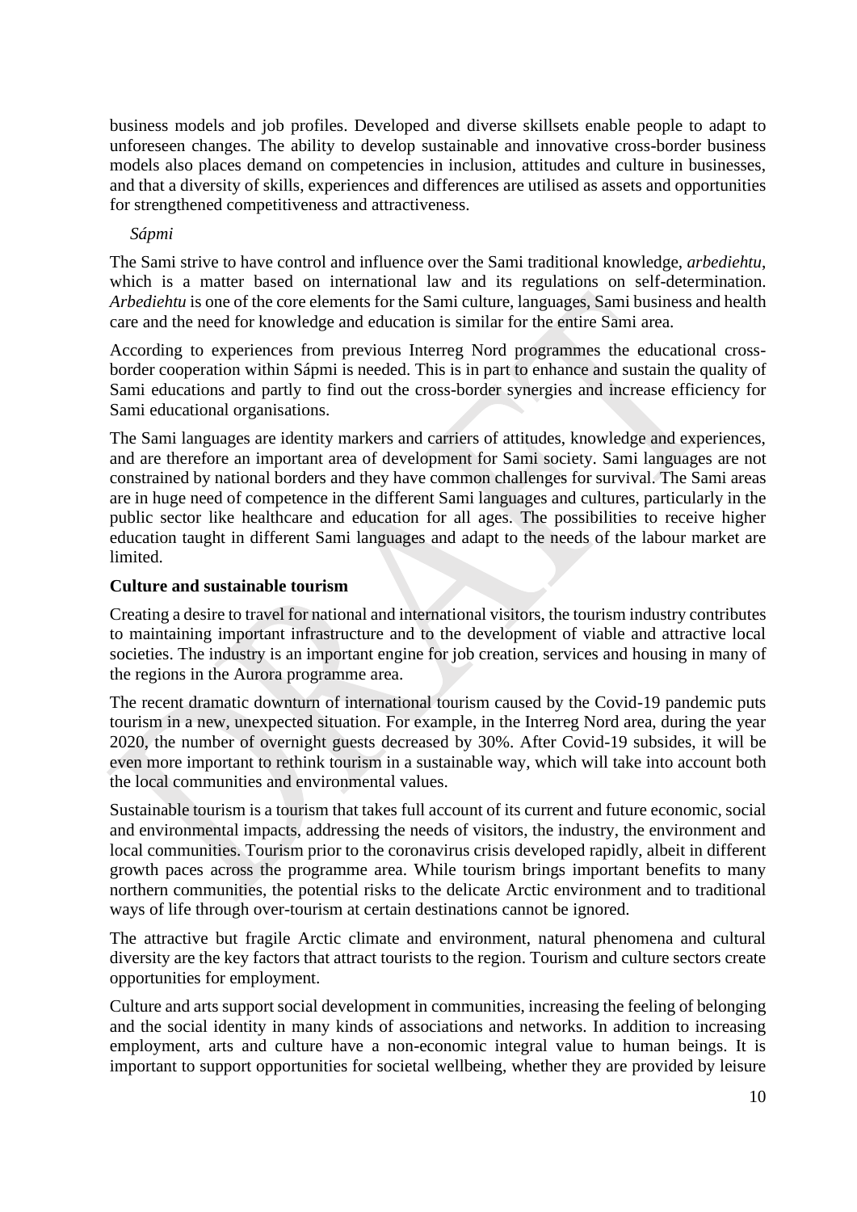business models and job profiles. Developed and diverse skillsets enable people to adapt to unforeseen changes. The ability to develop sustainable and innovative cross-border business models also places demand on competencies in inclusion, attitudes and culture in businesses, and that a diversity of skills, experiences and differences are utilised as assets and opportunities for strengthened competitiveness and attractiveness.

*Sápmi*

The Sami strive to have control and influence over the Sami traditional knowledge, *arbediehtu*, which is a matter based on international law and its regulations on self-determination. *Arbediehtu* is one of the core elements for the Sami culture, languages, Sami business and health care and the need for knowledge and education is similar for the entire Sami area.

According to experiences from previous Interreg Nord programmes the educational cross-border cooperation within Sápmi is needed. This is in part to enhance and sustain the quality of Sami educations and partly to find out the cross-border synergies and increase efficiency for Sami educational organisations.

The Sami languages are identity markers and carriers of attitudes, knowledge and experiences, and are therefore an important area of development for Sami society. Sami languages are not constrained by national borders and they have common challenges for survival. The Sami areas are in huge need of competence in the different Sami languages and cultures, particularly in the public sector like healthcare and education for all ages. The possibilities to receive higher education taught in different Sami languages and adapt to the needs of the labour market are limited.

**Culture and sustainable tourism**

Creating a desire to travel for national and international visitors, the tourism industry contributes to maintaining important infrastructure and to the development of viable and attractive local societies. The industry is an important engine for job creation, services and housing in many of the regions in the Aurora programme area.

The recent dramatic downturn of international tourism caused by the Covid-19 pandemic puts tourism in a new, unexpected situation. For example, in the Interreg Nord area, during the year 2020, the number of overnight guests decreased by 30%. After Covid-19 subsides, it will be even more important to rethink tourism in a sustainable way, which will take into account both the local communities and environmental values.

Sustainable tourism is a tourism that takes full account of its current and future economic, social and environmental impacts, addressing the needs of visitors, the industry, the environment and local communities. Tourism prior to the coronavirus crisis developed rapidly, albeit in different growth paces across the programme area. While tourism brings important benefits to many northern communities, the potential risks to the delicate Arctic environment and to traditional ways of life through over-tourism at certain destinations cannot be ignored.

The attractive but fragile Arctic climate and environment, natural phenomena and cultural diversity are the key factors that attract tourists to the region. Tourism and culture sectors create opportunities for employment.

Culture and arts support social development in communities, increasing the feeling of belonging and the social identity in many kinds of associations and networks. In addition to increasing employment, arts and culture have a non-economic integral value to human beings. It is important to support opportunities for societal wellbeing, whether they are provided by leisure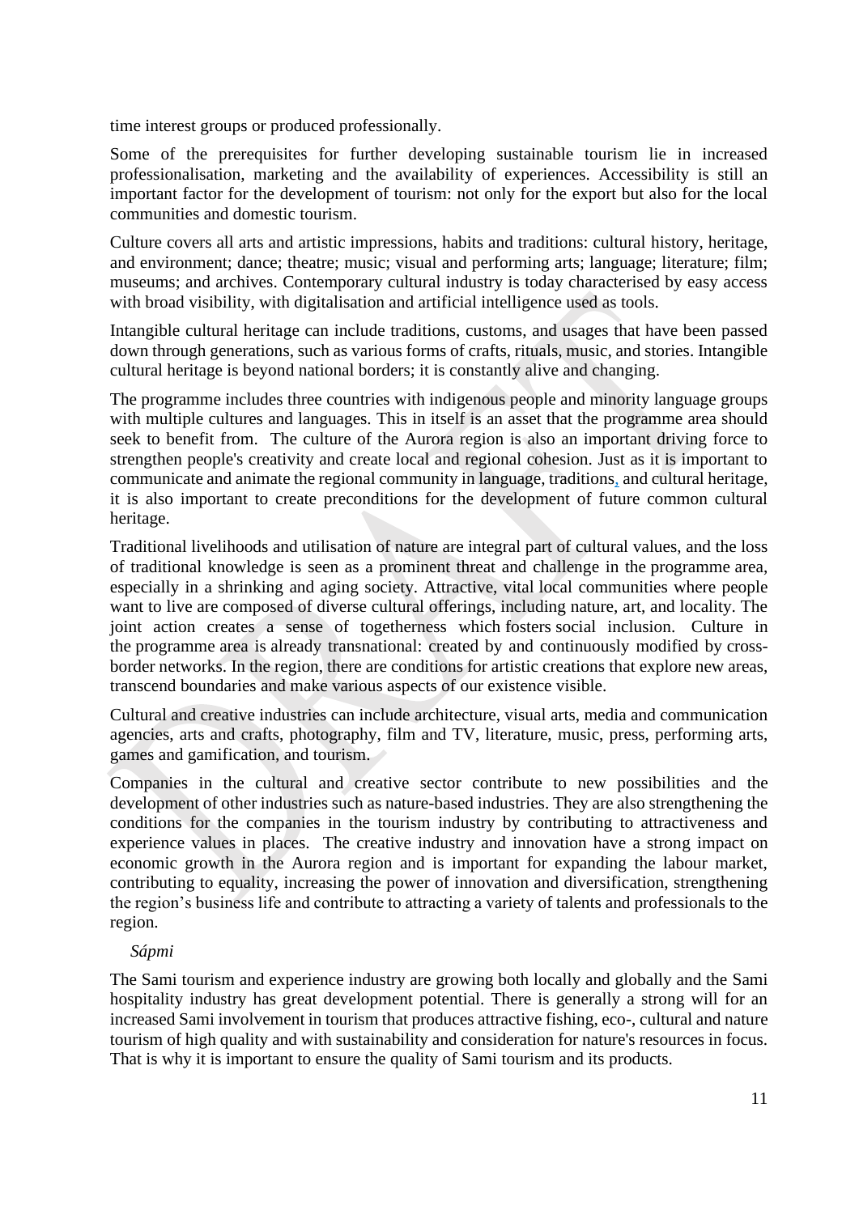time interest groups or produced professionally.

Some of the prerequisites for further developing sustainable tourism lie in increased professionalisation, marketing and the availability of experiences. Accessibility is still an important factor for the development of tourism: not only for the export but also for the local communities and domestic tourism.

Culture covers all arts and artistic impressions, habits and traditions: cultural history, heritage, and environment; dance; theatre; music; visual and performing arts; language; literature; film; museums; and archives. Contemporary cultural industry is today characterised by easy access with broad visibility, with digitalisation and artificial intelligence used as tools.

Intangible cultural heritage can include traditions, customs, and usages that have been passed down through generations, such as various forms of crafts, rituals, music, and stories. Intangible cultural heritage is beyond national borders; it is constantly alive and changing.

The programme includes three countries with indigenous people and minority language groups with multiple cultures and languages. This in itself is an asset that the programme area should seek to benefit from. The culture of the Aurora region is also an important driving force to strengthen people's creativity and create local and regional cohesion. Just as it is important to communicate and animate the regional community in language, traditions, and cultural heritage, it is also important to create preconditions for the development of future common cultural heritage.

Traditional livelihoods and utilisation of nature are integral part of cultural values, and the loss of traditional knowledge is seen as a prominent threat and challenge in the programme area, especially in a shrinking and aging society. Attractive, vital local communities where people want to live are composed of diverse cultural offerings, including nature, art, and locality. The joint action creates a sense of togetherness which fosters social inclusion. Culture in the programme area is already transnational: created by and continuously modified by cross-border networks. In the region, there are conditions for artistic creations that explore new areas, transcend boundaries and make various aspects of our existence visible.

Cultural and creative industries can include architecture, visual arts, media and communication agencies, arts and crafts, photography, film and TV, literature, music, press, performing arts, games and gamification, and tourism.

Companies in the cultural and creative sector contribute to new possibilities and the development of other industries such as nature-based industries. They are also strengthening the conditions for the companies in the tourism industry by contributing to attractiveness and experience values in places. The creative industry and innovation have a strong impact on economic growth in the Aurora region and is important for expanding the labour market, contributing to equality, increasing the power of innovation and diversification, strengthening the region's business life and contribute to attracting a variety of talents and professionals to the region.

*Sápmi*

The Sami tourism and experience industry are growing both locally and globally and the Sami hospitality industry has great development potential. There is generally a strong will for an increased Sami involvement in tourism that produces attractive fishing, eco-, cultural and nature tourism of high quality and with sustainability and consideration for nature's resources in focus. That is why it is important to ensure the quality of Sami tourism and its products.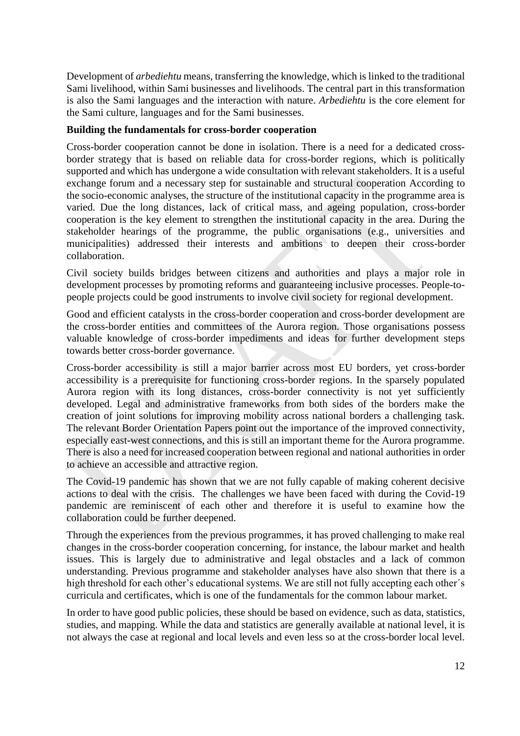Development of *arbediehtu* means, transferring the knowledge, which is linked to the traditional Sami livelihood, within Sami businesses and livelihoods. The central part in this transformation is also the Sami languages and the interaction with nature. *Arbediehtu* is the core element for the Sami culture, languages and for the Sami businesses.

**Building the fundamentals for cross-border cooperation**

Cross-border cooperation cannot be done in isolation. There is a need for a dedicated cross-border strategy that is based on reliable data for cross-border regions, which is politically supported and which has undergone a wide consultation with relevant stakeholders. It is a useful exchange forum and a necessary step for sustainable and structural cooperation According to the socio-economic analyses, the structure of the institutional capacity in the programme area is varied. Due the long distances, lack of critical mass, and ageing population, cross-border cooperation is the key element to strengthen the institutional capacity in the area. During the stakeholder hearings of the programme, the public organisations (e.g., universities and municipalities) addressed their interests and ambitions to deepen their cross-border collaboration.

Civil society builds bridges between citizens and authorities and plays a major role in development processes by promoting reforms and guaranteeing inclusive processes. People-to-people projects could be good instruments to involve civil society for regional development.

Good and efficient catalysts in the cross-border cooperation and cross-border development are the cross-border entities and committees of the Aurora region. Those organisations possess valuable knowledge of cross-border impediments and ideas for further development steps towards better cross-border governance.

Cross-border accessibility is still a major barrier across most EU borders, yet cross-border accessibility is a prerequisite for functioning cross-border regions. In the sparsely populated Aurora region with its long distances, cross-border connectivity is not yet sufficiently developed. Legal and administrative frameworks from both sides of the borders make the creation of joint solutions for improving mobility across national borders a challenging task. The relevant Border Orientation Papers point out the importance of the improved connectivity, especially east-west connections, and this is still an important theme for the Aurora programme. There is also a need for increased cooperation between regional and national authorities in order to achieve an accessible and attractive region.

The Covid-19 pandemic has shown that we are not fully capable of making coherent decisive actions to deal with the crisis. The challenges we have been faced with during the Covid-19 pandemic are reminiscent of each other and therefore it is useful to examine how the collaboration could be further deepened.

Through the experiences from the previous programmes, it has proved challenging to make real changes in the cross-border cooperation concerning, for instance, the labour market and health issues. This is largely due to administrative and legal obstacles and a lack of common understanding. Previous programme and stakeholder analyses have also shown that there is a high threshold for each other's educational systems. We are still not fully accepting each other´s curricula and certificates, which is one of the fundamentals for the common labour market.

In order to have good public policies, these should be based on evidence, such as data, statistics, studies, and mapping. While the data and statistics are generally available at national level, it is not always the case at regional and local levels and even less so at the cross-border local level.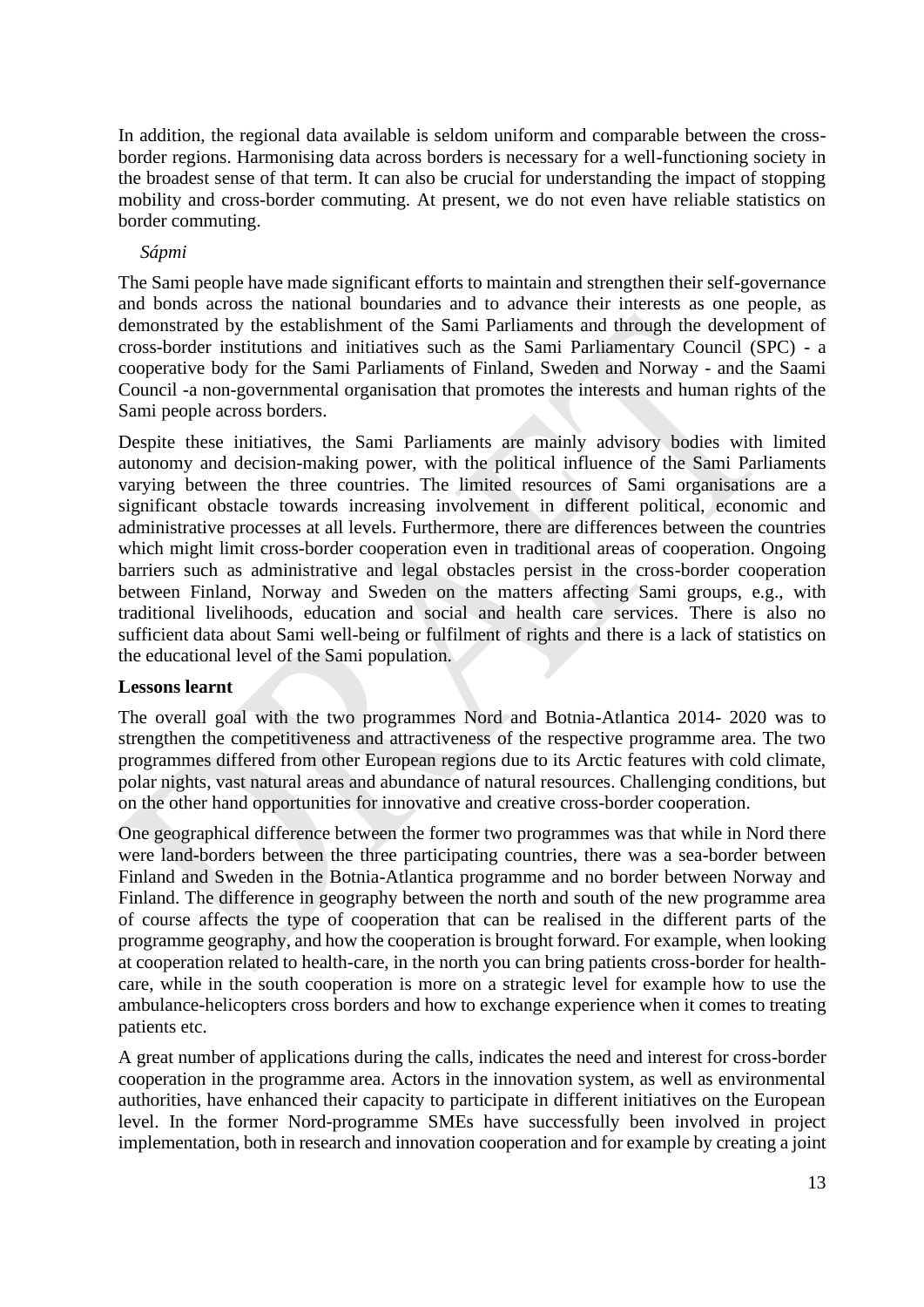In addition, the regional data available is seldom uniform and comparable between the cross-border regions. Harmonising data across borders is necessary for a well-functioning society in the broadest sense of that term. It can also be crucial for understanding the impact of stopping mobility and cross-border commuting. At present, we do not even have reliable statistics on border commuting.

*Sápmi*

The Sami people have made significant efforts to maintain and strengthen their self-governance and bonds across the national boundaries and to advance their interests as one people, as demonstrated by the establishment of the Sami Parliaments and through the development of cross-border institutions and initiatives such as the Sami Parliamentary Council (SPC) - a cooperative body for the Sami Parliaments of Finland, Sweden and Norway - and the Saami Council -a non-governmental organisation that promotes the interests and human rights of the Sami people across borders.

Despite these initiatives, the Sami Parliaments are mainly advisory bodies with limited autonomy and decision-making power, with the political influence of the Sami Parliaments varying between the three countries. The limited resources of Sami organisations are a significant obstacle towards increasing involvement in different political, economic and administrative processes at all levels. Furthermore, there are differences between the countries which might limit cross-border cooperation even in traditional areas of cooperation. Ongoing barriers such as administrative and legal obstacles persist in the cross-border cooperation between Finland, Norway and Sweden on the matters affecting Sami groups, e.g., with traditional livelihoods, education and social and health care services. There is also no sufficient data about Sami well-being or fulfilment of rights and there is a lack of statistics on the educational level of the Sami population.

**Lessons learnt**

The overall goal with the two programmes Nord and Botnia-Atlantica 2014- 2020 was to strengthen the competitiveness and attractiveness of the respective programme area. The two programmes differed from other European regions due to its Arctic features with cold climate, polar nights, vast natural areas and abundance of natural resources. Challenging conditions, but on the other hand opportunities for innovative and creative cross-border cooperation.

One geographical difference between the former two programmes was that while in Nord there were land-borders between the three participating countries, there was a sea-border between Finland and Sweden in the Botnia-Atlantica programme and no border between Norway and Finland. The difference in geography between the north and south of the new programme area of course affects the type of cooperation that can be realised in the different parts of the programme geography, and how the cooperation is brought forward. For example, when looking at cooperation related to health-care, in the north you can bring patients cross-border for health-care, while in the south cooperation is more on a strategic level for example how to use the ambulance-helicopters cross borders and how to exchange experience when it comes to treating patients etc.

A great number of applications during the calls, indicates the need and interest for cross-border cooperation in the programme area. Actors in the innovation system, as well as environmental authorities, have enhanced their capacity to participate in different initiatives on the European level. In the former Nord-programme SMEs have successfully been involved in project implementation, both in research and innovation cooperation and for example by creating a joint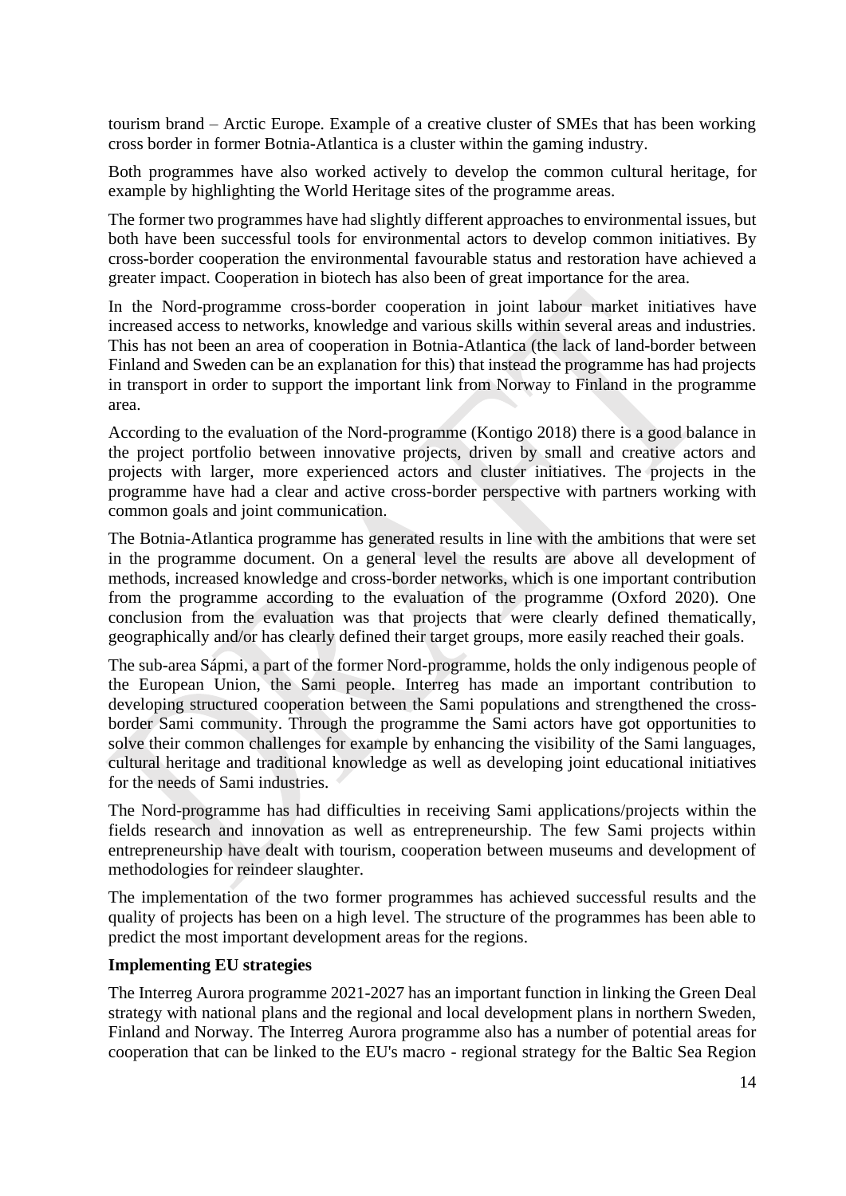tourism brand – Arctic Europe. Example of a creative cluster of SMEs that has been working cross border in former Botnia-Atlantica is a cluster within the gaming industry.

Both programmes have also worked actively to develop the common cultural heritage, for example by highlighting the World Heritage sites of the programme areas.

The former two programmes have had slightly different approaches to environmental issues, but both have been successful tools for environmental actors to develop common initiatives. By cross-border cooperation the environmental favourable status and restoration have achieved a greater impact. Cooperation in biotech has also been of great importance for the area.

In the Nord-programme cross-border cooperation in joint labour market initiatives have increased access to networks, knowledge and various skills within several areas and industries. This has not been an area of cooperation in Botnia-Atlantica (the lack of land-border between Finland and Sweden can be an explanation for this) that instead the programme has had projects in transport in order to support the important link from Norway to Finland in the programme area.

According to the evaluation of the Nord-programme (Kontigo 2018) there is a good balance in the project portfolio between innovative projects, driven by small and creative actors and projects with larger, more experienced actors and cluster initiatives. The projects in the programme have had a clear and active cross-border perspective with partners working with common goals and joint communication.

The Botnia-Atlantica programme has generated results in line with the ambitions that were set in the programme document. On a general level the results are above all development of methods, increased knowledge and cross-border networks, which is one important contribution from the programme according to the evaluation of the programme (Oxford 2020). One conclusion from the evaluation was that projects that were clearly defined thematically, geographically and/or has clearly defined their target groups, more easily reached their goals.

The sub-area Sápmi, a part of the former Nord-programme, holds the only indigenous people of the European Union, the Sami people. Interreg has made an important contribution to developing structured cooperation between the Sami populations and strengthened the cross-border Sami community. Through the programme the Sami actors have got opportunities to solve their common challenges for example by enhancing the visibility of the Sami languages, cultural heritage and traditional knowledge as well as developing joint educational initiatives for the needs of Sami industries.

The Nord-programme has had difficulties in receiving Sami applications/projects within the fields research and innovation as well as entrepreneurship. The few Sami projects within entrepreneurship have dealt with tourism, cooperation between museums and development of methodologies for reindeer slaughter.

The implementation of the two former programmes has achieved successful results and the quality of projects has been on a high level. The structure of the programmes has been able to predict the most important development areas for the regions.

**Implementing EU strategies**

The Interreg Aurora programme 2021-2027 has an important function in linking the Green Deal strategy with national plans and the regional and local development plans in northern Sweden, Finland and Norway. The Interreg Aurora programme also has a number of potential areas for cooperation that can be linked to the EU's macro - regional strategy for the Baltic Sea Region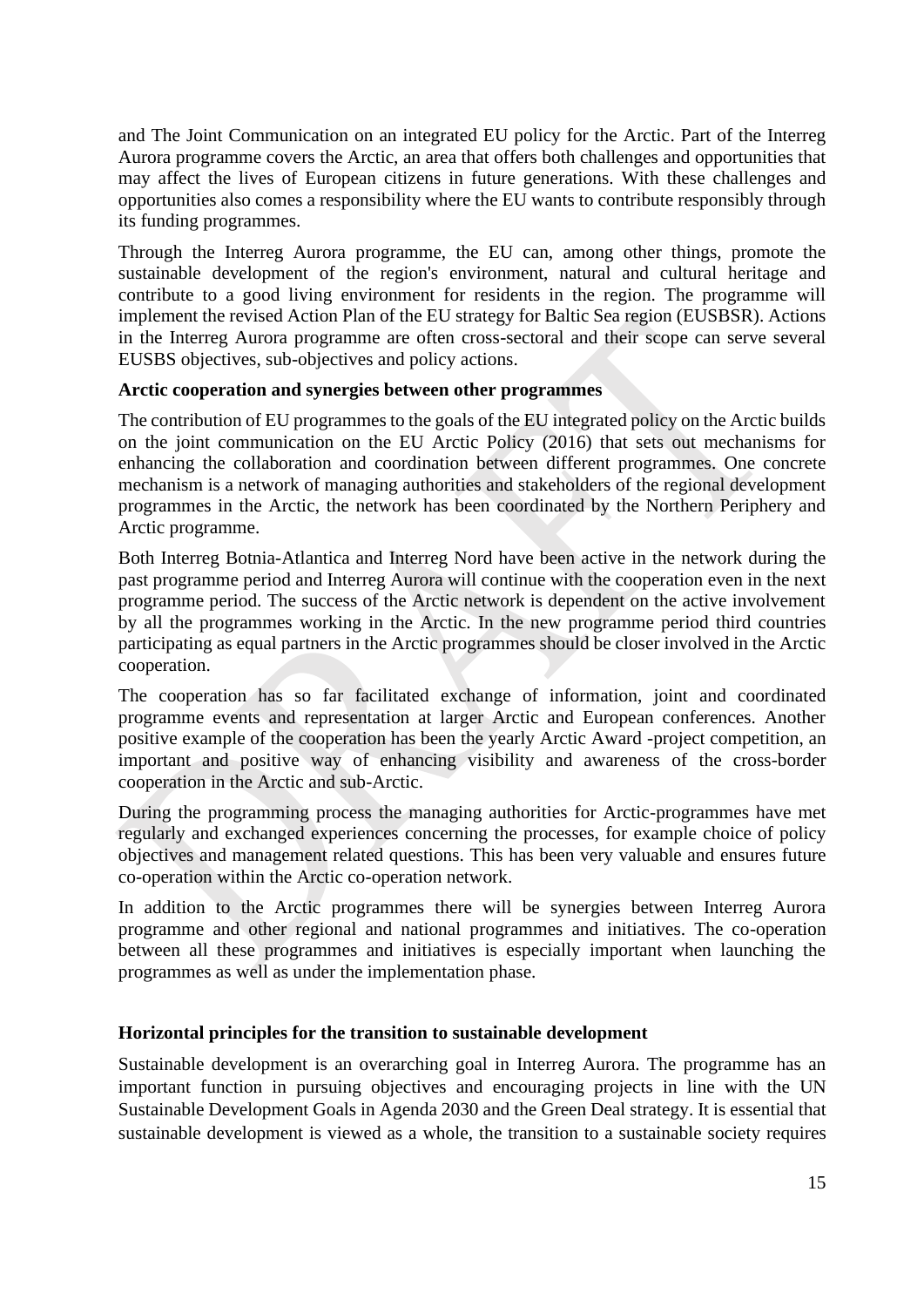and The Joint Communication on an integrated EU policy for the Arctic. Part of the Interreg Aurora programme covers the Arctic, an area that offers both challenges and opportunities that may affect the lives of European citizens in future generations. With these challenges and opportunities also comes a responsibility where the EU wants to contribute responsibly through its funding programmes.

Through the Interreg Aurora programme, the EU can, among other things, promote the sustainable development of the region's environment, natural and cultural heritage and contribute to a good living environment for residents in the region. The programme will implement the revised Action Plan of the EU strategy for Baltic Sea region (EUSBSR). Actions in the Interreg Aurora programme are often cross-sectoral and their scope can serve several EUSBS objectives, sub-objectives and policy actions.

**Arctic cooperation and synergies between other programmes**

The contribution of EU programmes to the goals of the EU integrated policy on the Arctic builds on the joint communication on the EU Arctic Policy (2016) that sets out mechanisms for enhancing the collaboration and coordination between different programmes. One concrete mechanism is a network of managing authorities and stakeholders of the regional development programmes in the Arctic, the network has been coordinated by the Northern Periphery and Arctic programme.

Both Interreg Botnia-Atlantica and Interreg Nord have been active in the network during the past programme period and Interreg Aurora will continue with the cooperation even in the next programme period. The success of the Arctic network is dependent on the active involvement by all the programmes working in the Arctic. In the new programme period third countries participating as equal partners in the Arctic programmes should be closer involved in the Arctic cooperation.

The cooperation has so far facilitated exchange of information, joint and coordinated programme events and representation at larger Arctic and European conferences. Another positive example of the cooperation has been the yearly Arctic Award -project competition, an important and positive way of enhancing visibility and awareness of the cross-border cooperation in the Arctic and sub-Arctic.

During the programming process the managing authorities for Arctic-programmes have met regularly and exchanged experiences concerning the processes, for example choice of policy objectives and management related questions. This has been very valuable and ensures future co-operation within the Arctic co-operation network.

In addition to the Arctic programmes there will be synergies between Interreg Aurora programme and other regional and national programmes and initiatives. The co-operation between all these programmes and initiatives is especially important when launching the programmes as well as under the implementation phase.

**Horizontal principles for the transition to sustainable development**

Sustainable development is an overarching goal in Interreg Aurora. The programme has an important function in pursuing objectives and encouraging projects in line with the UN Sustainable Development Goals in Agenda 2030 and the Green Deal strategy. It is essential that sustainable development is viewed as a whole, the transition to a sustainable society requires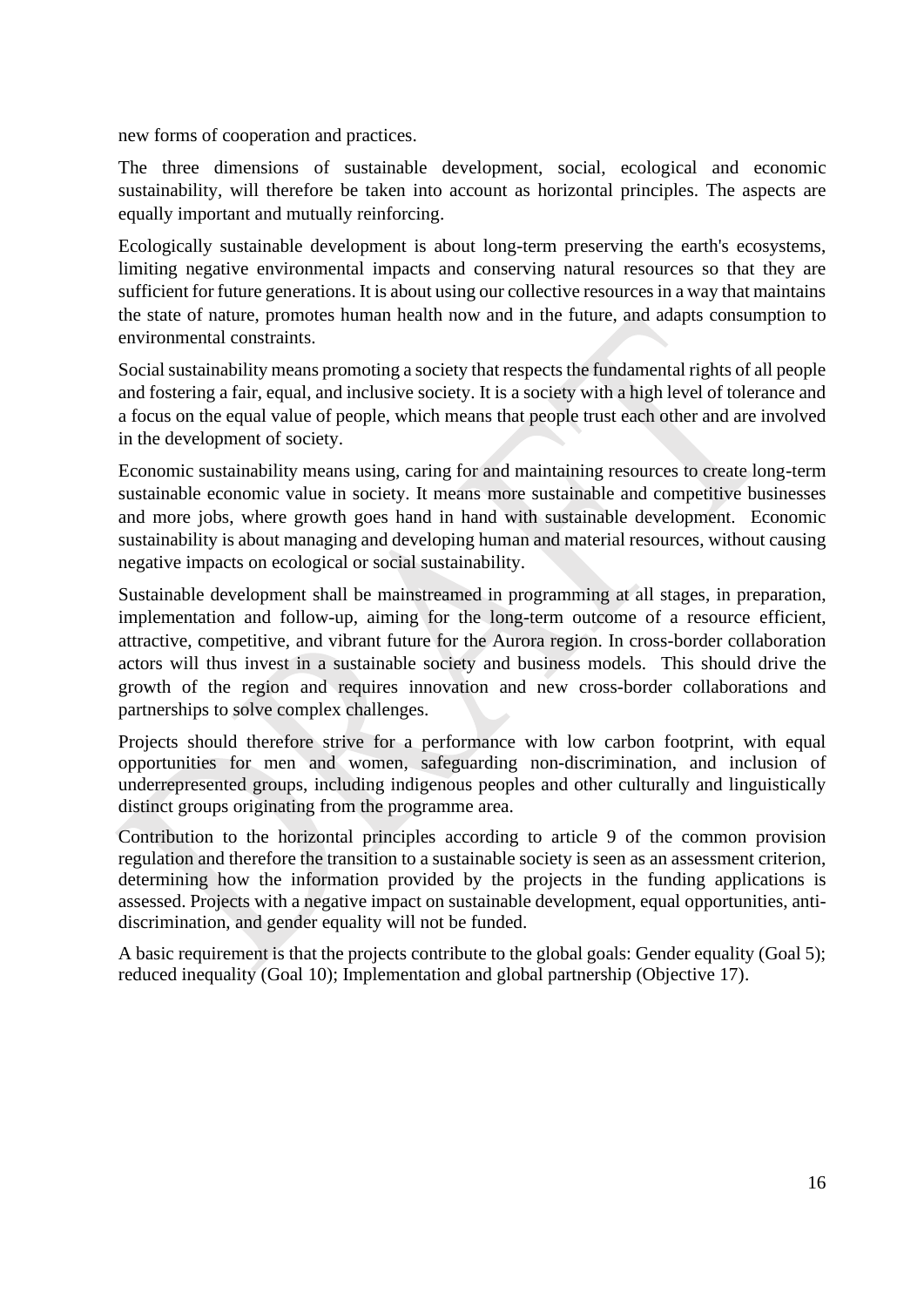new forms of cooperation and practices.

The three dimensions of sustainable development, social, ecological and economic sustainability, will therefore be taken into account as horizontal principles. The aspects are equally important and mutually reinforcing.

Ecologically sustainable development is about long-term preserving the earth's ecosystems, limiting negative environmental impacts and conserving natural resources so that they are sufficient for future generations. It is about using our collective resources in a way that maintains the state of nature, promotes human health now and in the future, and adapts consumption to environmental constraints.

Social sustainability means promoting a society that respects the fundamental rights of all people and fostering a fair, equal, and inclusive society. It is a society with a high level of tolerance and a focus on the equal value of people, which means that people trust each other and are involved in the development of society.

Economic sustainability means using, caring for and maintaining resources to create long-term sustainable economic value in society. It means more sustainable and competitive businesses and more jobs, where growth goes hand in hand with sustainable development. Economic sustainability is about managing and developing human and material resources, without causing negative impacts on ecological or social sustainability.

Sustainable development shall be mainstreamed in programming at all stages, in preparation, implementation and follow-up, aiming for the long-term outcome of a resource efficient, attractive, competitive, and vibrant future for the Aurora region. In cross-border collaboration actors will thus invest in a sustainable society and business models. This should drive the growth of the region and requires innovation and new cross-border collaborations and partnerships to solve complex challenges.

Projects should therefore strive for a performance with low carbon footprint, with equal opportunities for men and women, safeguarding non-discrimination, and inclusion of underrepresented groups, including indigenous peoples and other culturally and linguistically distinct groups originating from the programme area.

Contribution to the horizontal principles according to article 9 of the common provision regulation and therefore the transition to a sustainable society is seen as an assessment criterion, determining how the information provided by the projects in the funding applications is assessed. Projects with a negative impact on sustainable development, equal opportunities, anti-discrimination, and gender equality will not be funded.

A basic requirement is that the projects contribute to the global goals: Gender equality (Goal 5); reduced inequality (Goal 10); Implementation and global partnership (Objective 17).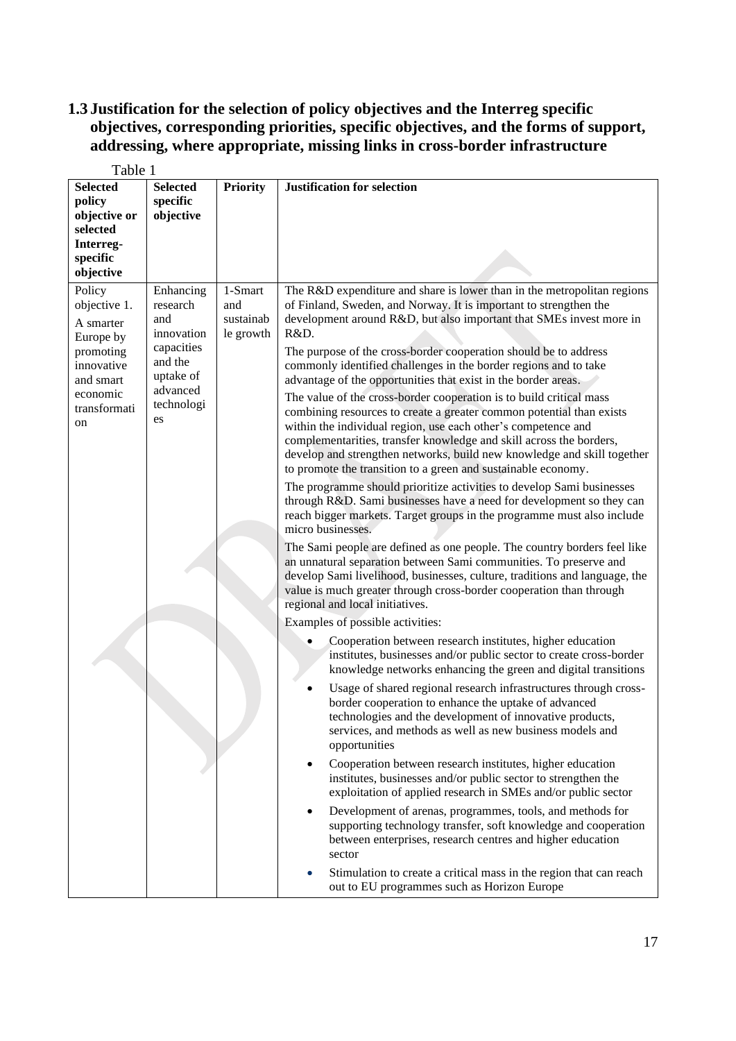## 1.3 Justification for the selection of policy objectives and the Interreg specific objectives, corresponding priorities, specific objectives, and the forms of support, addressing, where appropriate, missing links in cross-border infrastructure

Table 1

| Selected policy objective or selected Interreg-specific objective | Selected specific objective | Priority | Justification for selection |
|---|---|---|---|
| Policy objective 1. A smarter Europe by promoting innovative and smart economic transformation | Enhancing research and innovation capacities and the uptake of advanced technologies | 1-Smart and sustainable growth | The R&D expenditure and share is lower than in the metropolitan regions of Finland, Sweden, and Norway. It is important to strengthen the development around R&D, but also important that SMEs invest more in R&D.<br><br>The purpose of the cross-border cooperation should be to address commonly identified challenges in the border regions and to take advantage of the opportunities that exist in the border areas.<br><br>The value of the cross-border cooperation is to build critical mass combining resources to create a greater common potential than exists within the individual region, use each other's competence and complementarities, transfer knowledge and skill across the borders, develop and strengthen networks, build new knowledge and skill together to promote the transition to a green and sustainable economy.<br><br>The programme should prioritize activities to develop Sami businesses through R&D. Sami businesses have a need for development so they can reach bigger markets. Target groups in the programme must also include micro businesses.<br><br>The Sami people are defined as one people. The country borders feel like an unnatural separation between Sami communities. To preserve and develop Sami livelihood, businesses, culture, traditions and language, the value is much greater through cross-border cooperation than through regional and local initiatives.<br><br>Examples of possible activities:<br><br>• Cooperation between research institutes, higher education institutes, businesses and/or public sector to create cross-border knowledge networks enhancing the green and digital transitions<br>• Usage of shared regional research infrastructures through cross-border cooperation to enhance the uptake of advanced technologies and the development of innovative products, services, and methods as well as new business models and opportunities<br>• Cooperation between research institutes, higher education institutes, businesses and/or public sector to strengthen the exploitation of applied research in SMEs and/or public sector<br>• Development of arenas, programmes, tools, and methods for supporting technology transfer, soft knowledge and cooperation between enterprises, research centres and higher education sector<br>• Stimulation to create a critical mass in the region that can reach out to EU programmes such as Horizon Europe |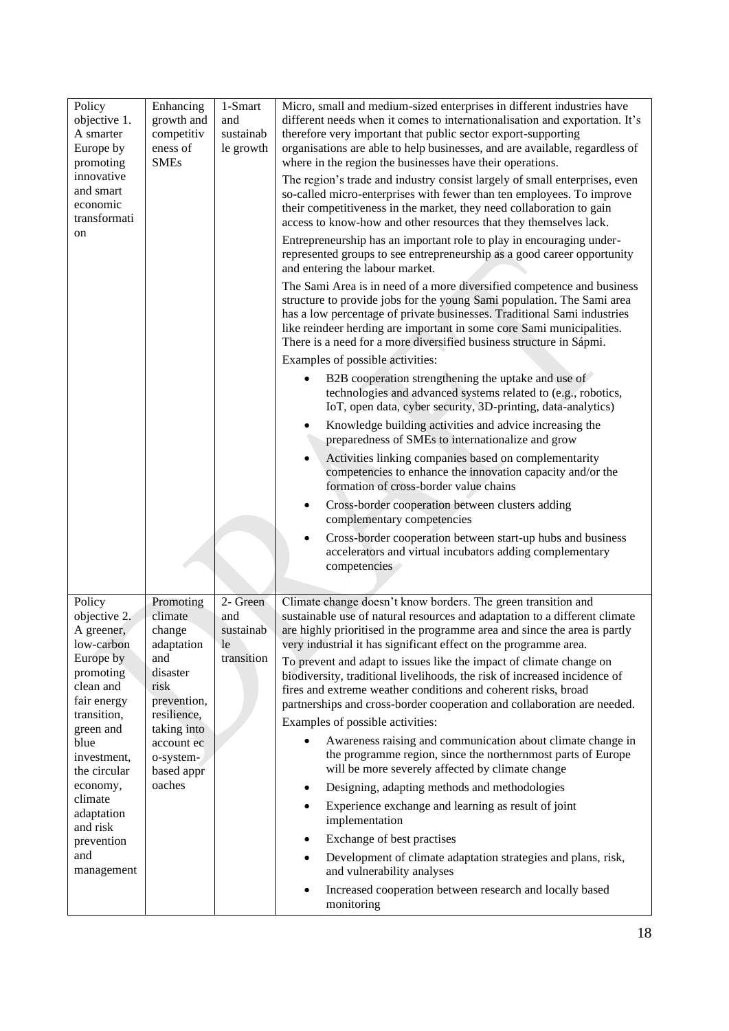| | | | |
|---|---|---|---|
| Policy objective 1. A smarter Europe by promoting innovative and smart economic transformation | Enhancing growth and competitiveness of SMEs | 1-Smart and sustainable growth | Micro, small and medium-sized enterprises in different industries have different needs when it comes to internationalisation and exportation. It's therefore very important that public sector export-supporting organisations are able to help businesses, and are available, regardless of where in the region the businesses have their operations.<br><br>The region's trade and industry consist largely of small enterprises, even so-called micro-enterprises with fewer than ten employees. To improve their competitiveness in the market, they need collaboration to gain access to know-how and other resources that they themselves lack.<br><br>Entrepreneurship has an important role to play in encouraging under-represented groups to see entrepreneurship as a good career opportunity and entering the labour market.<br><br>The Sami Area is in need of a more diversified competence and business structure to provide jobs for the young Sami population. The Sami area has a low percentage of private businesses. Traditional Sami industries like reindeer herding are important in some core Sami municipalities. There is a need for a more diversified business structure in Sápmi.<br><br>Examples of possible activities:<br><br>• B2B cooperation strengthening the uptake and use of technologies and advanced systems related to (e.g., robotics, IoT, open data, cyber security, 3D-printing, data-analytics)<br>• Knowledge building activities and advice increasing the preparedness of SMEs to internationalize and grow<br>• Activities linking companies based on complementarity competencies to enhance the innovation capacity and/or the formation of cross-border value chains<br>• Cross-border cooperation between clusters adding complementary competencies<br>• Cross-border cooperation between start-up hubs and business accelerators and virtual incubators adding complementary competencies |
| Policy objective 2. A greener, low-carbon Europe by promoting clean and fair energy transition, green and blue investment, the circular economy, climate adaptation and risk prevention and management | Promoting climate change adaptation and disaster risk prevention, resilience, taking into account eco-system-based approaches | 2- Green and sustainable transition | Climate change doesn't know borders. The green transition and sustainable use of natural resources and adaptation to a different climate are highly prioritised in the programme area and since the area is partly very industrial it has significant effect on the programme area.<br><br>To prevent and adapt to issues like the impact of climate change on biodiversity, traditional livelihoods, the risk of increased incidence of fires and extreme weather conditions and coherent risks, broad partnerships and cross-border cooperation and collaboration are needed.<br><br>Examples of possible activities:<br><br>• Awareness raising and communication about climate change in the programme region, since the northernmost parts of Europe will be more severely affected by climate change<br>• Designing, adapting methods and methodologies<br>• Experience exchange and learning as result of joint implementation<br>• Exchange of best practises<br>• Development of climate adaptation strategies and plans, risk, and vulnerability analyses<br>• Increased cooperation between research and locally based monitoring |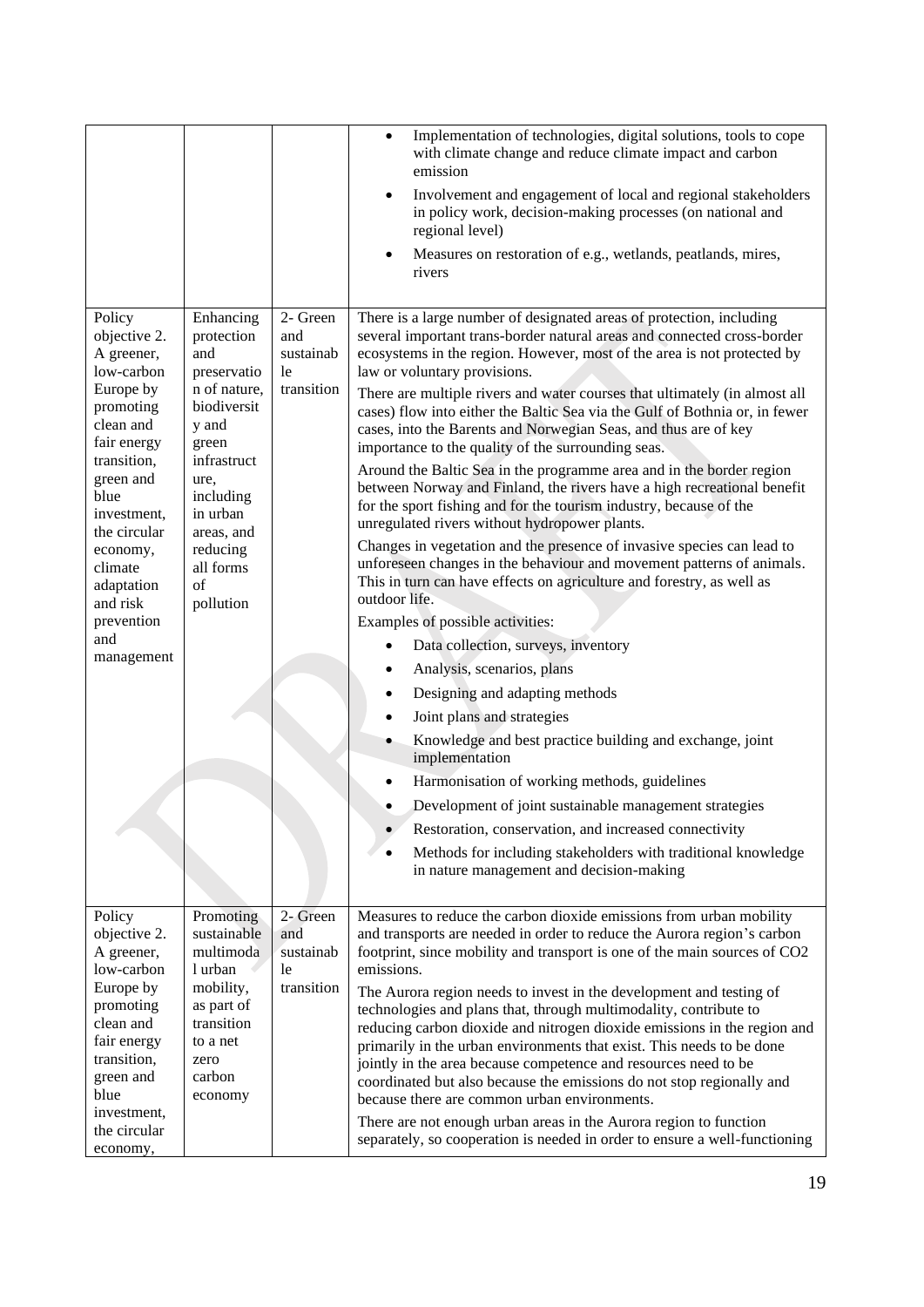| | | | |
|---|---|---|---|
| | | | • Implementation of technologies, digital solutions, tools to cope with climate change and reduce climate impact and carbon emission<br>• Involvement and engagement of local and regional stakeholders in policy work, decision-making processes (on national and regional level)<br>• Measures on restoration of e.g., wetlands, peatlands, mires, rivers |
| Policy objective 2. A greener, low-carbon Europe by promoting clean and fair energy transition, green and blue investment, the circular economy, climate adaptation and risk prevention and management | Enhancing protection and preservation of nature, biodiversity and green infrastructure, including in urban areas, and reducing all forms of pollution | 2- Green and sustainable transition | There is a large number of designated areas of protection, including several important trans-border natural areas and connected cross-border ecosystems in the region. However, most of the area is not protected by law or voluntary provisions.<br>There are multiple rivers and water courses that ultimately (in almost all cases) flow into either the Baltic Sea via the Gulf of Bothnia or, in fewer cases, into the Barents and Norwegian Seas, and thus are of key importance to the quality of the surrounding seas.<br>Around the Baltic Sea in the programme area and in the border region between Norway and Finland, the rivers have a high recreational benefit for the sport fishing and for the tourism industry, because of the unregulated rivers without hydropower plants.<br>Changes in vegetation and the presence of invasive species can lead to unforeseen changes in the behaviour and movement patterns of animals. This in turn can have effects on agriculture and forestry, as well as outdoor life.<br>Examples of possible activities:<br>• Data collection, surveys, inventory<br>• Analysis, scenarios, plans<br>• Designing and adapting methods<br>• Joint plans and strategies<br>• Knowledge and best practice building and exchange, joint implementation<br>• Harmonisation of working methods, guidelines<br>• Development of joint sustainable management strategies<br>• Restoration, conservation, and increased connectivity<br>• Methods for including stakeholders with traditional knowledge in nature management and decision-making |
| Policy objective 2. A greener, low-carbon Europe by promoting clean and fair energy transition, green and blue investment, the circular economy, | Promoting sustainable multimodal urban mobility, as part of transition to a net zero carbon economy | 2- Green and sustainable transition | Measures to reduce the carbon dioxide emissions from urban mobility and transports are needed in order to reduce the Aurora region's carbon footprint, since mobility and transport is one of the main sources of $CO_2$ emissions.<br>The Aurora region needs to invest in the development and testing of technologies and plans that, through multimodality, contribute to reducing carbon dioxide and nitrogen dioxide emissions in the region and primarily in the urban environments that exist. This needs to be done jointly in the area because competence and resources need to be coordinated but also because the emissions do not stop regionally and because there are common urban environments.<br>There are not enough urban areas in the Aurora region to function separately, so cooperation is needed in order to ensure a well-functioning |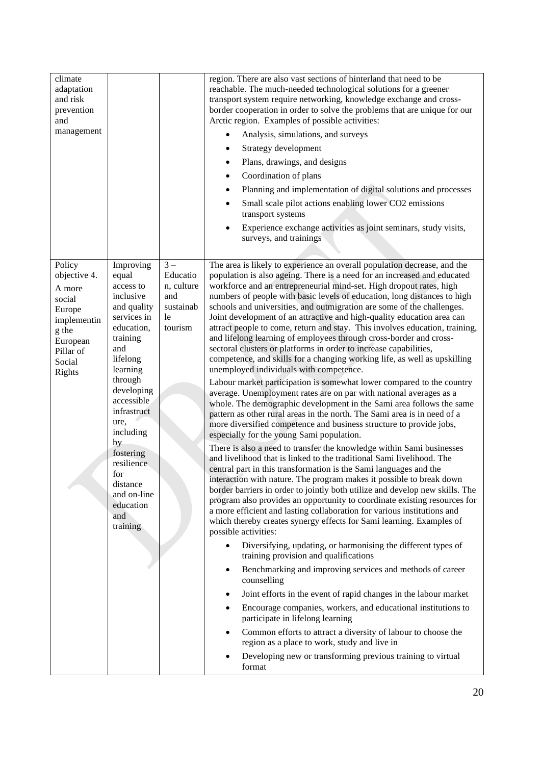| | | | |
|---|---|---|---|
| climate adaptation and risk prevention and management | | | region. There are also vast sections of hinterland that need to be reachable. The much-needed technological solutions for a greener transport system require networking, knowledge exchange and cross-border cooperation in order to solve the problems that are unique for our Arctic region. Examples of possible activities:<br>• Analysis, simulations, and surveys<br>• Strategy development<br>• Plans, drawings, and designs<br>• Coordination of plans<br>• Planning and implementation of digital solutions and processes<br>• Small scale pilot actions enabling lower CO2 emissions transport systems<br>• Experience exchange activities as joint seminars, study visits, surveys, and trainings |
| Policy objective 4. A more social Europe implementing the European Pillar of Social Rights | Improving equal access to inclusive and quality services in education, training and lifelong learning through developing accessible infrastructure, including by fostering resilience for distance and on-line education and training | 3 – Education, culture and sustainable tourism | The area is likely to experience an overall population decrease, and the population is also ageing. There is a need for an increased and educated workforce and an entrepreneurial mind-set. High dropout rates, high numbers of people with basic levels of education, long distances to high schools and universities, and outmigration are some of the challenges. Joint development of an attractive and high-quality education area can attract people to come, return and stay. This involves education, training, and lifelong learning of employees through cross-border and cross-sectoral clusters or platforms in order to increase capabilities, competence, and skills for a changing working life, as well as upskilling unemployed individuals with competence.<br>Labour market participation is somewhat lower compared to the country average. Unemployment rates are on par with national averages as a whole. The demographic development in the Sami area follows the same pattern as other rural areas in the north. The Sami area is in need of a more diversified competence and business structure to provide jobs, especially for the young Sami population.<br>There is also a need to transfer the knowledge within Sami businesses and livelihood that is linked to the traditional Sami livelihood. The central part in this transformation is the Sami languages and the interaction with nature. The program makes it possible to break down border barriers in order to jointly both utilize and develop new skills. The program also provides an opportunity to coordinate existing resources for a more efficient and lasting collaboration for various institutions and which thereby creates synergy effects for Sami learning. Examples of possible activities:<br>• Diversifying, updating, or harmonising the different types of training provision and qualifications<br>• Benchmarking and improving services and methods of career counselling<br>• Joint efforts in the event of rapid changes in the labour market<br>• Encourage companies, workers, and educational institutions to participate in lifelong learning<br>• Common efforts to attract a diversity of labour to choose the region as a place to work, study and live in<br>• Developing new or transforming previous training to virtual format |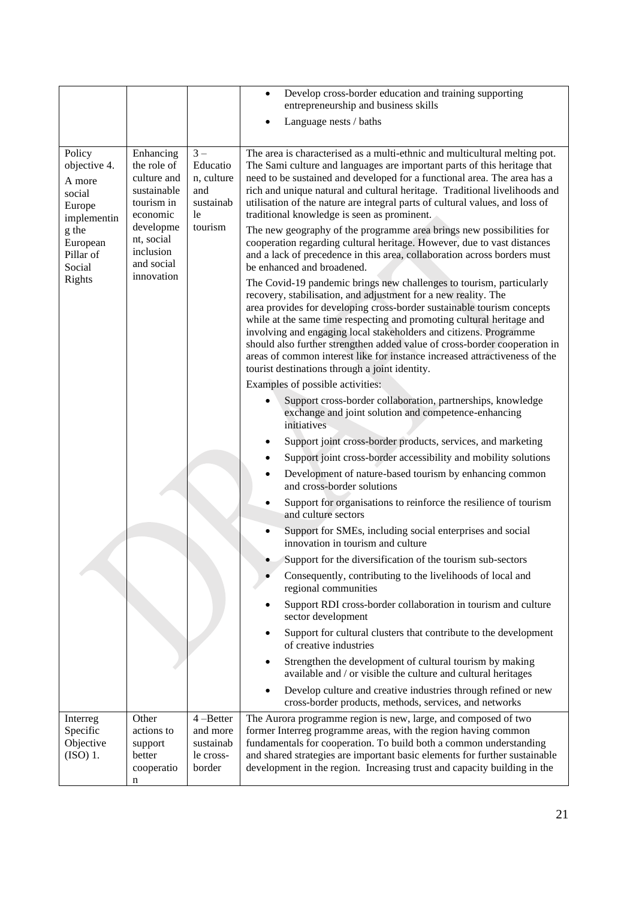| | | | • Develop cross-border education and training supporting entrepreneurship and business skills<br>• Language nests / baths |
|---|---|---|---|
| Policy objective 4. A more social Europe implementing the European Pillar of Social Rights | Enhancing the role of culture and sustainable tourism in economic development, social inclusion and social innovation | 3 – Education, culture and sustainable tourism | The area is characterised as a multi-ethnic and multicultural melting pot. The Sami culture and languages are important parts of this heritage that need to be sustained and developed for a functional area. The area has a rich and unique natural and cultural heritage. Traditional livelihoods and utilisation of the nature are integral parts of cultural values, and loss of traditional knowledge is seen as prominent.<br><br>The new geography of the programme area brings new possibilities for cooperation regarding cultural heritage. However, due to vast distances and a lack of precedence in this area, collaboration across borders must be enhanced and broadened.<br><br>The Covid-19 pandemic brings new challenges to tourism, particularly recovery, stabilisation, and adjustment for a new reality. The area provides for developing cross-border sustainable tourism concepts while at the same time respecting and promoting cultural heritage and involving and engaging local stakeholders and citizens. Programme should also further strengthen added value of cross-border cooperation in areas of common interest like for instance increased attractiveness of the tourist destinations through a joint identity.<br><br>Examples of possible activities:<br>• Support cross-border collaboration, partnerships, knowledge exchange and joint solution and competence-enhancing initiatives<br>• Support joint cross-border products, services, and marketing<br>• Support joint cross-border accessibility and mobility solutions<br>• Development of nature-based tourism by enhancing common and cross-border solutions<br>• Support for organisations to reinforce the resilience of tourism and culture sectors<br>• Support for SMEs, including social enterprises and social innovation in tourism and culture<br>• Support for the diversification of the tourism sub-sectors<br>• Consequently, contributing to the livelihoods of local and regional communities<br>• Support RDI cross-border collaboration in tourism and culture sector development<br>• Support for cultural clusters that contribute to the development of creative industries<br>• Strengthen the development of cultural tourism by making available and / or visible the culture and cultural heritages<br>• Develop culture and creative industries through refined or new cross-border products, methods, services, and networks |
| Interreg Specific Objective (ISO) 1. | Other actions to support better cooperation | 4 –Better and more sustainable cross-border | The Aurora programme region is new, large, and composed of two former Interreg programme areas, with the region having common fundamentals for cooperation. To build both a common understanding and shared strategies are important basic elements for further sustainable development in the region. Increasing trust and capacity building in the |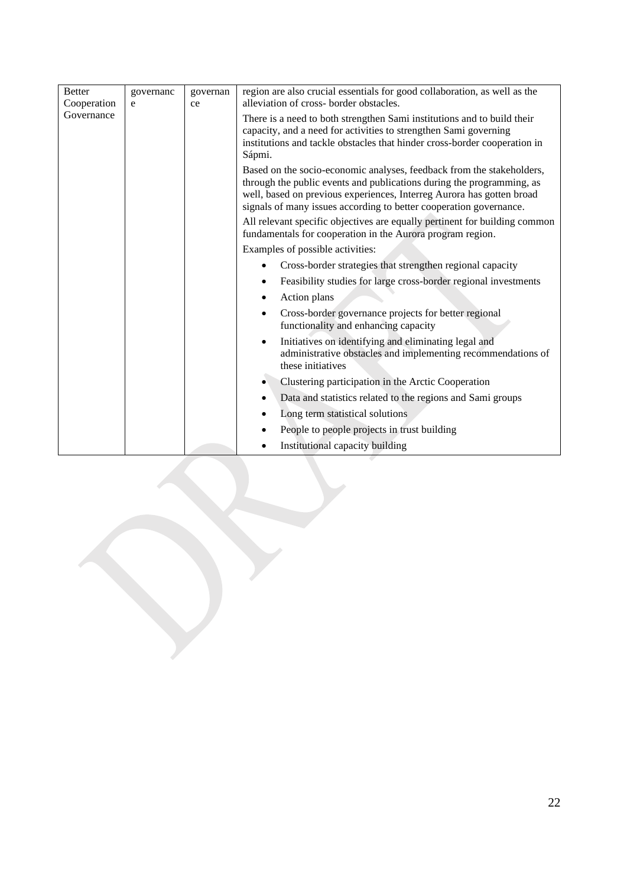| Better Cooperation Governance | governance | governance | region are also crucial essentials for good collaboration, as well as the alleviation of cross- border obstacles.<br><br>There is a need to both strengthen Sami institutions and to build their capacity, and a need for activities to strengthen Sami governing institutions and tackle obstacles that hinder cross-border cooperation in Sápmi.<br><br>Based on the socio-economic analyses, feedback from the stakeholders, through the public events and publications during the programming, as well, based on previous experiences, Interreg Aurora has gotten broad signals of many issues according to better cooperation governance.<br><br>All relevant specific objectives are equally pertinent for building common fundamentals for cooperation in the Aurora program region.<br><br>Examples of possible activities:<br>• Cross-border strategies that strengthen regional capacity<br>• Feasibility studies for large cross-border regional investments<br>• Action plans<br>• Cross-border governance projects for better regional functionality and enhancing capacity<br>• Initiatives on identifying and eliminating legal and administrative obstacles and implementing recommendations of these initiatives<br>• Clustering participation in the Arctic Cooperation<br>• Data and statistics related to the regions and Sami groups<br>• Long term statistical solutions<br>• People to people projects in trust building<br>• Institutional capacity building |
|---|---|---|---|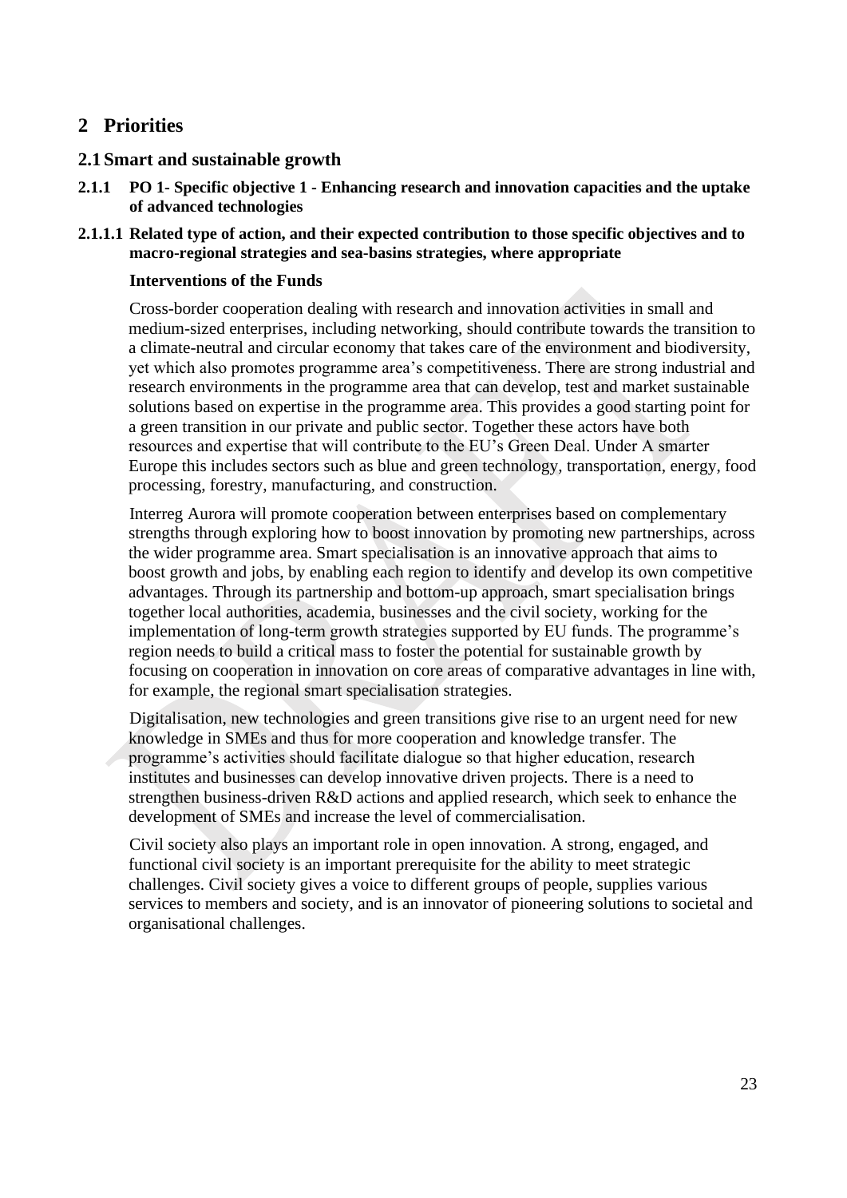# 2 Priorities

## 2.1 Smart and sustainable growth

### 2.1.1 PO 1- Specific objective 1 - Enhancing research and innovation capacities and the uptake of advanced technologies

#### 2.1.1.1 Related type of action, and their expected contribution to those specific objectives and to macro-regional strategies and sea-basins strategies, where appropriate

**Interventions of the Funds**

Cross-border cooperation dealing with research and innovation activities in small and medium-sized enterprises, including networking, should contribute towards the transition to a climate-neutral and circular economy that takes care of the environment and biodiversity, yet which also promotes programme area's competitiveness. There are strong industrial and research environments in the programme area that can develop, test and market sustainable solutions based on expertise in the programme area. This provides a good starting point for a green transition in our private and public sector. Together these actors have both resources and expertise that will contribute to the EU's Green Deal. Under A smarter Europe this includes sectors such as blue and green technology, transportation, energy, food processing, forestry, manufacturing, and construction.

Interreg Aurora will promote cooperation between enterprises based on complementary strengths through exploring how to boost innovation by promoting new partnerships, across the wider programme area. Smart specialisation is an innovative approach that aims to boost growth and jobs, by enabling each region to identify and develop its own competitive advantages. Through its partnership and bottom-up approach, smart specialisation brings together local authorities, academia, businesses and the civil society, working for the implementation of long-term growth strategies supported by EU funds. The programme's region needs to build a critical mass to foster the potential for sustainable growth by focusing on cooperation in innovation on core areas of comparative advantages in line with, for example, the regional smart specialisation strategies.

Digitalisation, new technologies and green transitions give rise to an urgent need for new knowledge in SMEs and thus for more cooperation and knowledge transfer. The programme's activities should facilitate dialogue so that higher education, research institutes and businesses can develop innovative driven projects. There is a need to strengthen business-driven R&D actions and applied research, which seek to enhance the development of SMEs and increase the level of commercialisation.

Civil society also plays an important role in open innovation. A strong, engaged, and functional civil society is an important prerequisite for the ability to meet strategic challenges. Civil society gives a voice to different groups of people, supplies various services to members and society, and is an innovator of pioneering solutions to societal and organisational challenges.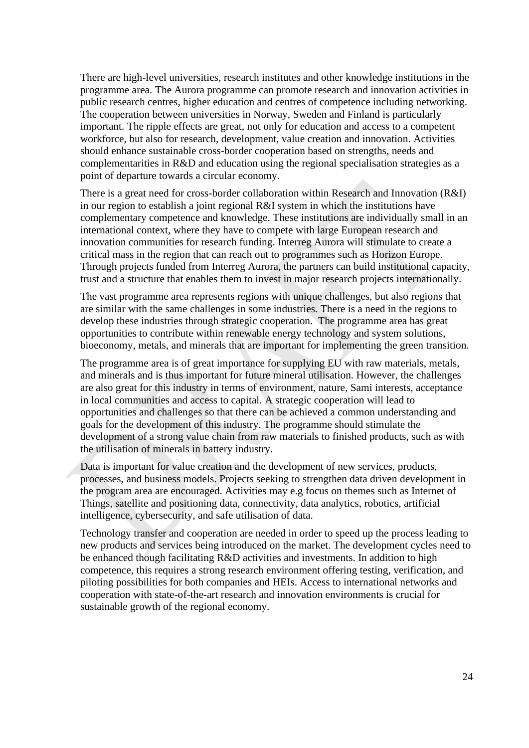There are high-level universities, research institutes and other knowledge institutions in the programme area. The Aurora programme can promote research and innovation activities in public research centres, higher education and centres of competence including networking. The cooperation between universities in Norway, Sweden and Finland is particularly important. The ripple effects are great, not only for education and access to a competent workforce, but also for research, development, value creation and innovation. Activities should enhance sustainable cross-border cooperation based on strengths, needs and complementarities in R&D and education using the regional specialisation strategies as a point of departure towards a circular economy.

There is a great need for cross-border collaboration within Research and Innovation (R&I) in our region to establish a joint regional R&I system in which the institutions have complementary competence and knowledge. These institutions are individually small in an international context, where they have to compete with large European research and innovation communities for research funding. Interreg Aurora will stimulate to create a critical mass in the region that can reach out to programmes such as Horizon Europe. Through projects funded from Interreg Aurora, the partners can build institutional capacity, trust and a structure that enables them to invest in major research projects internationally.

The vast programme area represents regions with unique challenges, but also regions that are similar with the same challenges in some industries. There is a need in the regions to develop these industries through strategic cooperation.  The programme area has great opportunities to contribute within renewable energy technology and system solutions, bioeconomy, metals, and minerals that are important for implementing the green transition.

The programme area is of great importance for supplying EU with raw materials, metals, and minerals and is thus important for future mineral utilisation. However, the challenges are also great for this industry in terms of environment, nature, Sami interests, acceptance in local communities and access to capital. A strategic cooperation will lead to opportunities and challenges so that there can be achieved a common understanding and goals for the development of this industry. The programme should stimulate the development of a strong value chain from raw materials to finished products, such as with the utilisation of minerals in battery industry.

Data is important for value creation and the development of new services, products, processes, and business models. Projects seeking to strengthen data driven development in the program area are encouraged. Activities may e.g focus on themes such as Internet of Things, satellite and positioning data, connectivity, data analytics, robotics, artificial intelligence, cybersecurity, and safe utilisation of data.

Technology transfer and cooperation are needed in order to speed up the process leading to new products and services being introduced on the market. The development cycles need to be enhanced though facilitating R&D activities and investments. In addition to high competence, this requires a strong research environment offering testing, verification, and piloting possibilities for both companies and HEIs. Access to international networks and cooperation with state-of-the-art research and innovation environments is crucial for sustainable growth of the regional economy.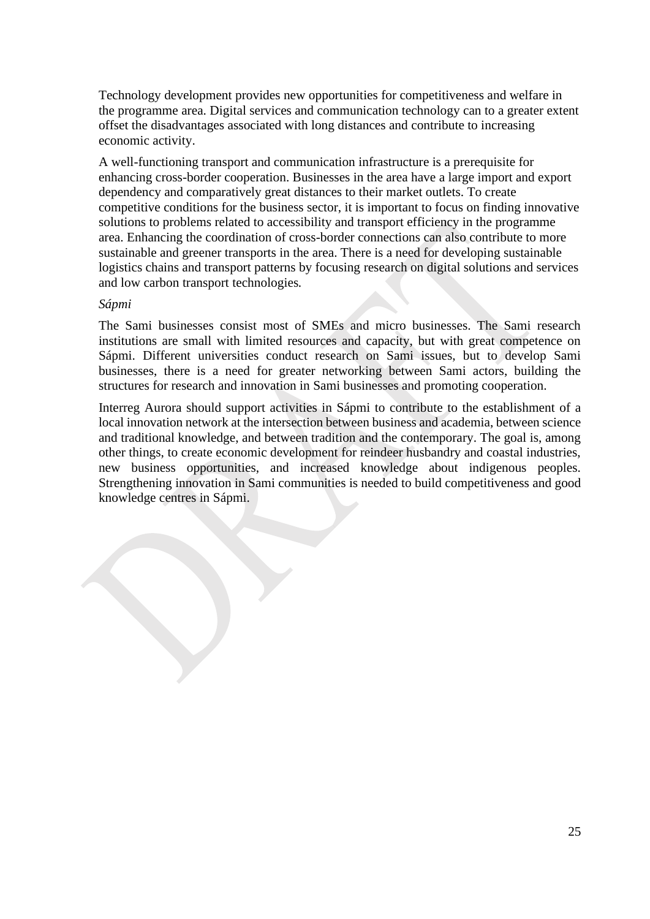Technology development provides new opportunities for competitiveness and welfare in the programme area. Digital services and communication technology can to a greater extent offset the disadvantages associated with long distances and contribute to increasing economic activity.

A well-functioning transport and communication infrastructure is a prerequisite for enhancing cross-border cooperation. Businesses in the area have a large import and export dependency and comparatively great distances to their market outlets. To create competitive conditions for the business sector, it is important to focus on finding innovative solutions to problems related to accessibility and transport efficiency in the programme area. Enhancing the coordination of cross-border connections can also contribute to more sustainable and greener transports in the area. There is a need for developing sustainable logistics chains and transport patterns by focusing research on digital solutions and services and low carbon transport technologies.

*Sápmi*

The Sami businesses consist most of SMEs and micro businesses. The Sami research institutions are small with limited resources and capacity, but with great competence on Sápmi. Different universities conduct research on Sami issues, but to develop Sami businesses, there is a need for greater networking between Sami actors, building the structures for research and innovation in Sami businesses and promoting cooperation.

Interreg Aurora should support activities in Sápmi to contribute to the establishment of a local innovation network at the intersection between business and academia, between science and traditional knowledge, and between tradition and the contemporary. The goal is, among other things, to create economic development for reindeer husbandry and coastal industries, new business opportunities, and increased knowledge about indigenous peoples. Strengthening innovation in Sami communities is needed to build competitiveness and good knowledge centres in Sápmi.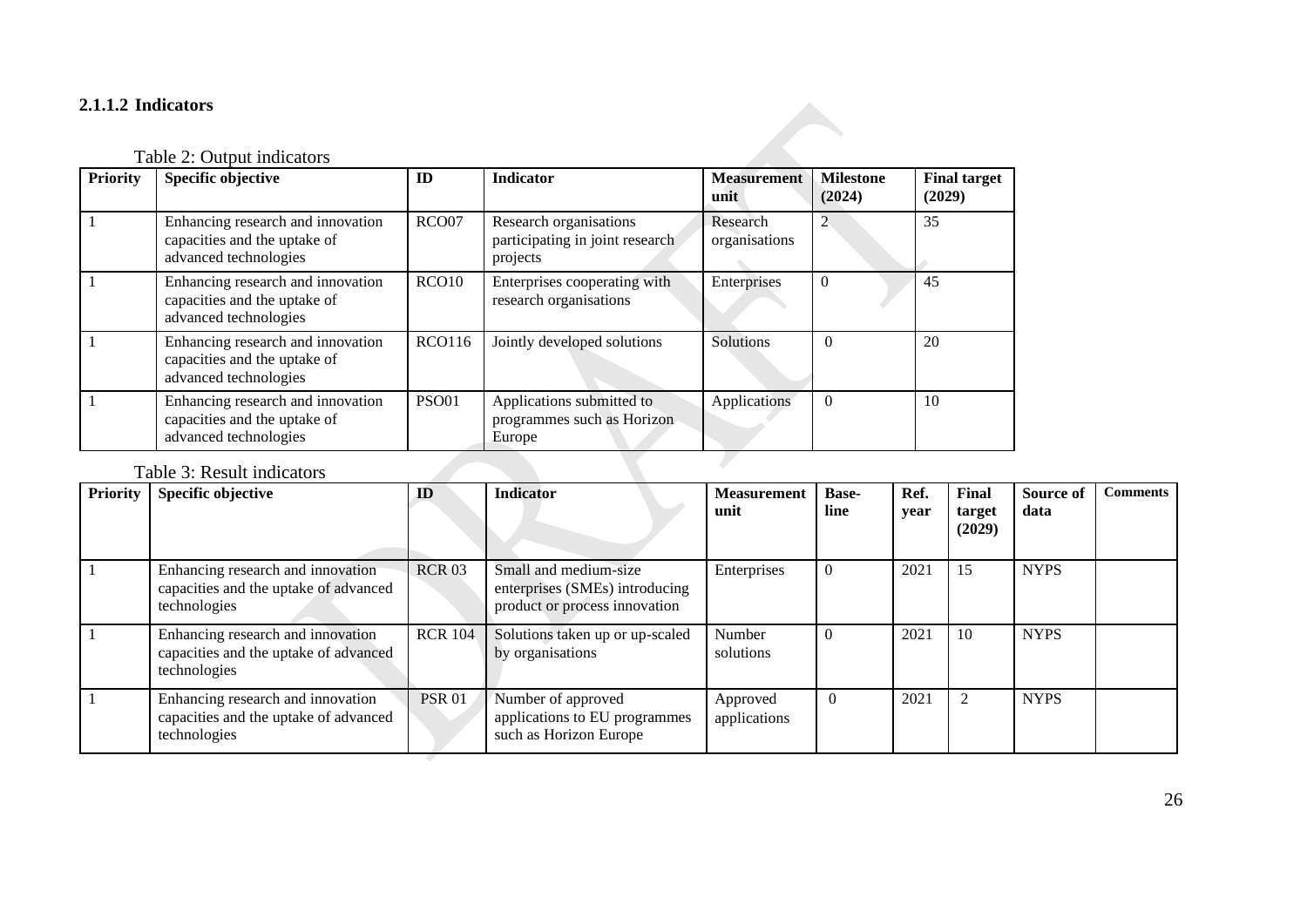### 2.1.1.2 Indicators

Table 2: Output indicators

| Priority | Specific objective | ID | Indicator | Measurement unit | Milestone (2024) | Final target (2029) |
|---|---|---|---|---|---|---|
| 1 | Enhancing research and innovation capacities and the uptake of advanced technologies | RCO07 | Research organisations participating in joint research projects | Research organisations | 2 | 35 |
| 1 | Enhancing research and innovation capacities and the uptake of advanced technologies | RCO10 | Enterprises cooperating with research organisations | Enterprises | 0 | 45 |
| 1 | Enhancing research and innovation capacities and the uptake of advanced technologies | RCO116 | Jointly developed solutions | Solutions | 0 | 20 |
| 1 | Enhancing research and innovation capacities and the uptake of advanced technologies | PSO01 | Applications submitted to programmes such as Horizon Europe | Applications | 0 | 10 |

Table 3: Result indicators

| Priority | Specific objective | ID | Indicator | Measurement unit | Base-line | Ref. year | Final target (2029) | Source of data | Comments |
|---|---|---|---|---|---|---|---|---|---|
| 1 | Enhancing research and innovation capacities and the uptake of advanced technologies | RCR 03 | Small and medium-size enterprises (SMEs) introducing product or process innovation | Enterprises | 0 | 2021 | 15 | NYPS | |
| 1 | Enhancing research and innovation capacities and the uptake of advanced technologies | RCR 104 | Solutions taken up or up-scaled by organisations | Number solutions | 0 | 2021 | 10 | NYPS | |
| 1 | Enhancing research and innovation capacities and the uptake of advanced technologies | PSR 01 | Number of approved applications to EU programmes such as Horizon Europe | Approved applications | 0 | 2021 | 2 | NYPS | |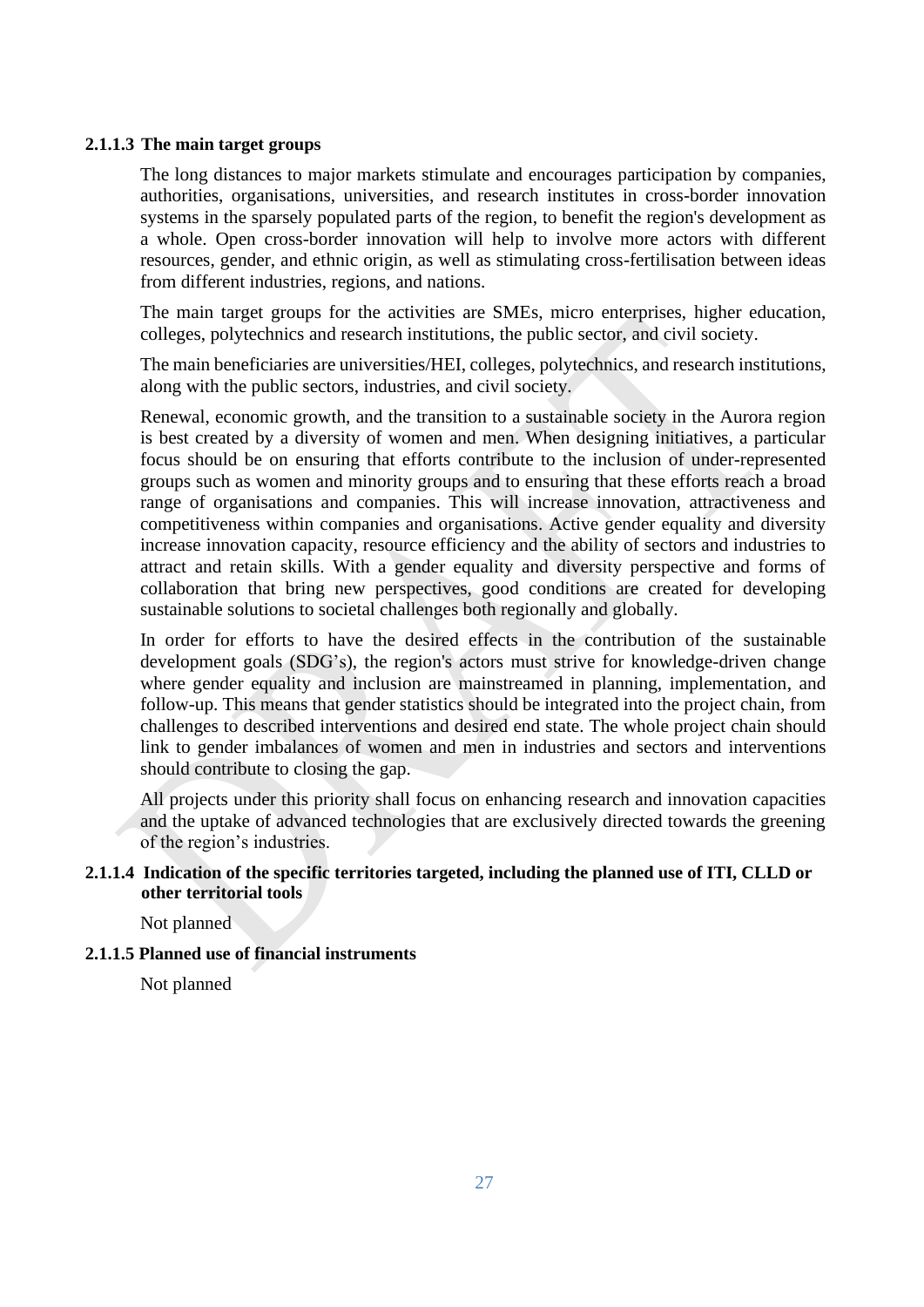#### 2.1.1.3 The main target groups

The long distances to major markets stimulate and encourages participation by companies, authorities, organisations, universities, and research institutes in cross-border innovation systems in the sparsely populated parts of the region, to benefit the region's development as a whole. Open cross-border innovation will help to involve more actors with different resources, gender, and ethnic origin, as well as stimulating cross-fertilisation between ideas from different industries, regions, and nations.

The main target groups for the activities are SMEs, micro enterprises, higher education, colleges, polytechnics and research institutions, the public sector, and civil society.

The main beneficiaries are universities/HEI, colleges, polytechnics, and research institutions, along with the public sectors, industries, and civil society.

Renewal, economic growth, and the transition to a sustainable society in the Aurora region is best created by a diversity of women and men. When designing initiatives, a particular focus should be on ensuring that efforts contribute to the inclusion of under-represented groups such as women and minority groups and to ensuring that these efforts reach a broad range of organisations and companies. This will increase innovation, attractiveness and competitiveness within companies and organisations. Active gender equality and diversity increase innovation capacity, resource efficiency and the ability of sectors and industries to attract and retain skills. With a gender equality and diversity perspective and forms of collaboration that bring new perspectives, good conditions are created for developing sustainable solutions to societal challenges both regionally and globally.

In order for efforts to have the desired effects in the contribution of the sustainable development goals (SDG's), the region's actors must strive for knowledge-driven change where gender equality and inclusion are mainstreamed in planning, implementation, and follow-up. This means that gender statistics should be integrated into the project chain, from challenges to described interventions and desired end state. The whole project chain should link to gender imbalances of women and men in industries and sectors and interventions should contribute to closing the gap.

All projects under this priority shall focus on enhancing research and innovation capacities and the uptake of advanced technologies that are exclusively directed towards the greening of the region's industries.

#### 2.1.1.4 Indication of the specific territories targeted, including the planned use of ITI, CLLD or other territorial tools

Not planned

#### 2.1.1.5 Planned use of financial instruments

Not planned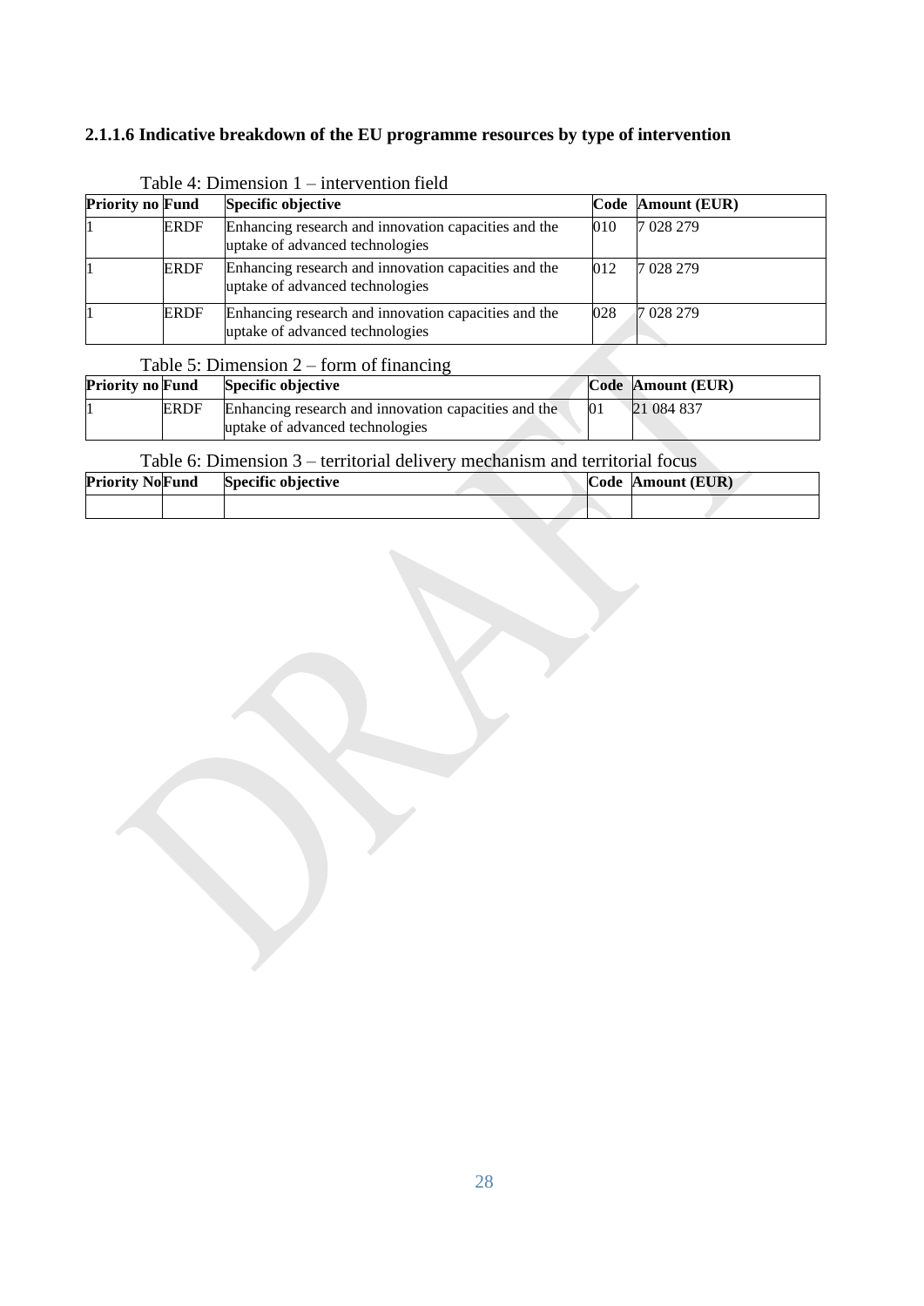#### 2.1.1.6 Indicative breakdown of the EU programme resources by type of intervention

Table 4: Dimension 1 – intervention field

| Priority no | Fund | Specific objective | Code | Amount (EUR) |
|---|---|---|---|---|
| 1 | ERDF | Enhancing research and innovation capacities and the uptake of advanced technologies | 010 | 7 028 279 |
| 1 | ERDF | Enhancing research and innovation capacities and the uptake of advanced technologies | 012 | 7 028 279 |
| 1 | ERDF | Enhancing research and innovation capacities and the uptake of advanced technologies | 028 | 7 028 279 |

Table 5: Dimension 2 – form of financing

| Priority no | Fund | Specific objective | Code | Amount (EUR) |
|---|---|---|---|---|
| 1 | ERDF | Enhancing research and innovation capacities and the uptake of advanced technologies | 01 | 21 084 837 |

Table 6: Dimension 3 – territorial delivery mechanism and territorial focus

| Priority No | Fund | Specific objective | Code | Amount (EUR) |
|---|---|---|---|---|
| | | | | |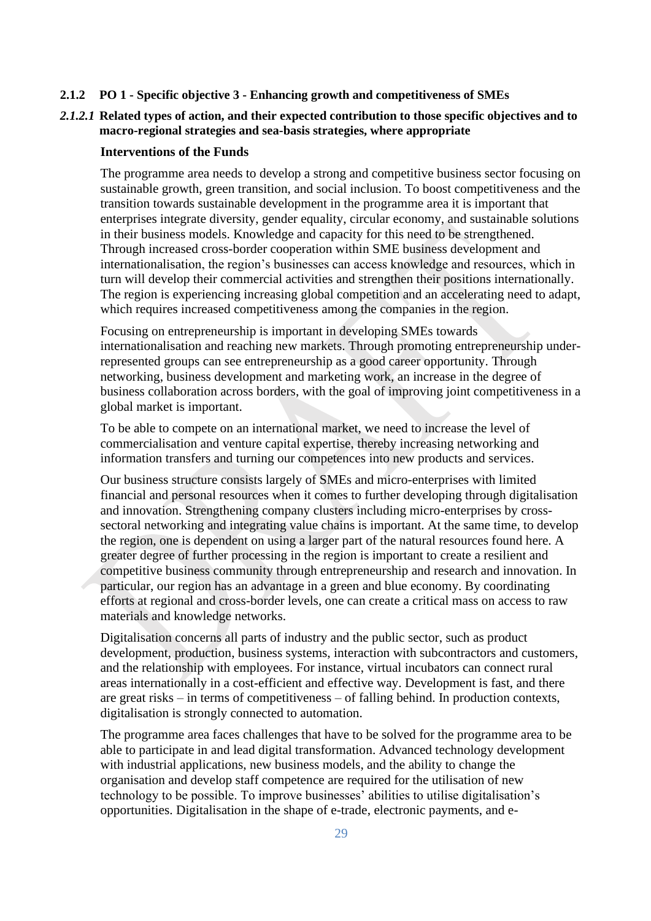### 2.1.2 PO 1 - Specific objective 3 - Enhancing growth and competitiveness of SMEs

#### *2.1.2.1* Related types of action, and their expected contribution to those specific objectives and to macro-regional strategies and sea-basis strategies, where appropriate

**Interventions of the Funds**

The programme area needs to develop a strong and competitive business sector focusing on sustainable growth, green transition, and social inclusion. To boost competitiveness and the transition towards sustainable development in the programme area it is important that enterprises integrate diversity, gender equality, circular economy, and sustainable solutions in their business models. Knowledge and capacity for this need to be strengthened. Through increased cross-border cooperation within SME business development and internationalisation, the region's businesses can access knowledge and resources, which in turn will develop their commercial activities and strengthen their positions internationally. The region is experiencing increasing global competition and an accelerating need to adapt, which requires increased competitiveness among the companies in the region.

Focusing on entrepreneurship is important in developing SMEs towards internationalisation and reaching new markets. Through promoting entrepreneurship under-represented groups can see entrepreneurship as a good career opportunity. Through networking, business development and marketing work, an increase in the degree of business collaboration across borders, with the goal of improving joint competitiveness in a global market is important.

To be able to compete on an international market, we need to increase the level of commercialisation and venture capital expertise, thereby increasing networking and information transfers and turning our competences into new products and services.

Our business structure consists largely of SMEs and micro-enterprises with limited financial and personal resources when it comes to further developing through digitalisation and innovation. Strengthening company clusters including micro-enterprises by cross-sectoral networking and integrating value chains is important. At the same time, to develop the region, one is dependent on using a larger part of the natural resources found here. A greater degree of further processing in the region is important to create a resilient and competitive business community through entrepreneurship and research and innovation. In particular, our region has an advantage in a green and blue economy. By coordinating efforts at regional and cross-border levels, one can create a critical mass on access to raw materials and knowledge networks.

Digitalisation concerns all parts of industry and the public sector, such as product development, production, business systems, interaction with subcontractors and customers, and the relationship with employees. For instance, virtual incubators can connect rural areas internationally in a cost-efficient and effective way. Development is fast, and there are great risks – in terms of competitiveness – of falling behind. In production contexts, digitalisation is strongly connected to automation.

The programme area faces challenges that have to be solved for the programme area to be able to participate in and lead digital transformation. Advanced technology development with industrial applications, new business models, and the ability to change the organisation and develop staff competence are required for the utilisation of new technology to be possible. To improve businesses' abilities to utilise digitalisation's opportunities. Digitalisation in the shape of e-trade, electronic payments, and e-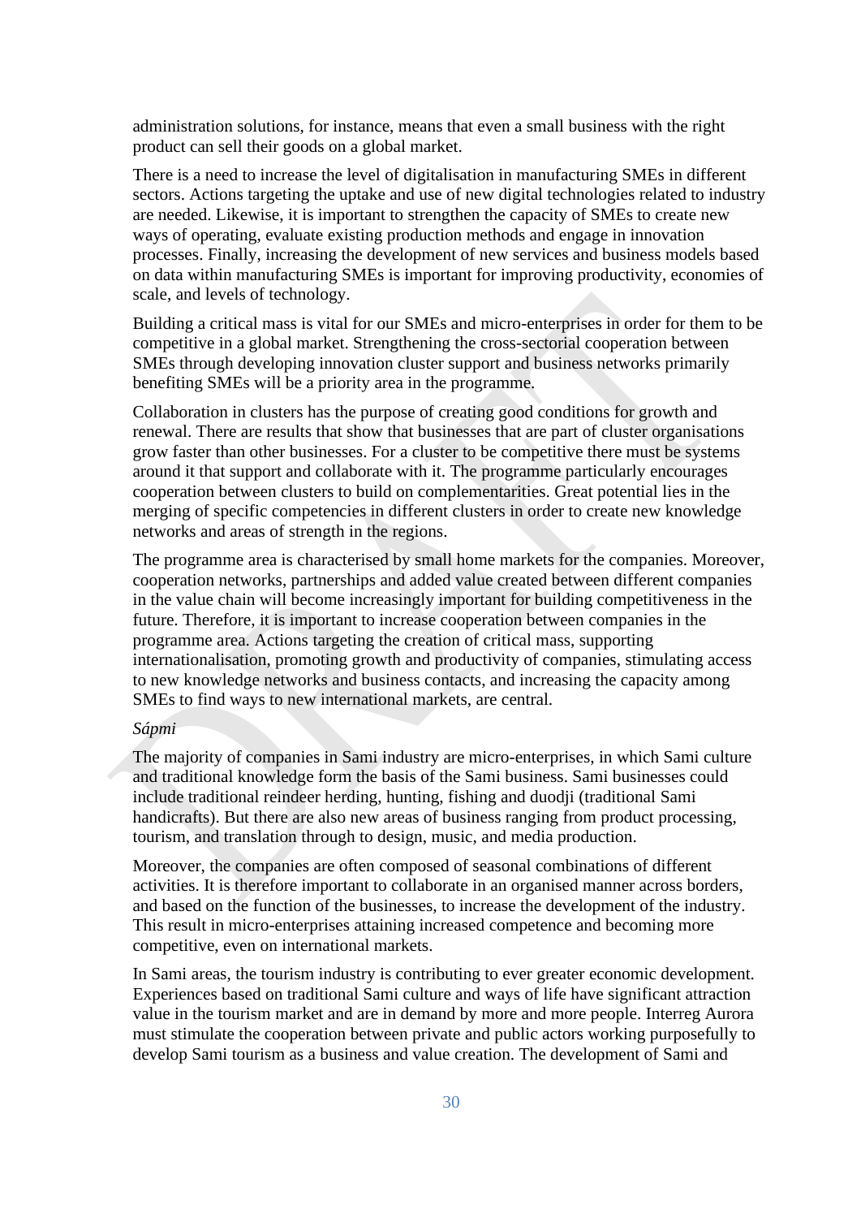administration solutions, for instance, means that even a small business with the right product can sell their goods on a global market.

There is a need to increase the level of digitalisation in manufacturing SMEs in different sectors. Actions targeting the uptake and use of new digital technologies related to industry are needed. Likewise, it is important to strengthen the capacity of SMEs to create new ways of operating, evaluate existing production methods and engage in innovation processes. Finally, increasing the development of new services and business models based on data within manufacturing SMEs is important for improving productivity, economies of scale, and levels of technology.

Building a critical mass is vital for our SMEs and micro-enterprises in order for them to be competitive in a global market. Strengthening the cross-sectorial cooperation between SMEs through developing innovation cluster support and business networks primarily benefiting SMEs will be a priority area in the programme.

Collaboration in clusters has the purpose of creating good conditions for growth and renewal. There are results that show that businesses that are part of cluster organisations grow faster than other businesses. For a cluster to be competitive there must be systems around it that support and collaborate with it. The programme particularly encourages cooperation between clusters to build on complementarities. Great potential lies in the merging of specific competencies in different clusters in order to create new knowledge networks and areas of strength in the regions.

The programme area is characterised by small home markets for the companies. Moreover, cooperation networks, partnerships and added value created between different companies in the value chain will become increasingly important for building competitiveness in the future. Therefore, it is important to increase cooperation between companies in the programme area. Actions targeting the creation of critical mass, supporting internationalisation, promoting growth and productivity of companies, stimulating access to new knowledge networks and business contacts, and increasing the capacity among SMEs to find ways to new international markets, are central.

*Sápmi*

The majority of companies in Sami industry are micro-enterprises, in which Sami culture and traditional knowledge form the basis of the Sami business. Sami businesses could include traditional reindeer herding, hunting, fishing and duodji (traditional Sami handicrafts). But there are also new areas of business ranging from product processing, tourism, and translation through to design, music, and media production.

Moreover, the companies are often composed of seasonal combinations of different activities. It is therefore important to collaborate in an organised manner across borders, and based on the function of the businesses, to increase the development of the industry. This result in micro-enterprises attaining increased competence and becoming more competitive, even on international markets.

In Sami areas, the tourism industry is contributing to ever greater economic development. Experiences based on traditional Sami culture and ways of life have significant attraction value in the tourism market and are in demand by more and more people. Interreg Aurora must stimulate the cooperation between private and public actors working purposefully to develop Sami tourism as a business and value creation. The development of Sami and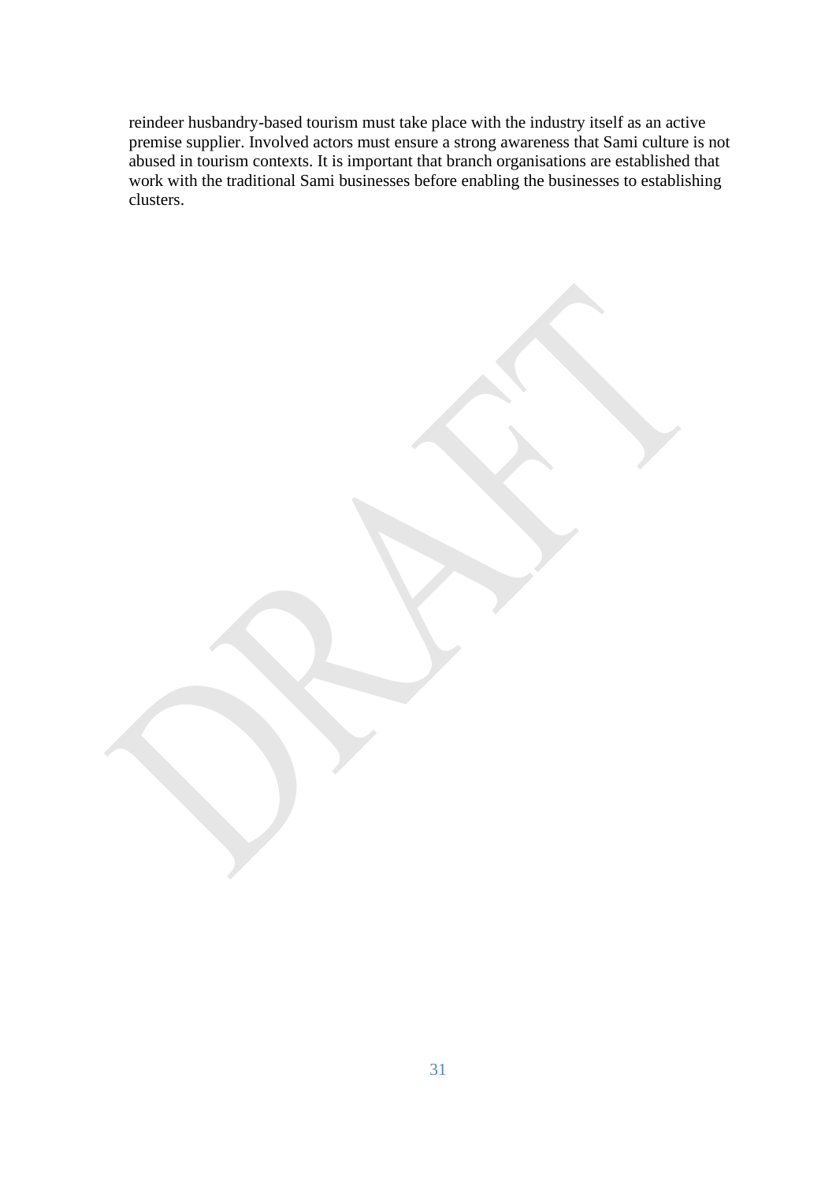reindeer husbandry-based tourism must take place with the industry itself as an active premise supplier. Involved actors must ensure a strong awareness that Sami culture is not abused in tourism contexts. It is important that branch organisations are established that work with the traditional Sami businesses before enabling the businesses to establishing clusters.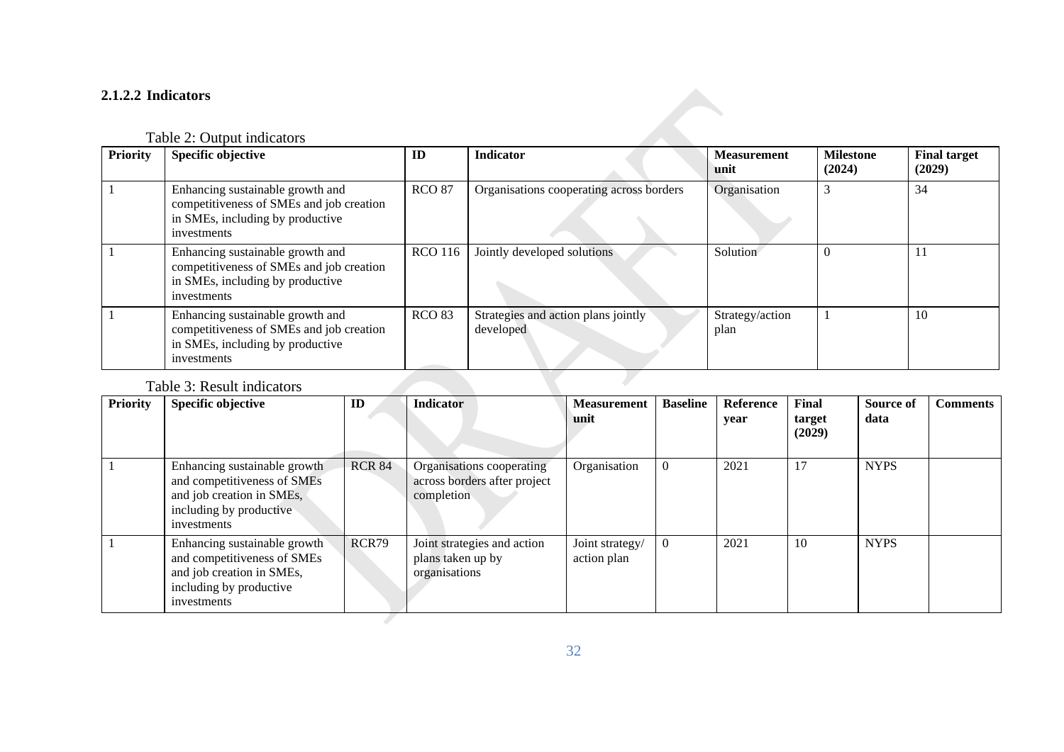### 2.1.2.2 Indicators

Table 2: Output indicators

| Priority | Specific objective | ID | Indicator | Measurement unit | Milestone (2024) | Final target (2029) |
|---|---|---|---|---|---|---|
| 1 | Enhancing sustainable growth and competitiveness of SMEs and job creation in SMEs, including by productive investments | RCO 87 | Organisations cooperating across borders | Organisation | 3 | 34 |
| 1 | Enhancing sustainable growth and competitiveness of SMEs and job creation in SMEs, including by productive investments | RCO 116 | Jointly developed solutions | Solution | 0 | 11 |
| 1 | Enhancing sustainable growth and competitiveness of SMEs and job creation in SMEs, including by productive investments | RCO 83 | Strategies and action plans jointly developed | Strategy/action plan | 1 | 10 |

Table 3: Result indicators

| Priority | Specific objective | ID | Indicator | Measurement unit | Baseline | Reference year | Final target (2029) | Source of data | Comments |
|---|---|---|---|---|---|---|---|---|---|
| 1 | Enhancing sustainable growth and competitiveness of SMEs and job creation in SMEs, including by productive investments | RCR 84 | Organisations cooperating across borders after project completion | Organisation | 0 | 2021 | 17 | NYPS | |
| 1 | Enhancing sustainable growth and competitiveness of SMEs and job creation in SMEs, including by productive investments | RCR79 | Joint strategies and action plans taken up by organisations | Joint strategy/ action plan | 0 | 2021 | 10 | NYPS | |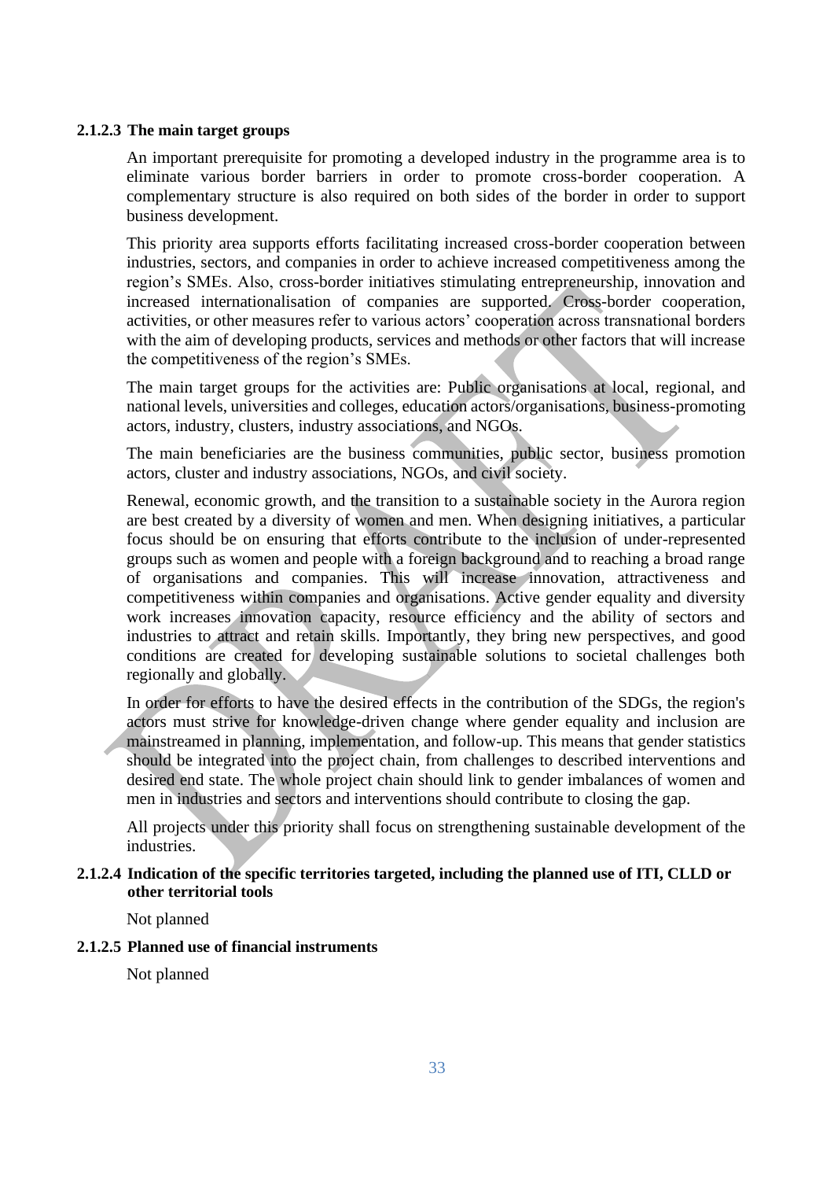#### 2.1.2.3 The main target groups

An important prerequisite for promoting a developed industry in the programme area is to eliminate various border barriers in order to promote cross-border cooperation. A complementary structure is also required on both sides of the border in order to support business development.

This priority area supports efforts facilitating increased cross-border cooperation between industries, sectors, and companies in order to achieve increased competitiveness among the region's SMEs. Also, cross-border initiatives stimulating entrepreneurship, innovation and increased internationalisation of companies are supported. Cross-border cooperation, activities, or other measures refer to various actors' cooperation across transnational borders with the aim of developing products, services and methods or other factors that will increase the competitiveness of the region's SMEs.

The main target groups for the activities are: Public organisations at local, regional, and national levels, universities and colleges, education actors/organisations, business-promoting actors, industry, clusters, industry associations, and NGOs.

The main beneficiaries are the business communities, public sector, business promotion actors, cluster and industry associations, NGOs, and civil society.

Renewal, economic growth, and the transition to a sustainable society in the Aurora region are best created by a diversity of women and men. When designing initiatives, a particular focus should be on ensuring that efforts contribute to the inclusion of under-represented groups such as women and people with a foreign background and to reaching a broad range of organisations and companies. This will increase innovation, attractiveness and competitiveness within companies and organisations. Active gender equality and diversity work increases innovation capacity, resource efficiency and the ability of sectors and industries to attract and retain skills. Importantly, they bring new perspectives, and good conditions are created for developing sustainable solutions to societal challenges both regionally and globally.

In order for efforts to have the desired effects in the contribution of the SDGs, the region's actors must strive for knowledge-driven change where gender equality and inclusion are mainstreamed in planning, implementation, and follow-up. This means that gender statistics should be integrated into the project chain, from challenges to described interventions and desired end state. The whole project chain should link to gender imbalances of women and men in industries and sectors and interventions should contribute to closing the gap.

All projects under this priority shall focus on strengthening sustainable development of the industries.

#### 2.1.2.4 Indication of the specific territories targeted, including the planned use of ITI, CLLD or other territorial tools

Not planned

#### 2.1.2.5 Planned use of financial instruments

Not planned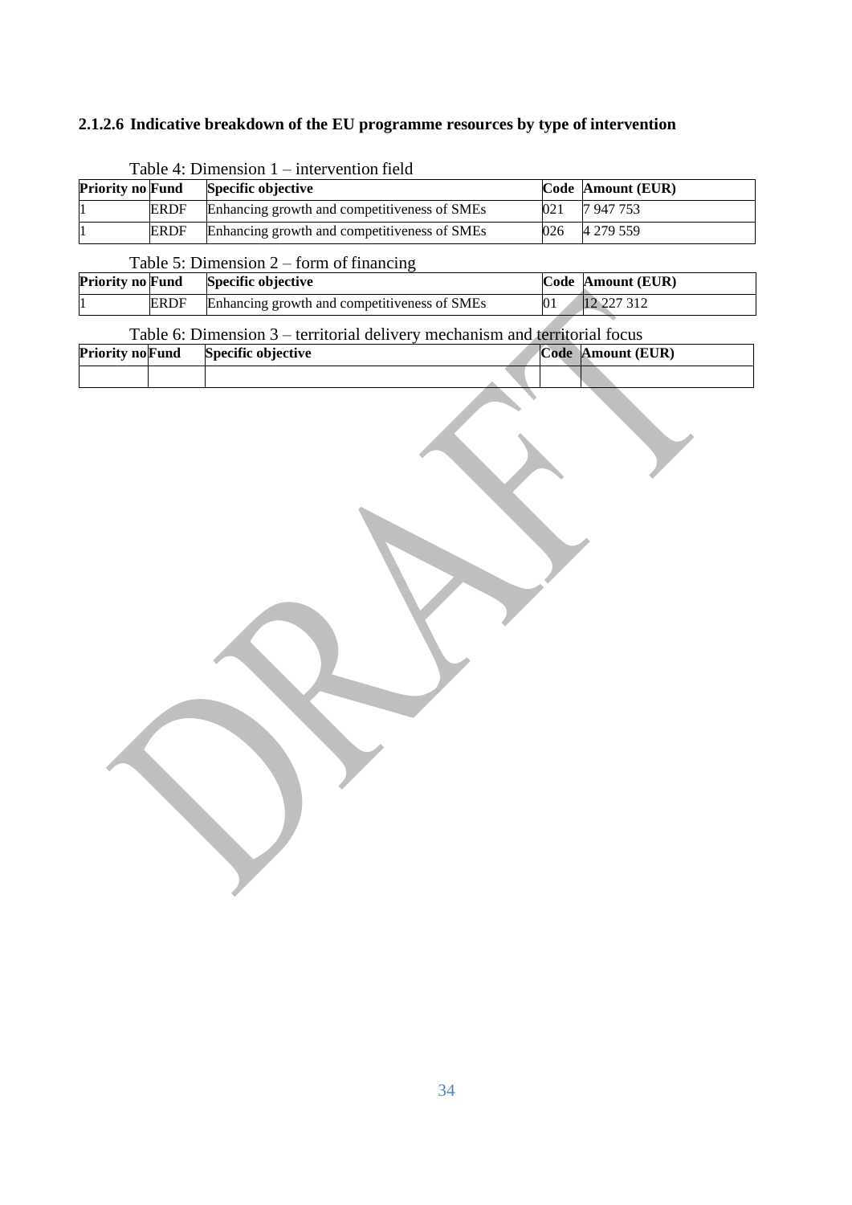#### 2.1.2.6 Indicative breakdown of the EU programme resources by type of intervention

Table 4: Dimension 1 – intervention field

| Priority no | Fund | Specific objective | Code | Amount (EUR) |
|---|---|---|---|---|
| 1 | ERDF | Enhancing growth and competitiveness of SMEs | 021 | 7 947 753 |
| 1 | ERDF | Enhancing growth and competitiveness of SMEs | 026 | 4 279 559 |

Table 5: Dimension 2 – form of financing

| Priority no | Fund | Specific objective | Code | Amount (EUR) |
|---|---|---|---|---|
| 1 | ERDF | Enhancing growth and competitiveness of SMEs | 01 | 12 227 312 |

Table 6: Dimension 3 – territorial delivery mechanism and territorial focus

| Priority no | Fund | Specific objective | Code | Amount (EUR) |
|---|---|---|---|---|
| | | | | |

DRAFT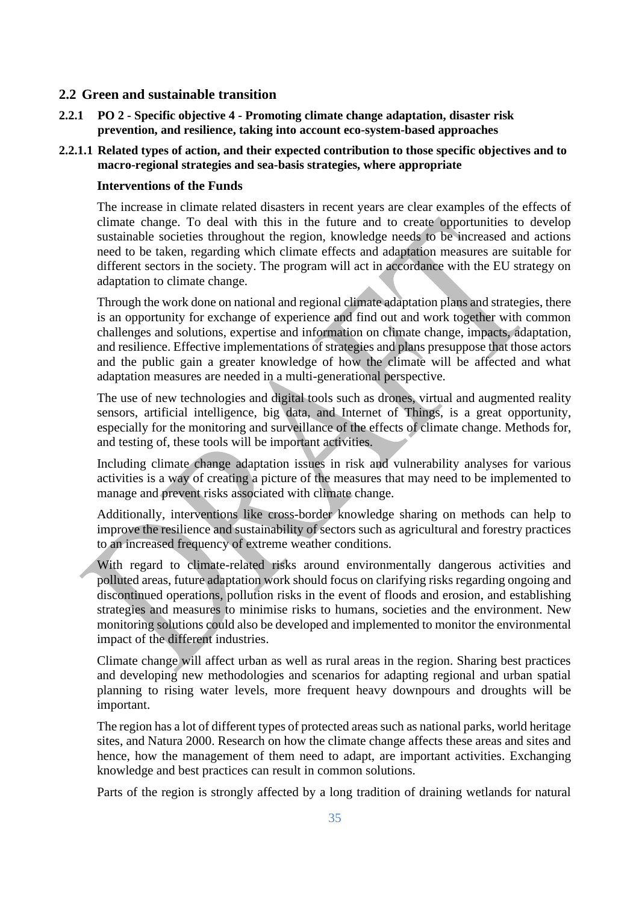## 2.2 Green and sustainable transition

### 2.2.1 PO 2 - Specific objective 4 - Promoting climate change adaptation, disaster risk prevention, and resilience, taking into account eco-system-based approaches

#### 2.2.1.1 Related types of action, and their expected contribution to those specific objectives and to macro-regional strategies and sea-basis strategies, where appropriate

**Interventions of the Funds**

The increase in climate related disasters in recent years are clear examples of the effects of climate change. To deal with this in the future and to create opportunities to develop sustainable societies throughout the region, knowledge needs to be increased and actions need to be taken, regarding which climate effects and adaptation measures are suitable for different sectors in the society. The program will act in accordance with the EU strategy on adaptation to climate change.

Through the work done on national and regional climate adaptation plans and strategies, there is an opportunity for exchange of experience and find out and work together with common challenges and solutions, expertise and information on climate change, impacts, adaptation, and resilience. Effective implementations of strategies and plans presuppose that those actors and the public gain a greater knowledge of how the climate will be affected and what adaptation measures are needed in a multi-generational perspective.

The use of new technologies and digital tools such as drones, virtual and augmented reality sensors, artificial intelligence, big data, and Internet of Things, is a great opportunity, especially for the monitoring and surveillance of the effects of climate change. Methods for, and testing of, these tools will be important activities.

Including climate change adaptation issues in risk and vulnerability analyses for various activities is a way of creating a picture of the measures that may need to be implemented to manage and prevent risks associated with climate change.

Additionally, interventions like cross-border knowledge sharing on methods can help to improve the resilience and sustainability of sectors such as agricultural and forestry practices to an increased frequency of extreme weather conditions.

With regard to climate-related risks around environmentally dangerous activities and polluted areas, future adaptation work should focus on clarifying risks regarding ongoing and discontinued operations, pollution risks in the event of floods and erosion, and establishing strategies and measures to minimise risks to humans, societies and the environment. New monitoring solutions could also be developed and implemented to monitor the environmental impact of the different industries.

Climate change will affect urban as well as rural areas in the region. Sharing best practices and developing new methodologies and scenarios for adapting regional and urban spatial planning to rising water levels, more frequent heavy downpours and droughts will be important.

The region has a lot of different types of protected areas such as national parks, world heritage sites, and Natura 2000. Research on how the climate change affects these areas and sites and hence, how the management of them need to adapt, are important activities. Exchanging knowledge and best practices can result in common solutions.

Parts of the region is strongly affected by a long tradition of draining wetlands for natural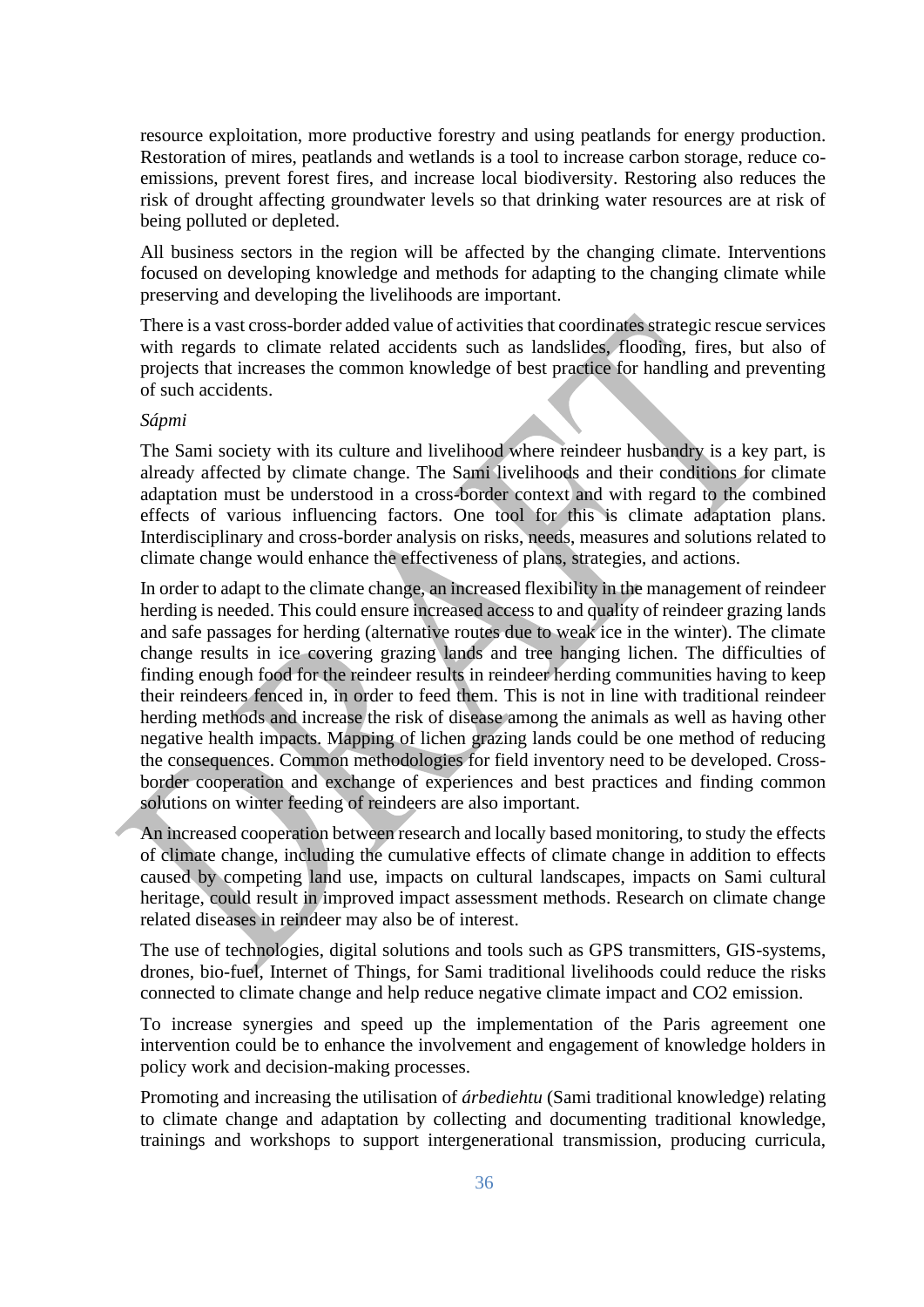resource exploitation, more productive forestry and using peatlands for energy production. Restoration of mires, peatlands and wetlands is a tool to increase carbon storage, reduce co-emissions, prevent forest fires, and increase local biodiversity. Restoring also reduces the risk of drought affecting groundwater levels so that drinking water resources are at risk of being polluted or depleted.

All business sectors in the region will be affected by the changing climate. Interventions focused on developing knowledge and methods for adapting to the changing climate while preserving and developing the livelihoods are important.

There is a vast cross-border added value of activities that coordinates strategic rescue services with regards to climate related accidents such as landslides, flooding, fires, but also of projects that increases the common knowledge of best practice for handling and preventing of such accidents.

*Sápmi*

The Sami society with its culture and livelihood where reindeer husbandry is a key part, is already affected by climate change. The Sami livelihoods and their conditions for climate adaptation must be understood in a cross-border context and with regard to the combined effects of various influencing factors. One tool for this is climate adaptation plans. Interdisciplinary and cross-border analysis on risks, needs, measures and solutions related to climate change would enhance the effectiveness of plans, strategies, and actions.

In order to adapt to the climate change, an increased flexibility in the management of reindeer herding is needed. This could ensure increased access to and quality of reindeer grazing lands and safe passages for herding (alternative routes due to weak ice in the winter). The climate change results in ice covering grazing lands and tree hanging lichen. The difficulties of finding enough food for the reindeer results in reindeer herding communities having to keep their reindeers fenced in, in order to feed them. This is not in line with traditional reindeer herding methods and increase the risk of disease among the animals as well as having other negative health impacts. Mapping of lichen grazing lands could be one method of reducing the consequences. Common methodologies for field inventory need to be developed. Cross-border cooperation and exchange of experiences and best practices and finding common solutions on winter feeding of reindeers are also important.

An increased cooperation between research and locally based monitoring, to study the effects of climate change, including the cumulative effects of climate change in addition to effects caused by competing land use, impacts on cultural landscapes, impacts on Sami cultural heritage, could result in improved impact assessment methods. Research on climate change related diseases in reindeer may also be of interest.

The use of technologies, digital solutions and tools such as GPS transmitters, GIS-systems, drones, bio-fuel, Internet of Things, for Sami traditional livelihoods could reduce the risks connected to climate change and help reduce negative climate impact and $CO_2$ emission.

To increase synergies and speed up the implementation of the Paris agreement one intervention could be to enhance the involvement and engagement of knowledge holders in policy work and decision-making processes.

Promoting and increasing the utilisation of *árbediehtu* (Sami traditional knowledge) relating to climate change and adaptation by collecting and documenting traditional knowledge, trainings and workshops to support intergenerational transmission, producing curricula,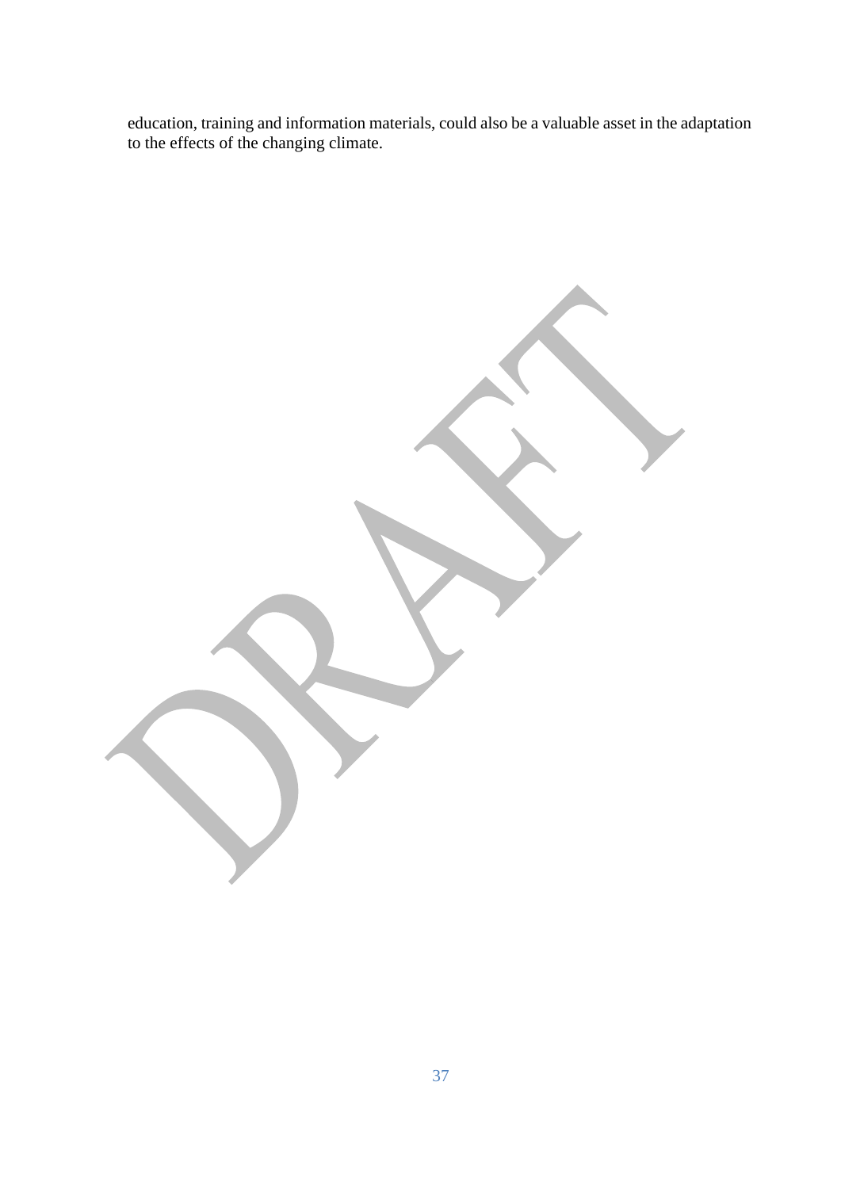education, training and information materials, could also be a valuable asset in the adaptation to the effects of the changing climate.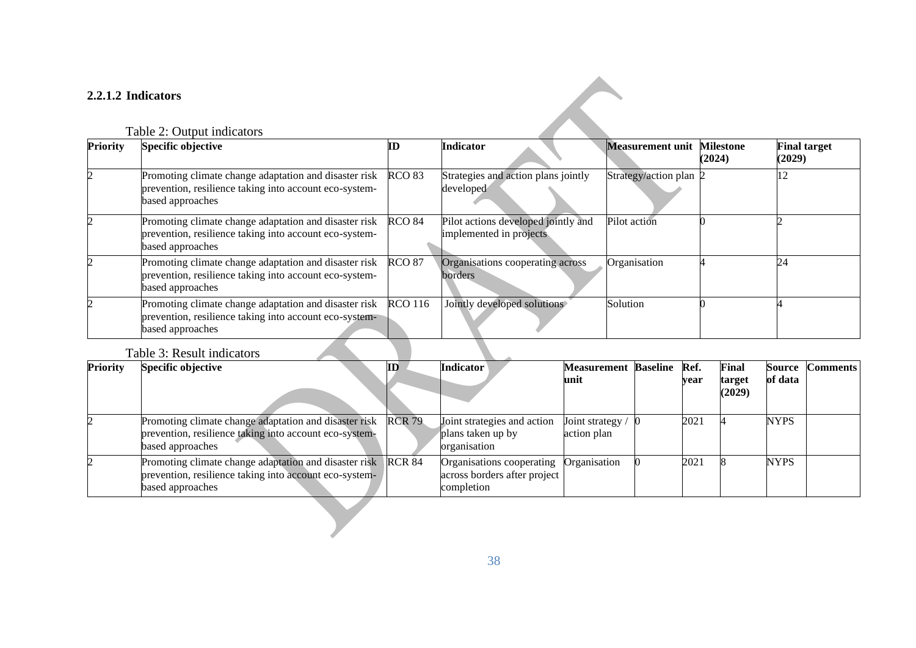### 2.2.1.2 Indicators

Table 2: Output indicators

| Priority | Specific objective | ID | Indicator | Measurement unit | Milestone (2024) | Final target (2029) |
|---|---|---|---|---|---|---|
| 2 | Promoting climate change adaptation and disaster risk prevention, resilience taking into account eco-system-based approaches | RCO 83 | Strategies and action plans jointly developed | Strategy/action plan | 2 | 12 |
| 2 | Promoting climate change adaptation and disaster risk prevention, resilience taking into account eco-system-based approaches | RCO 84 | Pilot actions developed jointly and implemented in projects | Pilot action | 0 | 2 |
| 2 | Promoting climate change adaptation and disaster risk prevention, resilience taking into account eco-system-based approaches | RCO 87 | Organisations cooperating across borders | Organisation | 4 | 24 |
| 2 | Promoting climate change adaptation and disaster risk prevention, resilience taking into account eco-system-based approaches | RCO 116 | Jointly developed solutions | Solution | 0 | 4 |

Table 3: Result indicators

| Priority | Specific objective | ID | Indicator | Measurement unit | Baseline | Ref. year | Final target (2029) | Source of data | Comments |
|---|---|---|---|---|---|---|---|---|---|
| 2 | Promoting climate change adaptation and disaster risk prevention, resilience taking into account eco-system-based approaches | RCR 79 | Joint strategies and action plans taken up by organisation | Joint strategy / action plan | 0 | 2021 | 4 | NYPS | |
| 2 | Promoting climate change adaptation and disaster risk prevention, resilience taking into account eco-system-based approaches | RCR 84 | Organisations cooperating across borders after project completion | Organisation | 0 | 2021 | 8 | NYPS | |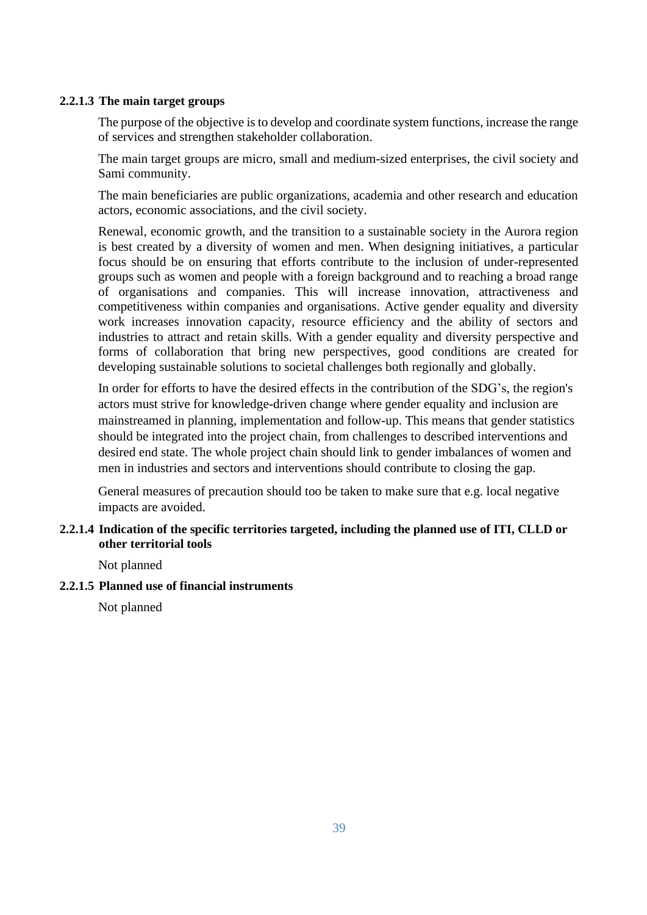#### 2.2.1.3 The main target groups

The purpose of the objective is to develop and coordinate system functions, increase the range of services and strengthen stakeholder collaboration.

The main target groups are micro, small and medium-sized enterprises, the civil society and Sami community.

The main beneficiaries are public organizations, academia and other research and education actors, economic associations, and the civil society.

Renewal, economic growth, and the transition to a sustainable society in the Aurora region is best created by a diversity of women and men. When designing initiatives, a particular focus should be on ensuring that efforts contribute to the inclusion of under-represented groups such as women and people with a foreign background and to reaching a broad range of organisations and companies. This will increase innovation, attractiveness and competitiveness within companies and organisations. Active gender equality and diversity work increases innovation capacity, resource efficiency and the ability of sectors and industries to attract and retain skills. With a gender equality and diversity perspective and forms of collaboration that bring new perspectives, good conditions are created for developing sustainable solutions to societal challenges both regionally and globally.

In order for efforts to have the desired effects in the contribution of the SDG's, the region's actors must strive for knowledge-driven change where gender equality and inclusion are mainstreamed in planning, implementation and follow-up. This means that gender statistics should be integrated into the project chain, from challenges to described interventions and desired end state. The whole project chain should link to gender imbalances of women and men in industries and sectors and interventions should contribute to closing the gap.

General measures of precaution should too be taken to make sure that e.g. local negative impacts are avoided.

#### 2.2.1.4 Indication of the specific territories targeted, including the planned use of ITI, CLLD or other territorial tools

Not planned

#### 2.2.1.5 Planned use of financial instruments

Not planned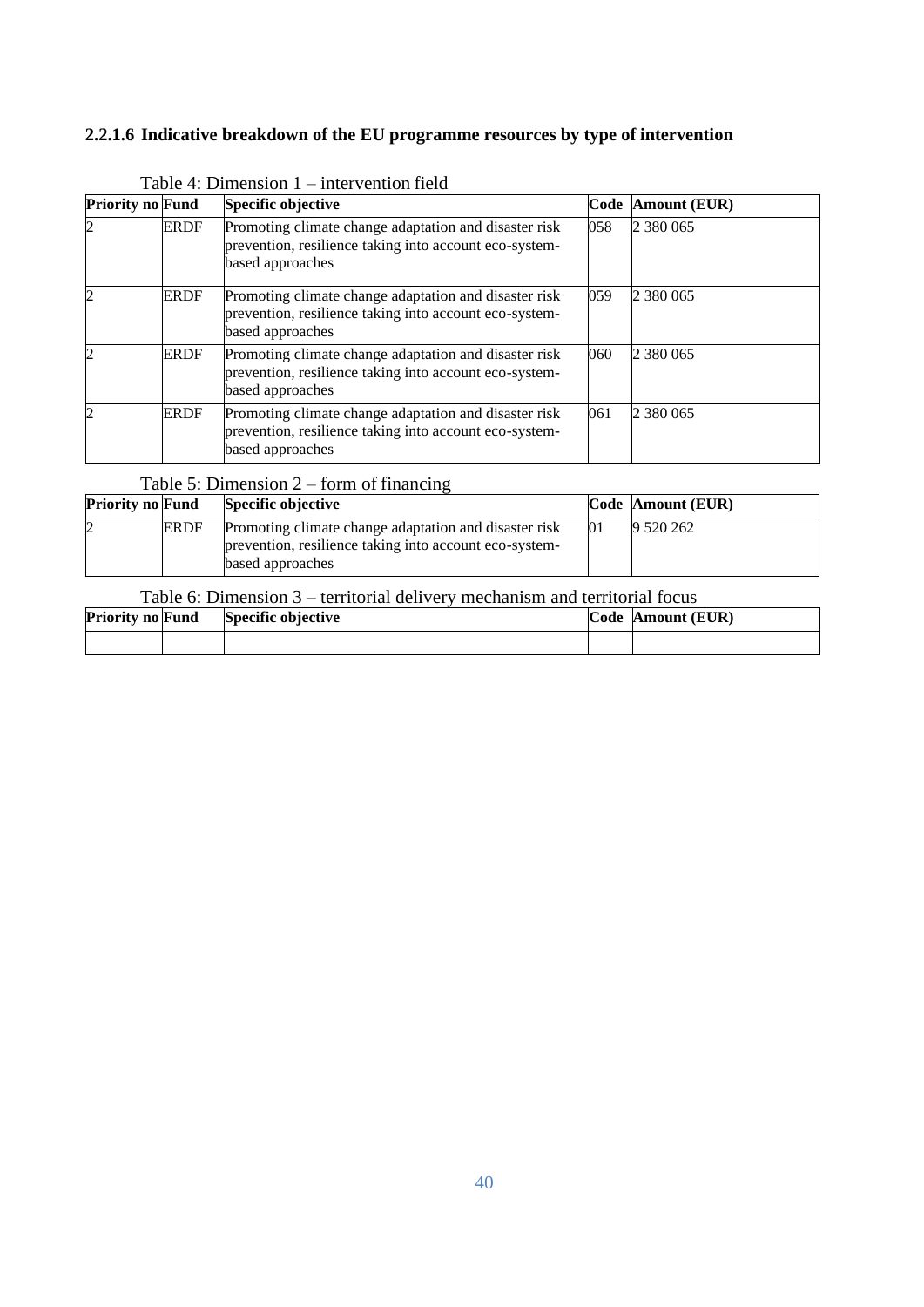#### 2.2.1.6 Indicative breakdown of the EU programme resources by type of intervention

Table 4: Dimension 1 – intervention field

| Priority no | Fund | Specific objective | Code | Amount (EUR) |
|---|---|---|---|---|
| 2 | ERDF | Promoting climate change adaptation and disaster risk prevention, resilience taking into account eco-system-based approaches | 058 | 2 380 065 |
| 2 | ERDF | Promoting climate change adaptation and disaster risk prevention, resilience taking into account eco-system-based approaches | 059 | 2 380 065 |
| 2 | ERDF | Promoting climate change adaptation and disaster risk prevention, resilience taking into account eco-system-based approaches | 060 | 2 380 065 |
| 2 | ERDF | Promoting climate change adaptation and disaster risk prevention, resilience taking into account eco-system-based approaches | 061 | 2 380 065 |

Table 5: Dimension 2 – form of financing

| Priority no | Fund | Specific objective | Code | Amount (EUR) |
|---|---|---|---|---|
| 2 | ERDF | Promoting climate change adaptation and disaster risk prevention, resilience taking into account eco-system-based approaches | 01 | 9 520 262 |

Table 6: Dimension 3 – territorial delivery mechanism and territorial focus

| Priority no | Fund | Specific objective | Code | Amount (EUR) |
|---|---|---|---|---|
| | | | | |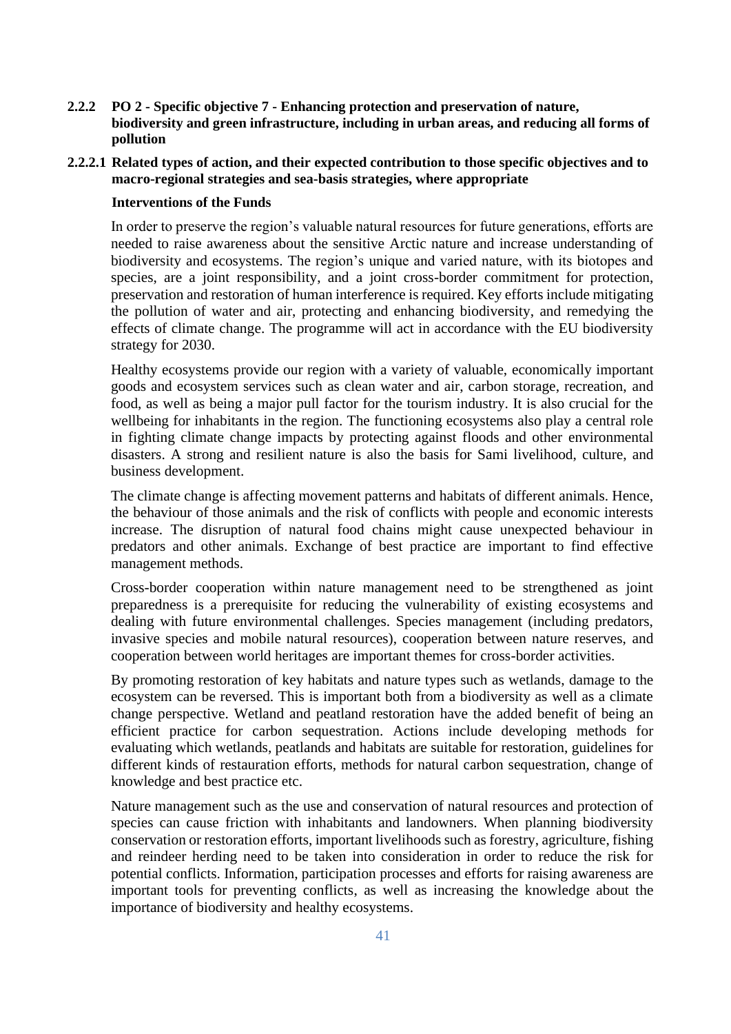### 2.2.2 PO 2 - Specific objective 7 - Enhancing protection and preservation of nature, biodiversity and green infrastructure, including in urban areas, and reducing all forms of pollution

#### 2.2.2.1 Related types of action, and their expected contribution to those specific objectives and to macro-regional strategies and sea-basis strategies, where appropriate

**Interventions of the Funds**

In order to preserve the region's valuable natural resources for future generations, efforts are needed to raise awareness about the sensitive Arctic nature and increase understanding of biodiversity and ecosystems. The region's unique and varied nature, with its biotopes and species, are a joint responsibility, and a joint cross-border commitment for protection, preservation and restoration of human interference is required. Key efforts include mitigating the pollution of water and air, protecting and enhancing biodiversity, and remedying the effects of climate change. The programme will act in accordance with the EU biodiversity strategy for 2030.

Healthy ecosystems provide our region with a variety of valuable, economically important goods and ecosystem services such as clean water and air, carbon storage, recreation, and food, as well as being a major pull factor for the tourism industry. It is also crucial for the wellbeing for inhabitants in the region. The functioning ecosystems also play a central role in fighting climate change impacts by protecting against floods and other environmental disasters. A strong and resilient nature is also the basis for Sami livelihood, culture, and business development.

The climate change is affecting movement patterns and habitats of different animals. Hence, the behaviour of those animals and the risk of conflicts with people and economic interests increase. The disruption of natural food chains might cause unexpected behaviour in predators and other animals. Exchange of best practice are important to find effective management methods.

Cross-border cooperation within nature management need to be strengthened as joint preparedness is a prerequisite for reducing the vulnerability of existing ecosystems and dealing with future environmental challenges. Species management (including predators, invasive species and mobile natural resources), cooperation between nature reserves, and cooperation between world heritages are important themes for cross-border activities.

By promoting restoration of key habitats and nature types such as wetlands, damage to the ecosystem can be reversed. This is important both from a biodiversity as well as a climate change perspective. Wetland and peatland restoration have the added benefit of being an efficient practice for carbon sequestration. Actions include developing methods for evaluating which wetlands, peatlands and habitats are suitable for restoration, guidelines for different kinds of restauration efforts, methods for natural carbon sequestration, change of knowledge and best practice etc.

Nature management such as the use and conservation of natural resources and protection of species can cause friction with inhabitants and landowners. When planning biodiversity conservation or restoration efforts, important livelihoods such as forestry, agriculture, fishing and reindeer herding need to be taken into consideration in order to reduce the risk for potential conflicts. Information, participation processes and efforts for raising awareness are important tools for preventing conflicts, as well as increasing the knowledge about the importance of biodiversity and healthy ecosystems.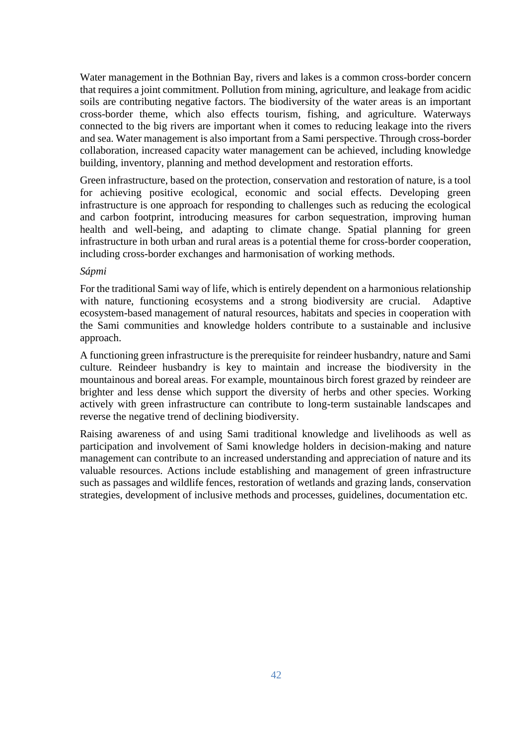Water management in the Bothnian Bay, rivers and lakes is a common cross-border concern that requires a joint commitment. Pollution from mining, agriculture, and leakage from acidic soils are contributing negative factors. The biodiversity of the water areas is an important cross-border theme, which also effects tourism, fishing, and agriculture. Waterways connected to the big rivers are important when it comes to reducing leakage into the rivers and sea. Water management is also important from a Sami perspective. Through cross-border collaboration, increased capacity water management can be achieved, including knowledge building, inventory, planning and method development and restoration efforts.

Green infrastructure, based on the protection, conservation and restoration of nature, is a tool for achieving positive ecological, economic and social effects. Developing green infrastructure is one approach for responding to challenges such as reducing the ecological and carbon footprint, introducing measures for carbon sequestration, improving human health and well-being, and adapting to climate change. Spatial planning for green infrastructure in both urban and rural areas is a potential theme for cross-border cooperation, including cross-border exchanges and harmonisation of working methods.

*Sápmi*

For the traditional Sami way of life, which is entirely dependent on a harmonious relationship with nature, functioning ecosystems and a strong biodiversity are crucial. Adaptive ecosystem-based management of natural resources, habitats and species in cooperation with the Sami communities and knowledge holders contribute to a sustainable and inclusive approach.

A functioning green infrastructure is the prerequisite for reindeer husbandry, nature and Sami culture. Reindeer husbandry is key to maintain and increase the biodiversity in the mountainous and boreal areas. For example, mountainous birch forest grazed by reindeer are brighter and less dense which support the diversity of herbs and other species. Working actively with green infrastructure can contribute to long-term sustainable landscapes and reverse the negative trend of declining biodiversity.

Raising awareness of and using Sami traditional knowledge and livelihoods as well as participation and involvement of Sami knowledge holders in decision-making and nature management can contribute to an increased understanding and appreciation of nature and its valuable resources. Actions include establishing and management of green infrastructure such as passages and wildlife fences, restoration of wetlands and grazing lands, conservation strategies, development of inclusive methods and processes, guidelines, documentation etc.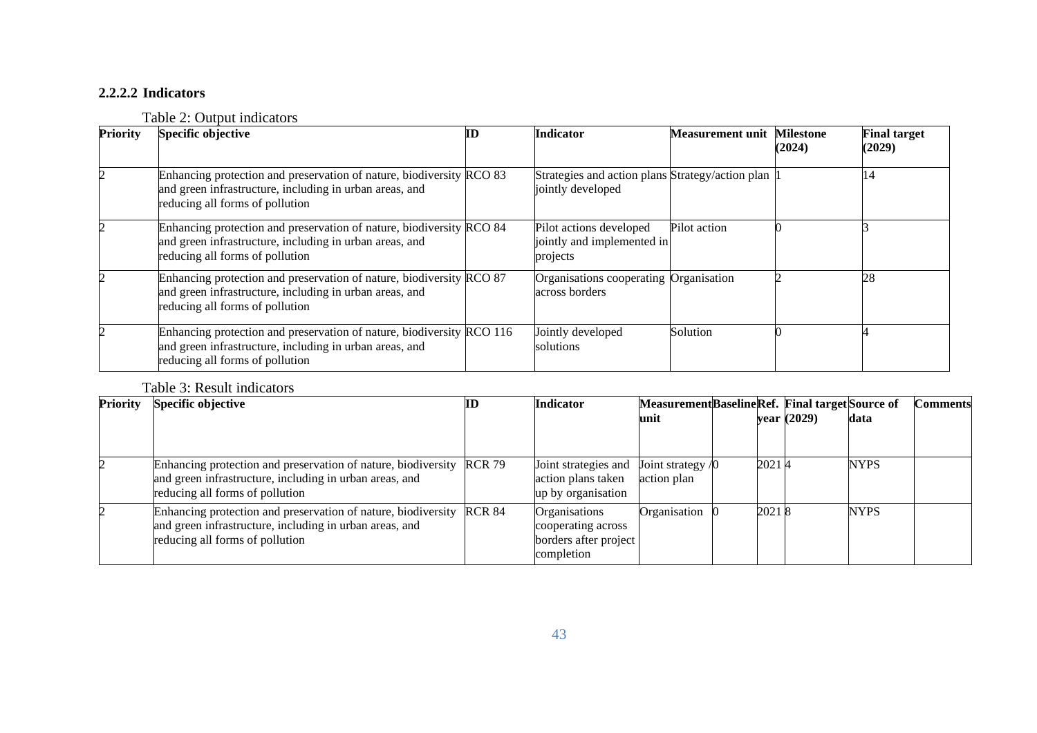### 2.2.2.2 Indicators

Table 2: Output indicators

| Priority | Specific objective | ID | Indicator | Measurement unit | Milestone (2024) | Final target (2029) |
|---|---|---|---|---|---|---|
| 2 | Enhancing protection and preservation of nature, biodiversity and green infrastructure, including in urban areas, and reducing all forms of pollution | RCO 83 | Strategies and action plans jointly developed | Strategy/action plan | 1 | 14 |
| 2 | Enhancing protection and preservation of nature, biodiversity and green infrastructure, including in urban areas, and reducing all forms of pollution | RCO 84 | Pilot actions developed jointly and implemented in projects | Pilot action | 0 | 3 |
| 2 | Enhancing protection and preservation of nature, biodiversity and green infrastructure, including in urban areas, and reducing all forms of pollution | RCO 87 | Organisations cooperating across borders | Organisation | 2 | 28 |
| 2 | Enhancing protection and preservation of nature, biodiversity and green infrastructure, including in urban areas, and reducing all forms of pollution | RCO 116 | Jointly developed solutions | Solution | 0 | 4 |

Table 3: Result indicators

| Priority | Specific objective | ID | Indicator | Measurement unit | Baseline | Ref. year | Final target (2029) | Source of data | Comments |
|---|---|---|---|---|---|---|---|---|---|
| 2 | Enhancing protection and preservation of nature, biodiversity and green infrastructure, including in urban areas, and reducing all forms of pollution | RCR 79 | Joint strategies and action plans taken up by organisation | Joint strategy / action plan | 0 | 2021 | 4 | NYPS | |
| 2 | Enhancing protection and preservation of nature, biodiversity and green infrastructure, including in urban areas, and reducing all forms of pollution | RCR 84 | Organisations cooperating across borders after project completion | Organisation | 0 | 2021 | 8 | NYPS | |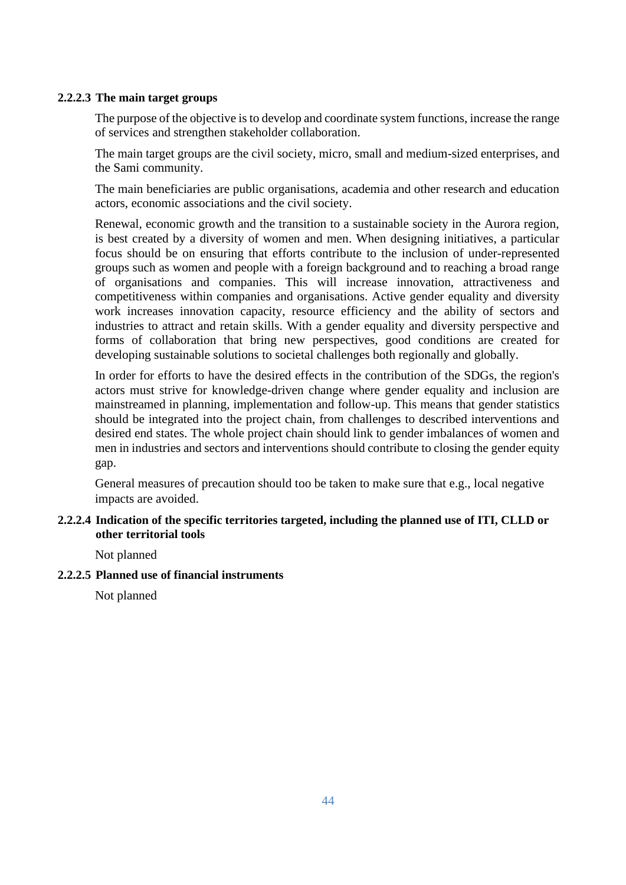#### 2.2.2.3 The main target groups

The purpose of the objective is to develop and coordinate system functions, increase the range of services and strengthen stakeholder collaboration.

The main target groups are the civil society, micro, small and medium-sized enterprises, and the Sami community.

The main beneficiaries are public organisations, academia and other research and education actors, economic associations and the civil society.

Renewal, economic growth and the transition to a sustainable society in the Aurora region, is best created by a diversity of women and men. When designing initiatives, a particular focus should be on ensuring that efforts contribute to the inclusion of under-represented groups such as women and people with a foreign background and to reaching a broad range of organisations and companies. This will increase innovation, attractiveness and competitiveness within companies and organisations. Active gender equality and diversity work increases innovation capacity, resource efficiency and the ability of sectors and industries to attract and retain skills. With a gender equality and diversity perspective and forms of collaboration that bring new perspectives, good conditions are created for developing sustainable solutions to societal challenges both regionally and globally.

In order for efforts to have the desired effects in the contribution of the SDGs, the region's actors must strive for knowledge-driven change where gender equality and inclusion are mainstreamed in planning, implementation and follow-up. This means that gender statistics should be integrated into the project chain, from challenges to described interventions and desired end states. The whole project chain should link to gender imbalances of women and men in industries and sectors and interventions should contribute to closing the gender equity gap.

General measures of precaution should too be taken to make sure that e.g., local negative impacts are avoided.

#### 2.2.2.4 Indication of the specific territories targeted, including the planned use of ITI, CLLD or other territorial tools

Not planned

#### 2.2.2.5 Planned use of financial instruments

Not planned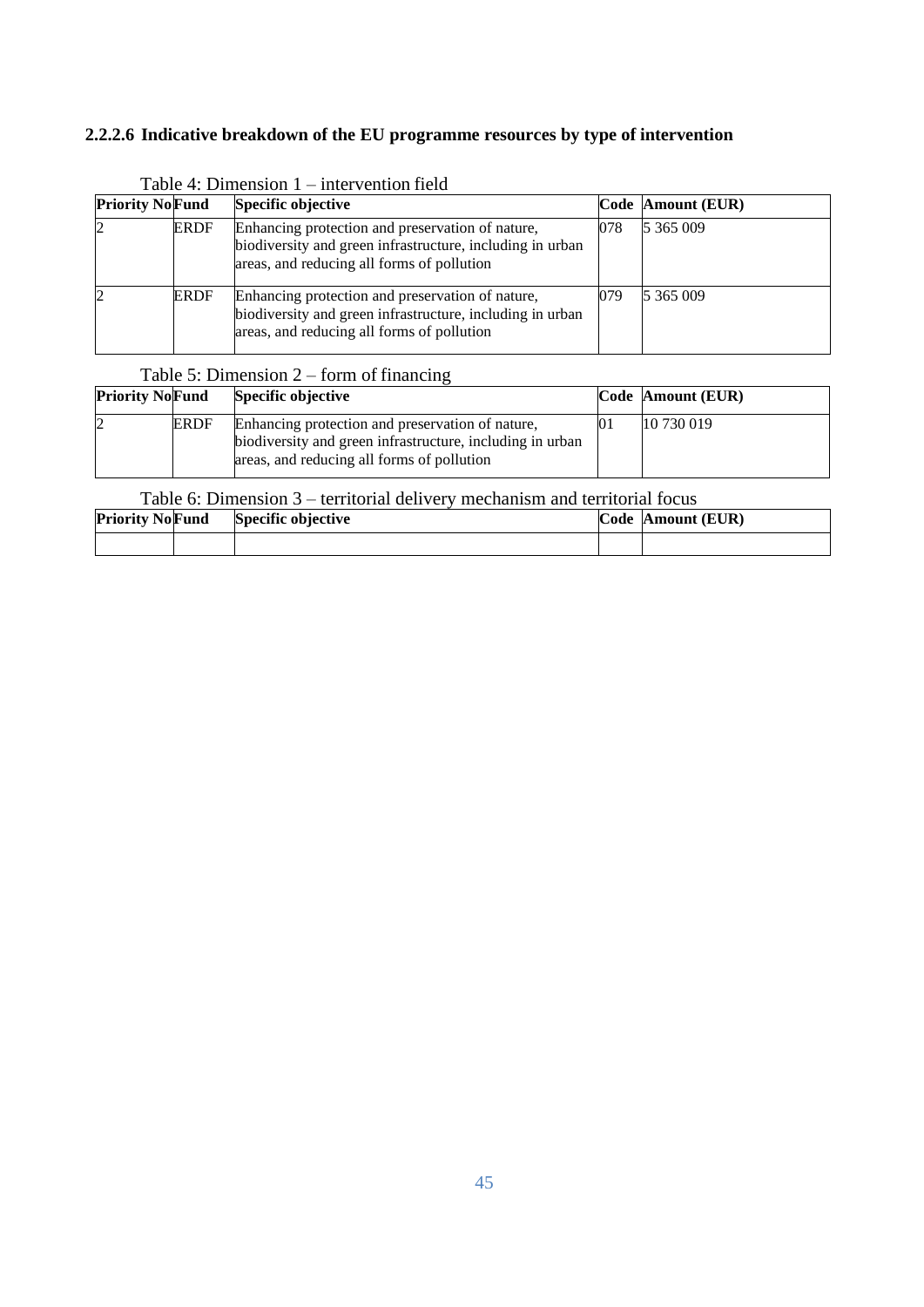#### 2.2.2.6 Indicative breakdown of the EU programme resources by type of intervention

Table 4: Dimension 1 – intervention field

| Priority No | Fund | Specific objective | Code | Amount (EUR) |
|---|---|---|---|---|
| 2 | ERDF | Enhancing protection and preservation of nature, biodiversity and green infrastructure, including in urban areas, and reducing all forms of pollution | 078 | 5 365 009 |
| 2 | ERDF | Enhancing protection and preservation of nature, biodiversity and green infrastructure, including in urban areas, and reducing all forms of pollution | 079 | 5 365 009 |

Table 5: Dimension 2 – form of financing

| Priority No | Fund | Specific objective | Code | Amount (EUR) |
|---|---|---|---|---|
| 2 | ERDF | Enhancing protection and preservation of nature, biodiversity and green infrastructure, including in urban areas, and reducing all forms of pollution | 01 | 10 730 019 |

Table 6: Dimension 3 – territorial delivery mechanism and territorial focus

| Priority No | Fund | Specific objective | Code | Amount (EUR) |
|---|---|---|---|---|
| | | | | |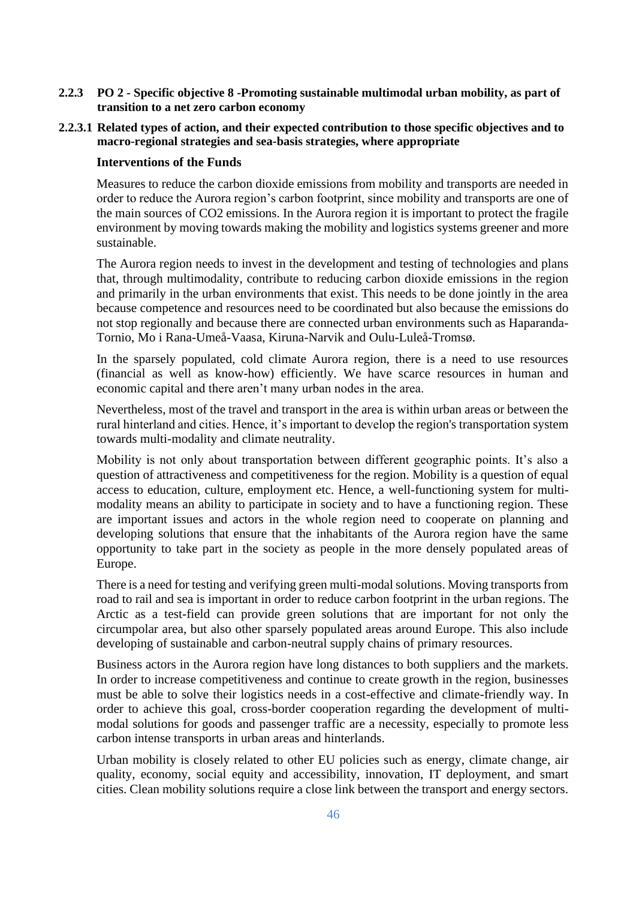### 2.2.3 PO 2 - Specific objective 8 -Promoting sustainable multimodal urban mobility, as part of transition to a net zero carbon economy

#### 2.2.3.1 Related types of action, and their expected contribution to those specific objectives and to macro-regional strategies and sea-basis strategies, where appropriate

**Interventions of the Funds**

Measures to reduce the carbon dioxide emissions from mobility and transports are needed in order to reduce the Aurora region's carbon footprint, since mobility and transports are one of the main sources of $CO_2$ emissions. In the Aurora region it is important to protect the fragile environment by moving towards making the mobility and logistics systems greener and more sustainable.

The Aurora region needs to invest in the development and testing of technologies and plans that, through multimodality, contribute to reducing carbon dioxide emissions in the region and primarily in the urban environments that exist. This needs to be done jointly in the area because competence and resources need to be coordinated but also because the emissions do not stop regionally and because there are connected urban environments such as Haparanda-Tornio, Mo i Rana-Umeå-Vaasa, Kiruna-Narvik and Oulu-Luleå-Tromsø.

In the sparsely populated, cold climate Aurora region, there is a need to use resources (financial as well as know-how) efficiently. We have scarce resources in human and economic capital and there aren't many urban nodes in the area.

Nevertheless, most of the travel and transport in the area is within urban areas or between the rural hinterland and cities. Hence, it's important to develop the region's transportation system towards multi-modality and climate neutrality.

Mobility is not only about transportation between different geographic points. It's also a question of attractiveness and competitiveness for the region. Mobility is a question of equal access to education, culture, employment etc. Hence, a well-functioning system for multi-modality means an ability to participate in society and to have a functioning region. These are important issues and actors in the whole region need to cooperate on planning and developing solutions that ensure that the inhabitants of the Aurora region have the same opportunity to take part in the society as people in the more densely populated areas of Europe.

There is a need for testing and verifying green multi-modal solutions. Moving transports from road to rail and sea is important in order to reduce carbon footprint in the urban regions. The Arctic as a test-field can provide green solutions that are important for not only the circumpolar area, but also other sparsely populated areas around Europe. This also include developing of sustainable and carbon-neutral supply chains of primary resources.

Business actors in the Aurora region have long distances to both suppliers and the markets. In order to increase competitiveness and continue to create growth in the region, businesses must be able to solve their logistics needs in a cost-effective and climate-friendly way. In order to achieve this goal, cross-border cooperation regarding the development of multi-modal solutions for goods and passenger traffic are a necessity, especially to promote less carbon intense transports in urban areas and hinterlands.

Urban mobility is closely related to other EU policies such as energy, climate change, air quality, economy, social equity and accessibility, innovation, IT deployment, and smart cities. Clean mobility solutions require a close link between the transport and energy sectors.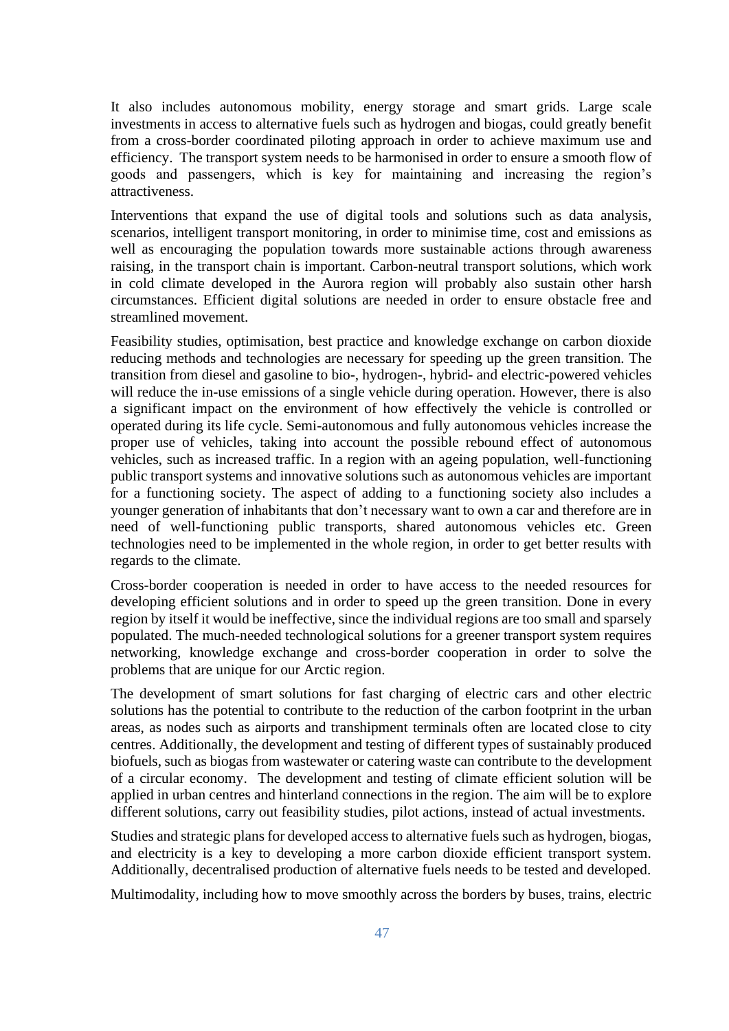It also includes autonomous mobility, energy storage and smart grids. Large scale investments in access to alternative fuels such as hydrogen and biogas, could greatly benefit from a cross-border coordinated piloting approach in order to achieve maximum use and efficiency. The transport system needs to be harmonised in order to ensure a smooth flow of goods and passengers, which is key for maintaining and increasing the region's attractiveness.

Interventions that expand the use of digital tools and solutions such as data analysis, scenarios, intelligent transport monitoring, in order to minimise time, cost and emissions as well as encouraging the population towards more sustainable actions through awareness raising, in the transport chain is important. Carbon-neutral transport solutions, which work in cold climate developed in the Aurora region will probably also sustain other harsh circumstances. Efficient digital solutions are needed in order to ensure obstacle free and streamlined movement.

Feasibility studies, optimisation, best practice and knowledge exchange on carbon dioxide reducing methods and technologies are necessary for speeding up the green transition. The transition from diesel and gasoline to bio-, hydrogen-, hybrid- and electric-powered vehicles will reduce the in-use emissions of a single vehicle during operation. However, there is also a significant impact on the environment of how effectively the vehicle is controlled or operated during its life cycle. Semi-autonomous and fully autonomous vehicles increase the proper use of vehicles, taking into account the possible rebound effect of autonomous vehicles, such as increased traffic. In a region with an ageing population, well-functioning public transport systems and innovative solutions such as autonomous vehicles are important for a functioning society. The aspect of adding to a functioning society also includes a younger generation of inhabitants that don't necessary want to own a car and therefore are in need of well-functioning public transports, shared autonomous vehicles etc. Green technologies need to be implemented in the whole region, in order to get better results with regards to the climate.

Cross-border cooperation is needed in order to have access to the needed resources for developing efficient solutions and in order to speed up the green transition. Done in every region by itself it would be ineffective, since the individual regions are too small and sparsely populated. The much-needed technological solutions for a greener transport system requires networking, knowledge exchange and cross-border cooperation in order to solve the problems that are unique for our Arctic region.

The development of smart solutions for fast charging of electric cars and other electric solutions has the potential to contribute to the reduction of the carbon footprint in the urban areas, as nodes such as airports and transhipment terminals often are located close to city centres. Additionally, the development and testing of different types of sustainably produced biofuels, such as biogas from wastewater or catering waste can contribute to the development of a circular economy. The development and testing of climate efficient solution will be applied in urban centres and hinterland connections in the region. The aim will be to explore different solutions, carry out feasibility studies, pilot actions, instead of actual investments.

Studies and strategic plans for developed access to alternative fuels such as hydrogen, biogas, and electricity is a key to developing a more carbon dioxide efficient transport system. Additionally, decentralised production of alternative fuels needs to be tested and developed.

Multimodality, including how to move smoothly across the borders by buses, trains, electric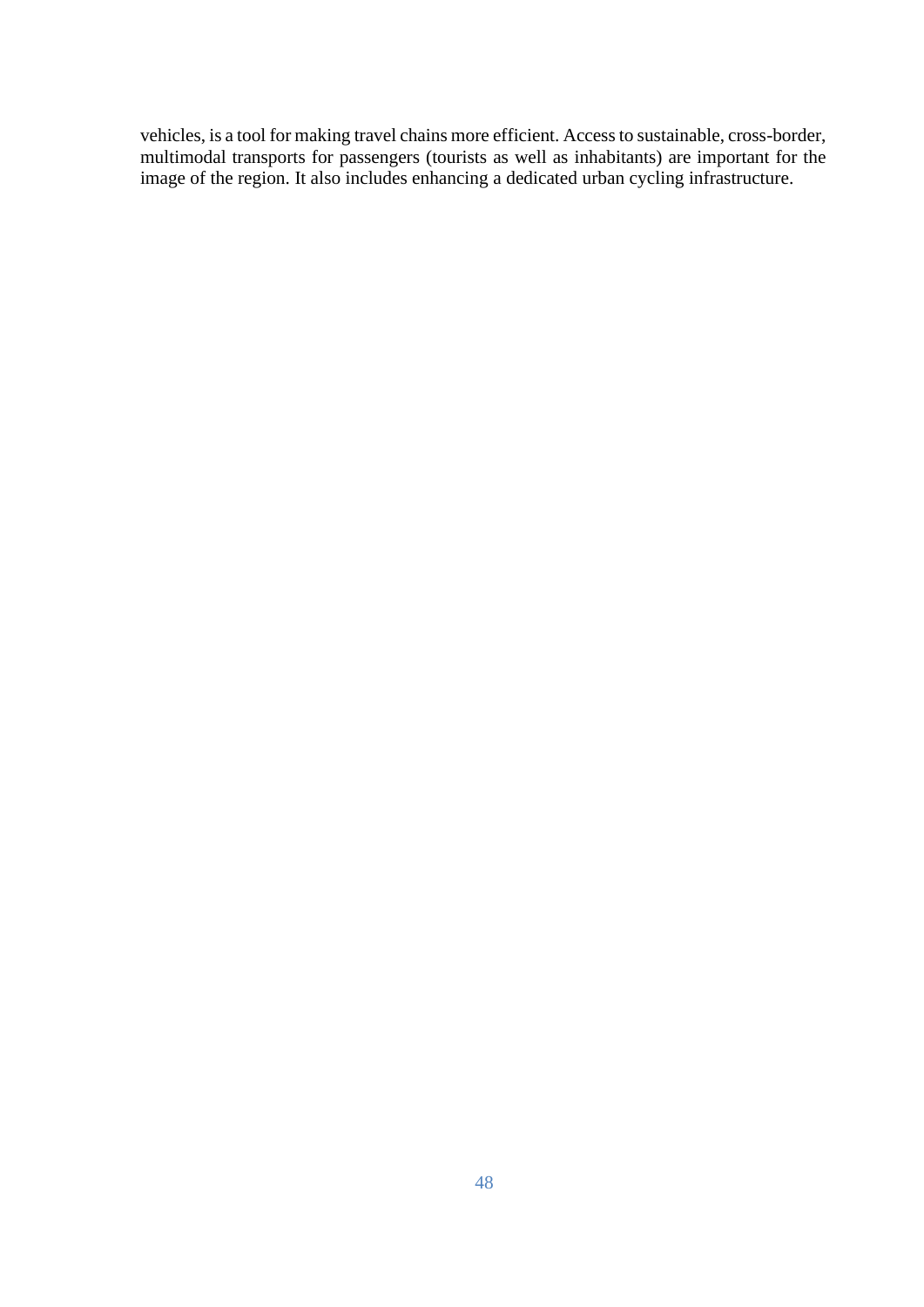vehicles, is a tool for making travel chains more efficient. Access to sustainable, cross-border, multimodal transports for passengers (tourists as well as inhabitants) are important for the image of the region. It also includes enhancing a dedicated urban cycling infrastructure.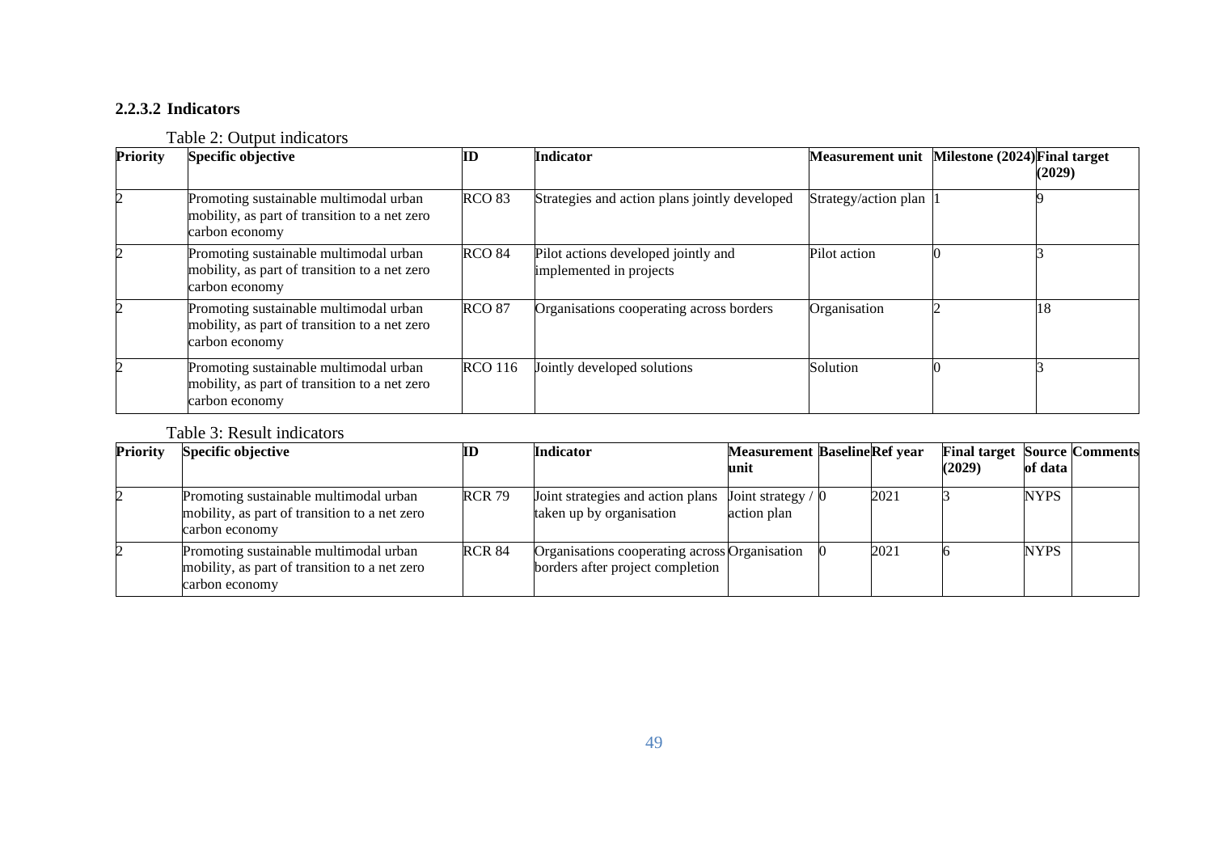#### 2.2.3.2 Indicators

Table 2: Output indicators

| Priority | Specific objective | ID | Indicator | Measurement unit | Milestone (2024) | Final target (2029) |
|---|---|---|---|---|---|---|
| 2 | Promoting sustainable multimodal urban mobility, as part of transition to a net zero carbon economy | RCO 83 | Strategies and action plans jointly developed | Strategy/action plan | 1 | 9 |
| 2 | Promoting sustainable multimodal urban mobility, as part of transition to a net zero carbon economy | RCO 84 | Pilot actions developed jointly and implemented in projects | Pilot action | 0 | 3 |
| 2 | Promoting sustainable multimodal urban mobility, as part of transition to a net zero carbon economy | RCO 87 | Organisations cooperating across borders | Organisation | 2 | 18 |
| 2 | Promoting sustainable multimodal urban mobility, as part of transition to a net zero carbon economy | RCO 116 | Jointly developed solutions | Solution | 0 | 3 |

Table 3: Result indicators

| Priority | Specific objective | ID | Indicator | Measurement unit | Baseline | Ref year | Final target (2029) | Source of data | Comments |
|---|---|---|---|---|---|---|---|---|---|
| 2 | Promoting sustainable multimodal urban mobility, as part of transition to a net zero carbon economy | RCR 79 | Joint strategies and action plans taken up by organisation | Joint strategy / action plan | 0 | 2021 | 3 | NYPS | |
| 2 | Promoting sustainable multimodal urban mobility, as part of transition to a net zero carbon economy | RCR 84 | Organisations cooperating across borders after project completion | Organisation | 0 | 2021 | 6 | NYPS | |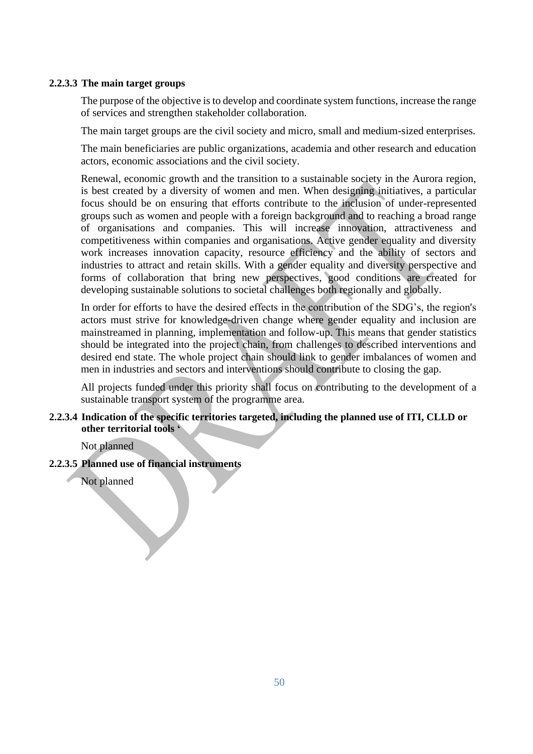#### 2.2.3.3 The main target groups

The purpose of the objective is to develop and coordinate system functions, increase the range of services and strengthen stakeholder collaboration.

The main target groups are the civil society and micro, small and medium-sized enterprises.

The main beneficiaries are public organizations, academia and other research and education actors, economic associations and the civil society.

Renewal, economic growth and the transition to a sustainable society in the Aurora region, is best created by a diversity of women and men. When designing initiatives, a particular focus should be on ensuring that efforts contribute to the inclusion of under-represented groups such as women and people with a foreign background and to reaching a broad range of organisations and companies. This will increase innovation, attractiveness and competitiveness within companies and organisations. Active gender equality and diversity work increases innovation capacity, resource efficiency and the ability of sectors and industries to attract and retain skills. With a gender equality and diversity perspective and forms of collaboration that bring new perspectives, good conditions are created for developing sustainable solutions to societal challenges both regionally and globally.

In order for efforts to have the desired effects in the contribution of the SDG's, the region's actors must strive for knowledge-driven change where gender equality and inclusion are mainstreamed in planning, implementation and follow-up. This means that gender statistics should be integrated into the project chain, from challenges to described interventions and desired end state. The whole project chain should link to gender imbalances of women and men in industries and sectors and interventions should contribute to closing the gap.

All projects funded under this priority shall focus on contributing to the development of a sustainable transport system of the programme area.

#### 2.2.3.4 Indication of the specific territories targeted, including the planned use of ITI, CLLD or other territorial tools '

Not planned

#### 2.2.3.5 Planned use of financial instruments

Not planned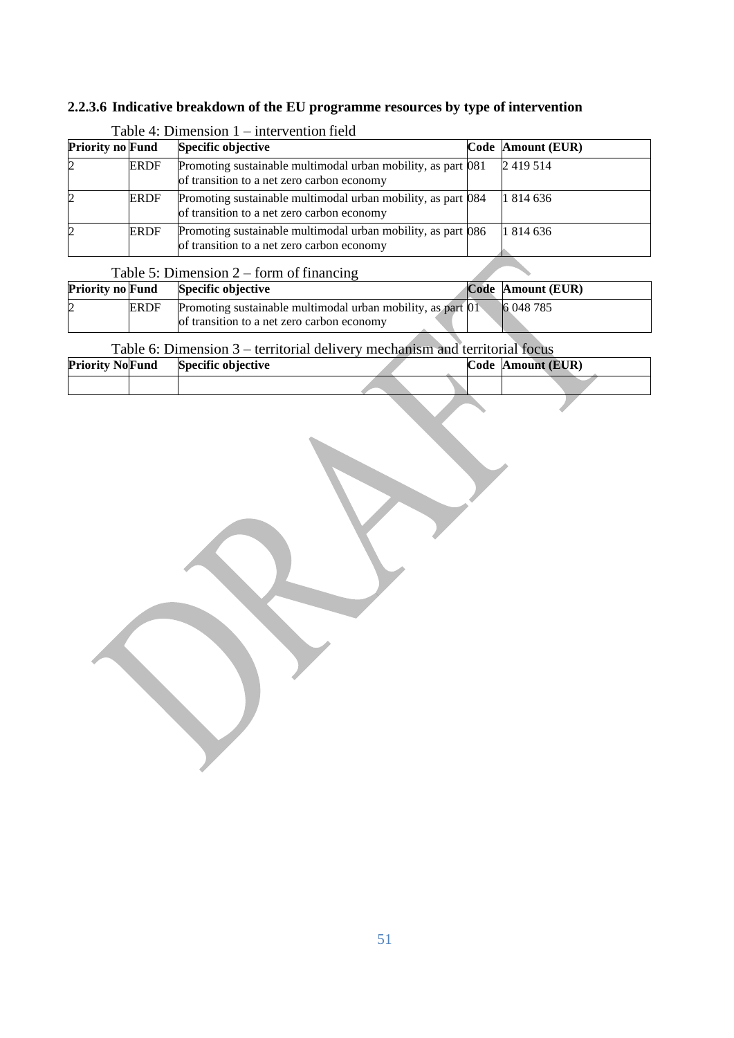#### 2.2.3.6 Indicative breakdown of the EU programme resources by type of intervention

Table 4: Dimension 1 – intervention field

| Priority no | Fund | Specific objective | Code | Amount (EUR) |
|---|---|---|---|---|
| 2 | ERDF | Promoting sustainable multimodal urban mobility, as part of transition to a net zero carbon economy | 081 | 2 419 514 |
| 2 | ERDF | Promoting sustainable multimodal urban mobility, as part of transition to a net zero carbon economy | 084 | 1 814 636 |
| 2 | ERDF | Promoting sustainable multimodal urban mobility, as part of transition to a net zero carbon economy | 086 | 1 814 636 |

Table 5: Dimension 2 – form of financing

| Priority no | Fund | Specific objective | Code | Amount (EUR) |
|---|---|---|---|---|
| 2 | ERDF | Promoting sustainable multimodal urban mobility, as part of transition to a net zero carbon economy | 01 | 6 048 785 |

Table 6: Dimension 3 – territorial delivery mechanism and territorial focus

| Priority No | Fund | Specific objective | Code | Amount (EUR) |
|---|---|---|---|---|
| | | | | |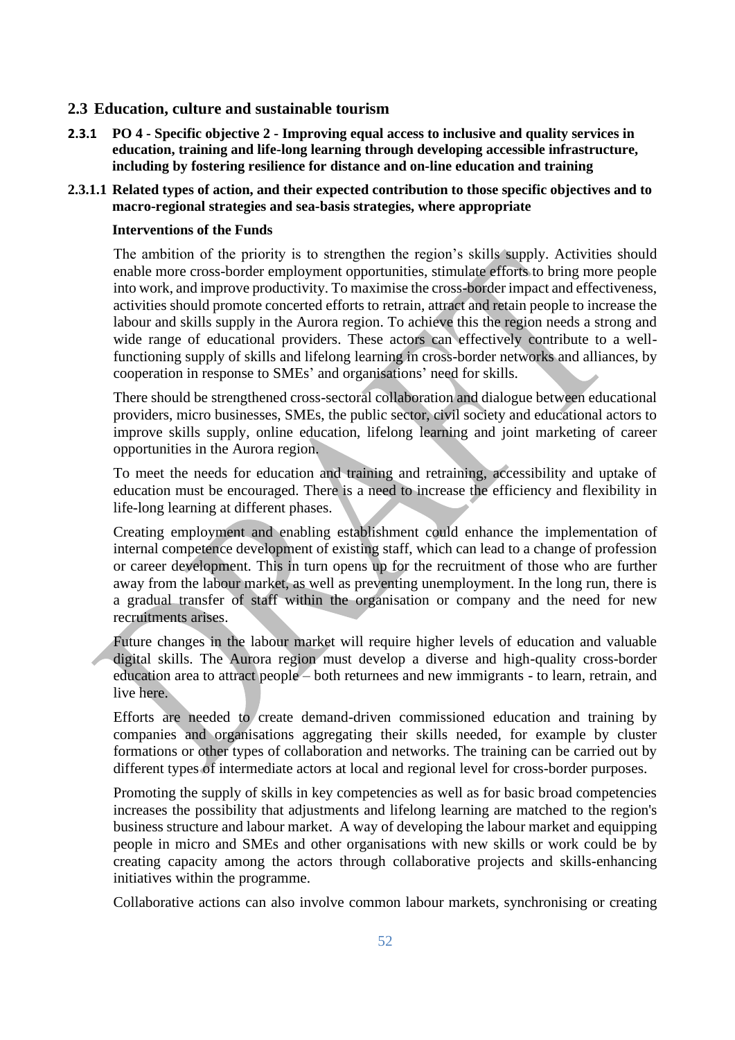## 2.3 Education, culture and sustainable tourism

### 2.3.1 PO 4 - Specific objective 2 - Improving equal access to inclusive and quality services in education, training and life-long learning through developing accessible infrastructure, including by fostering resilience for distance and on-line education and training

#### 2.3.1.1 Related types of action, and their expected contribution to those specific objectives and to macro-regional strategies and sea-basis strategies, where appropriate

**Interventions of the Funds**

The ambition of the priority is to strengthen the region's skills supply. Activities should enable more cross-border employment opportunities, stimulate efforts to bring more people into work, and improve productivity. To maximise the cross-border impact and effectiveness, activities should promote concerted efforts to retrain, attract and retain people to increase the labour and skills supply in the Aurora region. To achieve this the region needs a strong and wide range of educational providers. These actors can effectively contribute to a well-functioning supply of skills and lifelong learning in cross-border networks and alliances, by cooperation in response to SMEs' and organisations' need for skills.

There should be strengthened cross-sectoral collaboration and dialogue between educational providers, micro businesses, SMEs, the public sector, civil society and educational actors to improve skills supply, online education, lifelong learning and joint marketing of career opportunities in the Aurora region.

To meet the needs for education and training and retraining, accessibility and uptake of education must be encouraged. There is a need to increase the efficiency and flexibility in life-long learning at different phases.

Creating employment and enabling establishment could enhance the implementation of internal competence development of existing staff, which can lead to a change of profession or career development. This in turn opens up for the recruitment of those who are further away from the labour market, as well as preventing unemployment. In the long run, there is a gradual transfer of staff within the organisation or company and the need for new recruitments arises.

Future changes in the labour market will require higher levels of education and valuable digital skills. The Aurora region must develop a diverse and high-quality cross-border education area to attract people – both returnees and new immigrants - to learn, retrain, and live here.

Efforts are needed to create demand-driven commissioned education and training by companies and organisations aggregating their skills needed, for example by cluster formations or other types of collaboration and networks. The training can be carried out by different types of intermediate actors at local and regional level for cross-border purposes.

Promoting the supply of skills in key competencies as well as for basic broad competencies increases the possibility that adjustments and lifelong learning are matched to the region's business structure and labour market. A way of developing the labour market and equipping people in micro and SMEs and other organisations with new skills or work could be by creating capacity among the actors through collaborative projects and skills-enhancing initiatives within the programme.

Collaborative actions can also involve common labour markets, synchronising or creating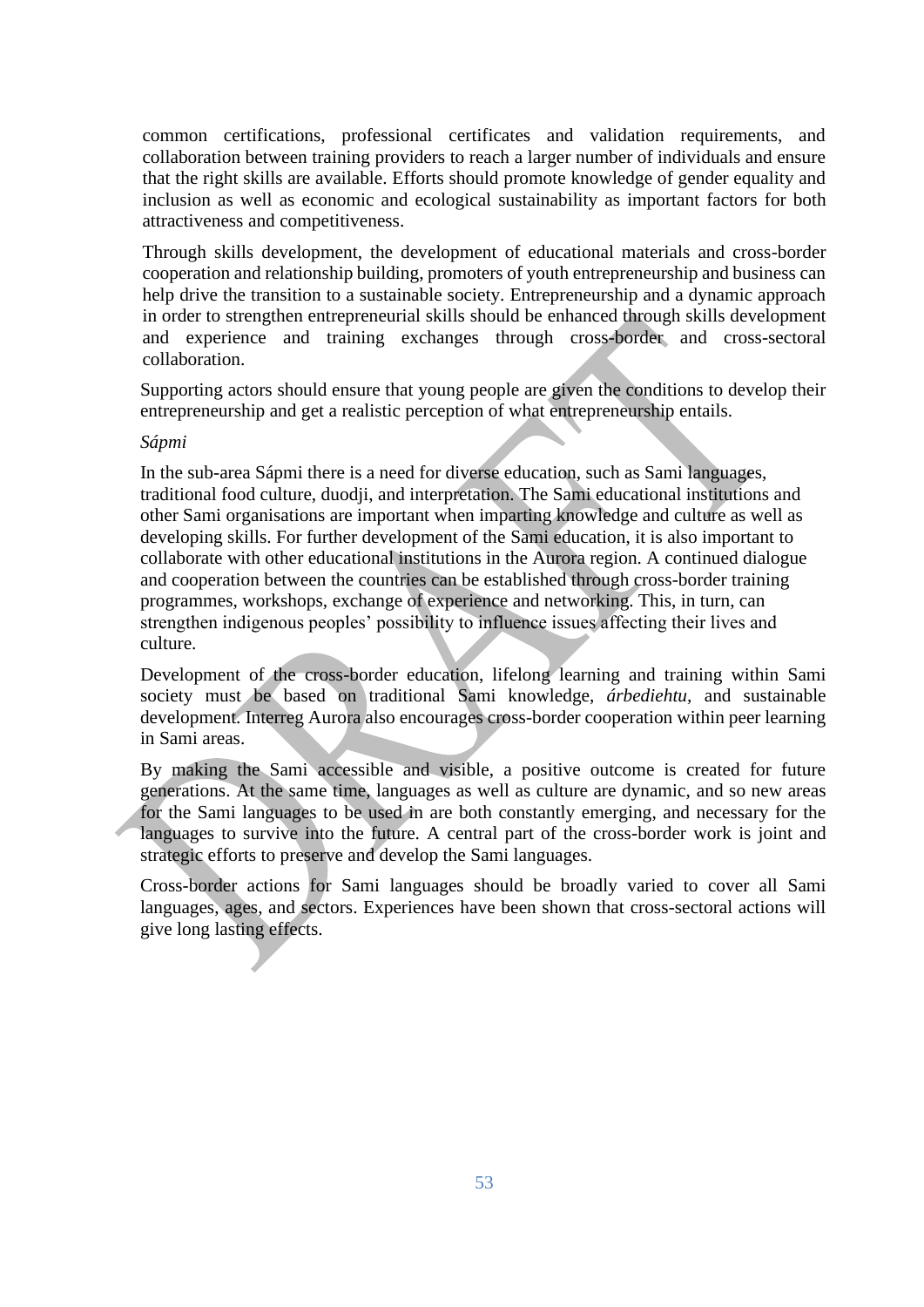common certifications, professional certificates and validation requirements, and collaboration between training providers to reach a larger number of individuals and ensure that the right skills are available. Efforts should promote knowledge of gender equality and inclusion as well as economic and ecological sustainability as important factors for both attractiveness and competitiveness.

Through skills development, the development of educational materials and cross-border cooperation and relationship building, promoters of youth entrepreneurship and business can help drive the transition to a sustainable society. Entrepreneurship and a dynamic approach in order to strengthen entrepreneurial skills should be enhanced through skills development and experience and training exchanges through cross-border and cross-sectoral collaboration.

Supporting actors should ensure that young people are given the conditions to develop their entrepreneurship and get a realistic perception of what entrepreneurship entails.

*Sápmi*

In the sub-area Sápmi there is a need for diverse education, such as Sami languages, traditional food culture, duodji, and interpretation. The Sami educational institutions and other Sami organisations are important when imparting knowledge and culture as well as developing skills. For further development of the Sami education, it is also important to collaborate with other educational institutions in the Aurora region. A continued dialogue and cooperation between the countries can be established through cross-border training programmes, workshops, exchange of experience and networking. This, in turn, can strengthen indigenous peoples' possibility to influence issues affecting their lives and culture.

Development of the cross-border education, lifelong learning and training within Sami society must be based on traditional Sami knowledge, *árbediehtu*, and sustainable development. Interreg Aurora also encourages cross-border cooperation within peer learning in Sami areas.

By making the Sami accessible and visible, a positive outcome is created for future generations. At the same time, languages as well as culture are dynamic, and so new areas for the Sami languages to be used in are both constantly emerging, and necessary for the languages to survive into the future. A central part of the cross-border work is joint and strategic efforts to preserve and develop the Sami languages.

Cross-border actions for Sami languages should be broadly varied to cover all Sami languages, ages, and sectors. Experiences have been shown that cross-sectoral actions will give long lasting effects.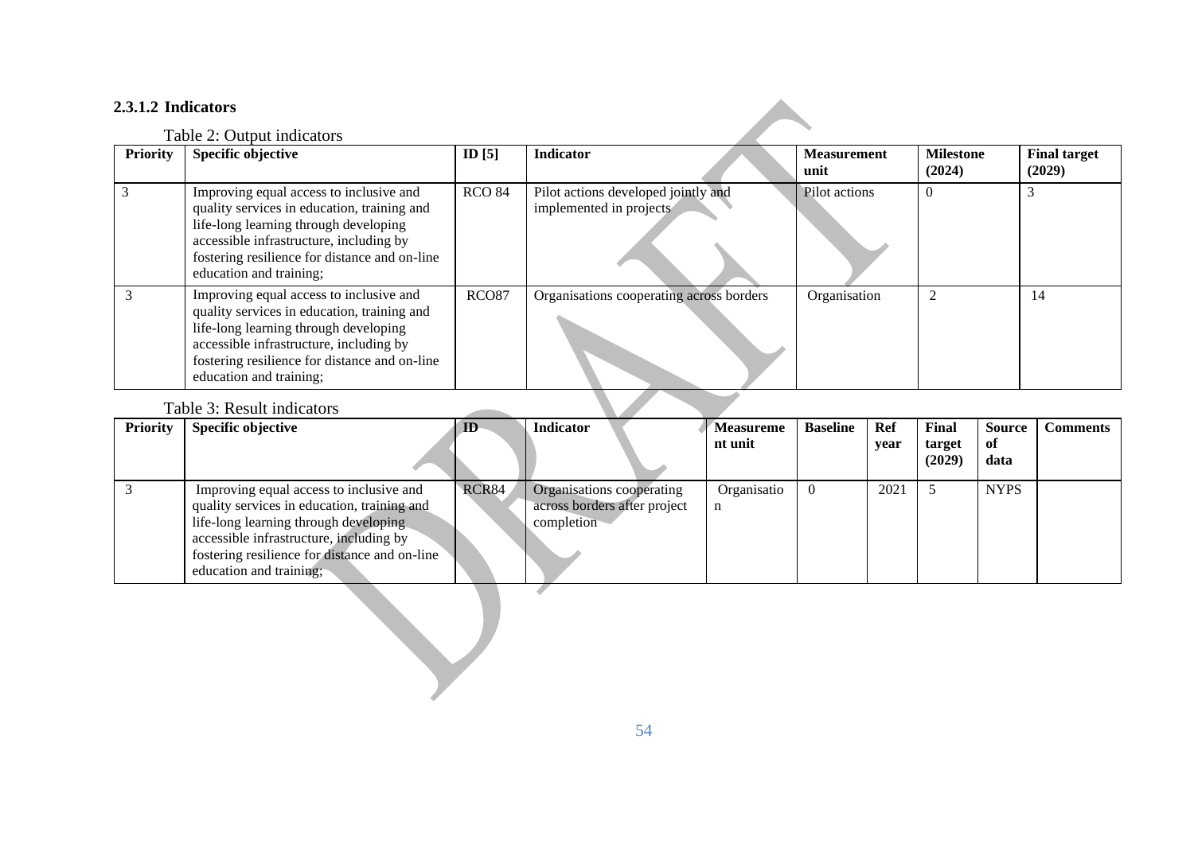#### 2.3.1.2 Indicators

Table 2: Output indicators

| Priority | Specific objective | ID [5] | Indicator | Measurement unit | Milestone (2024) | Final target (2029) |
|---|---|---|---|---|---|---|
| 3 | Improving equal access to inclusive and quality services in education, training and life-long learning through developing accessible infrastructure, including by fostering resilience for distance and on-line education and training; | RCO 84 | Pilot actions developed jointly and implemented in projects | Pilot actions | 0 | 3 |
| 3 | Improving equal access to inclusive and quality services in education, training and life-long learning through developing accessible infrastructure, including by fostering resilience for distance and on-line education and training; | RCO87 | Organisations cooperating across borders | Organisation | 2 | 14 |

Table 3: Result indicators

| Priority | Specific objective | ID | Indicator | Measurement unit | Baseline | Ref year | Final target (2029) | Source of data | Comments |
|---|---|---|---|---|---|---|---|---|---|
| 3 | Improving equal access to inclusive and quality services in education, training and life-long learning through developing accessible infrastructure, including by fostering resilience for distance and on-line education and training; | RCR84 | Organisations cooperating across borders after project completion | Organisation | 0 | 2021 | 5 | NYPS | |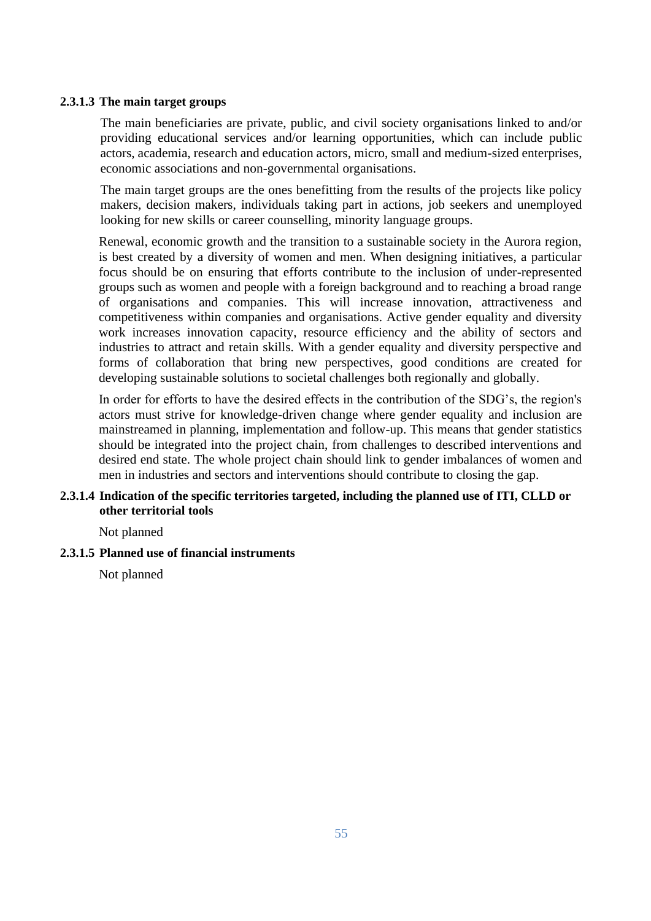#### 2.3.1.3 The main target groups

The main beneficiaries are private, public, and civil society organisations linked to and/or providing educational services and/or learning opportunities, which can include public actors, academia, research and education actors, micro, small and medium-sized enterprises, economic associations and non-governmental organisations.

The main target groups are the ones benefitting from the results of the projects like policy makers, decision makers, individuals taking part in actions, job seekers and unemployed looking for new skills or career counselling, minority language groups.

Renewal, economic growth and the transition to a sustainable society in the Aurora region, is best created by a diversity of women and men. When designing initiatives, a particular focus should be on ensuring that efforts contribute to the inclusion of under-represented groups such as women and people with a foreign background and to reaching a broad range of organisations and companies. This will increase innovation, attractiveness and competitiveness within companies and organisations. Active gender equality and diversity work increases innovation capacity, resource efficiency and the ability of sectors and industries to attract and retain skills. With a gender equality and diversity perspective and forms of collaboration that bring new perspectives, good conditions are created for developing sustainable solutions to societal challenges both regionally and globally.

In order for efforts to have the desired effects in the contribution of the SDG's, the region's actors must strive for knowledge-driven change where gender equality and inclusion are mainstreamed in planning, implementation and follow-up. This means that gender statistics should be integrated into the project chain, from challenges to described interventions and desired end state. The whole project chain should link to gender imbalances of women and men in industries and sectors and interventions should contribute to closing the gap.

#### 2.3.1.4 Indication of the specific territories targeted, including the planned use of ITI, CLLD or other territorial tools

Not planned

#### 2.3.1.5 Planned use of financial instruments

Not planned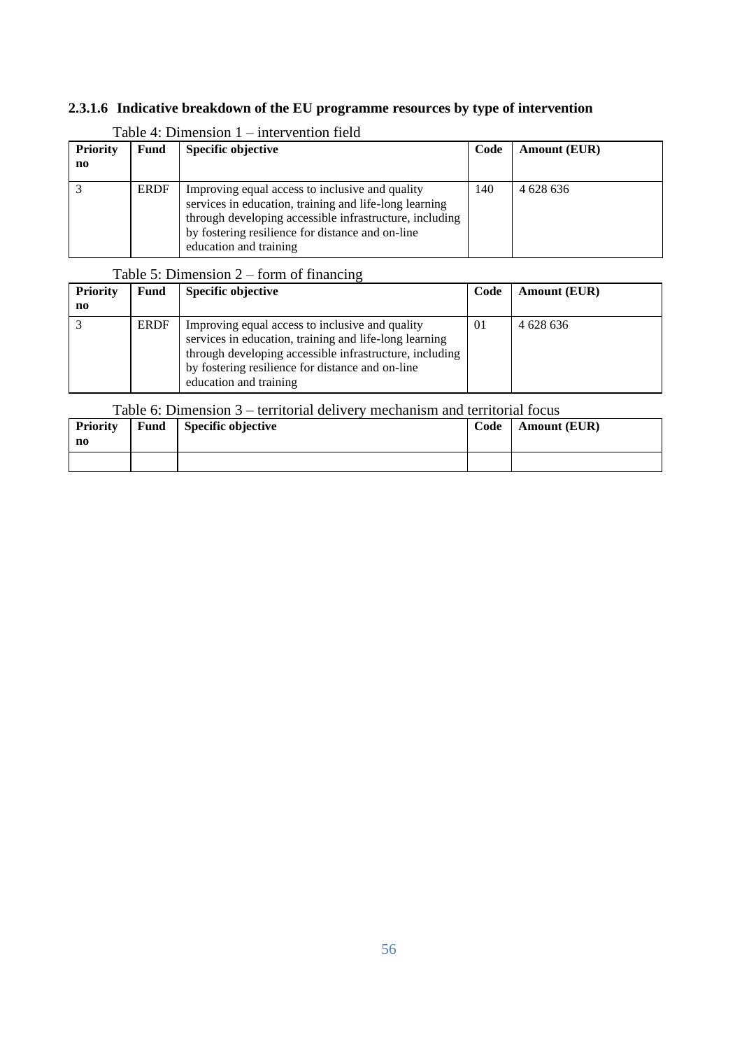#### 2.3.1.6 Indicative breakdown of the EU programme resources by type of intervention

Table 4: Dimension 1 – intervention field

| Priority no | Fund | Specific objective | Code | Amount (EUR) |
|---|---|---|---|---|
| 3 | ERDF | Improving equal access to inclusive and quality services in education, training and life-long learning through developing accessible infrastructure, including by fostering resilience for distance and on-line education and training | 140 | 4 628 636 |

Table 5: Dimension 2 – form of financing

| Priority no | Fund | Specific objective | Code | Amount (EUR) |
|---|---|---|---|---|
| 3 | ERDF | Improving equal access to inclusive and quality services in education, training and life-long learning through developing accessible infrastructure, including by fostering resilience for distance and on-line education and training | 01 | 4 628 636 |

Table 6: Dimension 3 – territorial delivery mechanism and territorial focus

| Priority no | Fund | Specific objective | Code | Amount (EUR) |
|---|---|---|---|---|
| | | | | |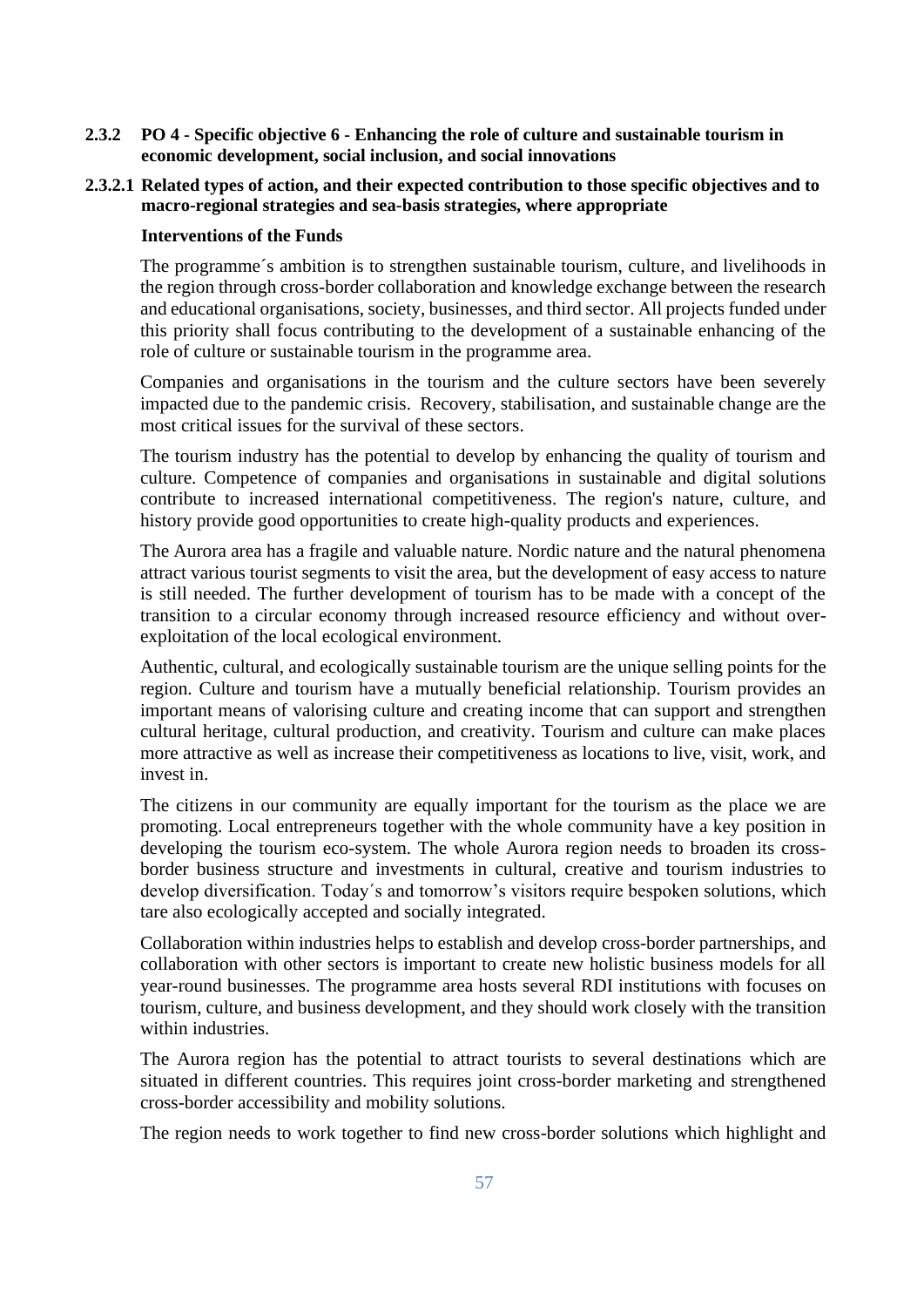### 2.3.2 PO 4 - Specific objective 6 - Enhancing the role of culture and sustainable tourism in economic development, social inclusion, and social innovations

#### 2.3.2.1 Related types of action, and their expected contribution to those specific objectives and to macro-regional strategies and sea-basis strategies, where appropriate

**Interventions of the Funds**

The programme´s ambition is to strengthen sustainable tourism, culture, and livelihoods in the region through cross-border collaboration and knowledge exchange between the research and educational organisations, society, businesses, and third sector. All projects funded under this priority shall focus contributing to the development of a sustainable enhancing of the role of culture or sustainable tourism in the programme area.

Companies and organisations in the tourism and the culture sectors have been severely impacted due to the pandemic crisis.  Recovery, stabilisation, and sustainable change are the most critical issues for the survival of these sectors.

The tourism industry has the potential to develop by enhancing the quality of tourism and culture. Competence of companies and organisations in sustainable and digital solutions contribute to increased international competitiveness. The region's nature, culture, and history provide good opportunities to create high-quality products and experiences.

The Aurora area has a fragile and valuable nature. Nordic nature and the natural phenomena attract various tourist segments to visit the area, but the development of easy access to nature is still needed. The further development of tourism has to be made with a concept of the transition to a circular economy through increased resource efficiency and without over-exploitation of the local ecological environment.

Authentic, cultural, and ecologically sustainable tourism are the unique selling points for the region. Culture and tourism have a mutually beneficial relationship. Tourism provides an important means of valorising culture and creating income that can support and strengthen cultural heritage, cultural production, and creativity. Tourism and culture can make places more attractive as well as increase their competitiveness as locations to live, visit, work, and invest in.

The citizens in our community are equally important for the tourism as the place we are promoting. Local entrepreneurs together with the whole community have a key position in developing the tourism eco-system. The whole Aurora region needs to broaden its cross-border business structure and investments in cultural, creative and tourism industries to develop diversification. Today´s and tomorrow's visitors require bespoken solutions, which tare also ecologically accepted and socially integrated.

Collaboration within industries helps to establish and develop cross-border partnerships, and collaboration with other sectors is important to create new holistic business models for all year-round businesses. The programme area hosts several RDI institutions with focuses on tourism, culture, and business development, and they should work closely with the transition within industries.

The Aurora region has the potential to attract tourists to several destinations which are situated in different countries. This requires joint cross-border marketing and strengthened cross-border accessibility and mobility solutions.

The region needs to work together to find new cross-border solutions which highlight and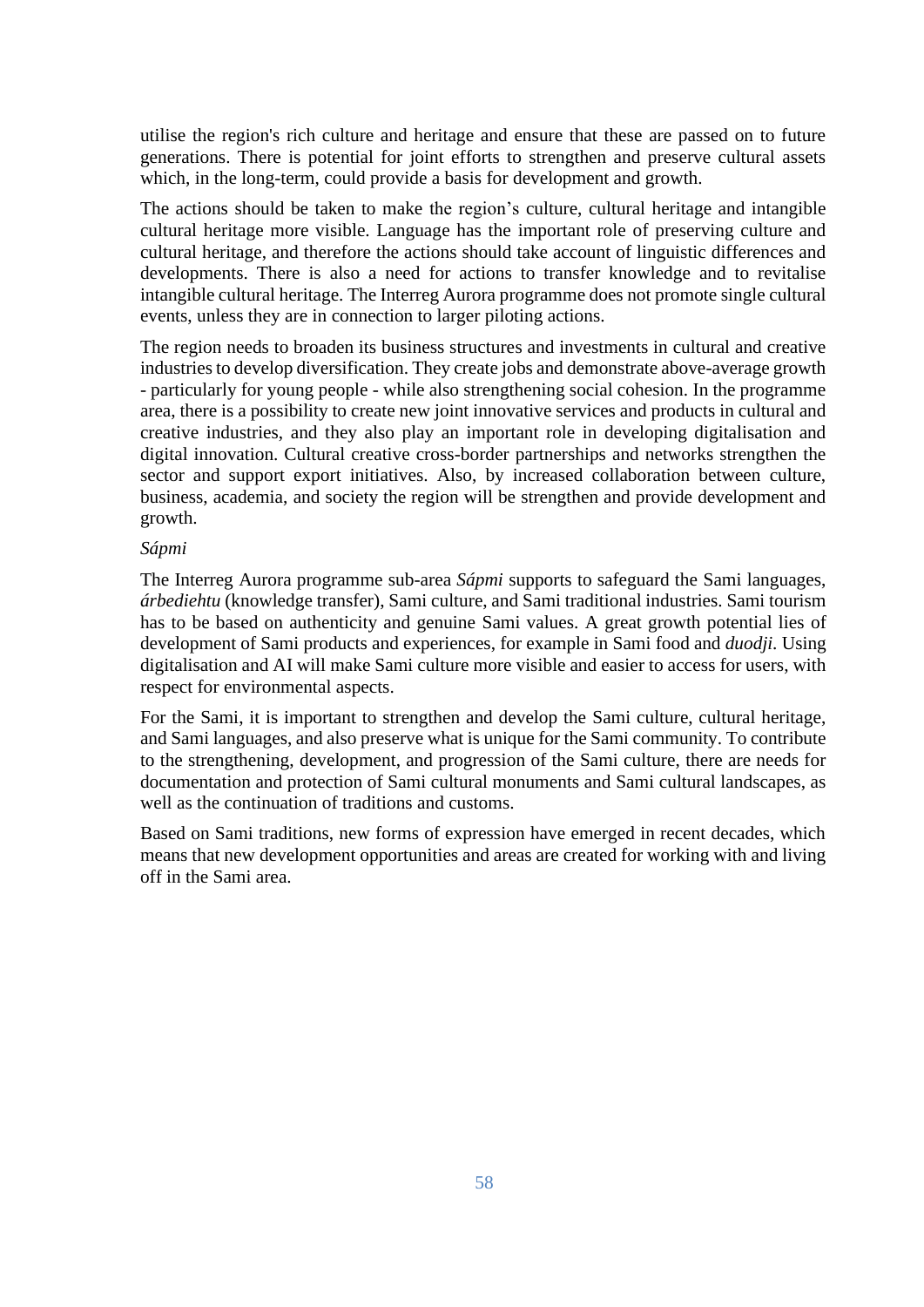utilise the region's rich culture and heritage and ensure that these are passed on to future generations. There is potential for joint efforts to strengthen and preserve cultural assets which, in the long-term, could provide a basis for development and growth.

The actions should be taken to make the region's culture, cultural heritage and intangible cultural heritage more visible. Language has the important role of preserving culture and cultural heritage, and therefore the actions should take account of linguistic differences and developments. There is also a need for actions to transfer knowledge and to revitalise intangible cultural heritage. The Interreg Aurora programme does not promote single cultural events, unless they are in connection to larger piloting actions.

The region needs to broaden its business structures and investments in cultural and creative industries to develop diversification. They create jobs and demonstrate above-average growth - particularly for young people - while also strengthening social cohesion. In the programme area, there is a possibility to create new joint innovative services and products in cultural and creative industries, and they also play an important role in developing digitalisation and digital innovation. Cultural creative cross-border partnerships and networks strengthen the sector and support export initiatives. Also, by increased collaboration between culture, business, academia, and society the region will be strengthen and provide development and growth.

*Sápmi*

The Interreg Aurora programme sub-area *Sápmi* supports to safeguard the Sami languages, *árbediehtu* (knowledge transfer), Sami culture, and Sami traditional industries. Sami tourism has to be based on authenticity and genuine Sami values. A great growth potential lies of development of Sami products and experiences, for example in Sami food and *duodji*. Using digitalisation and AI will make Sami culture more visible and easier to access for users, with respect for environmental aspects.

For the Sami, it is important to strengthen and develop the Sami culture, cultural heritage, and Sami languages, and also preserve what is unique for the Sami community. To contribute to the strengthening, development, and progression of the Sami culture, there are needs for documentation and protection of Sami cultural monuments and Sami cultural landscapes, as well as the continuation of traditions and customs.

Based on Sami traditions, new forms of expression have emerged in recent decades, which means that new development opportunities and areas are created for working with and living off in the Sami area.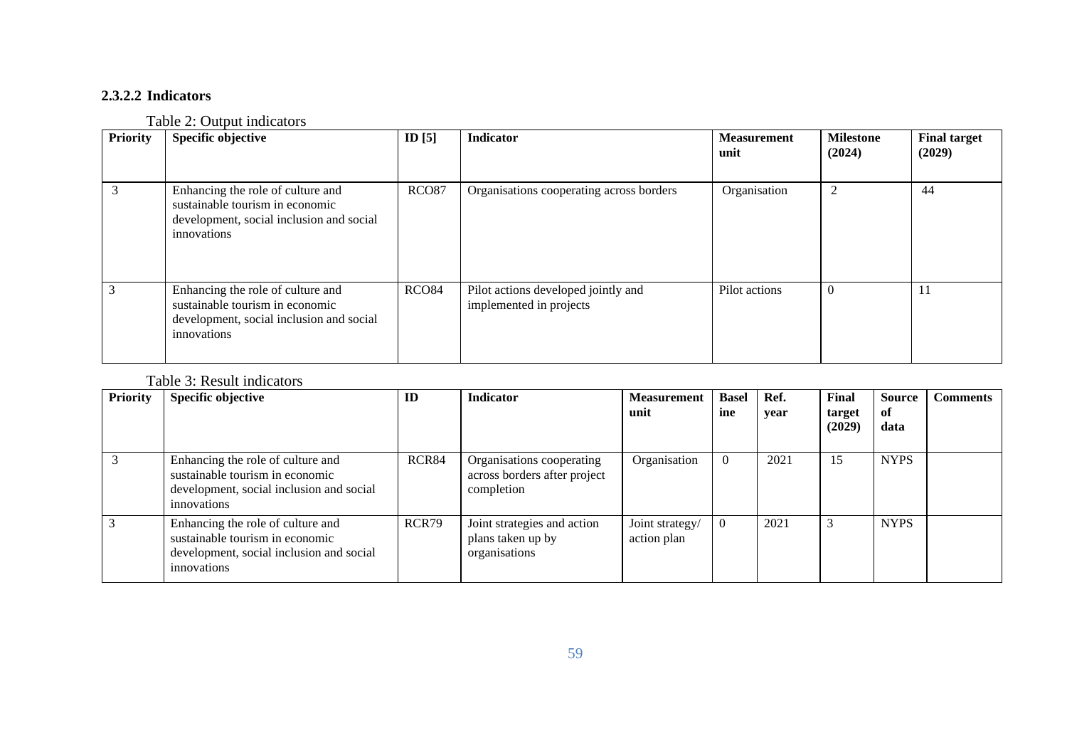#### 2.3.2.2 Indicators

Table 2: Output indicators

| Priority | Specific objective | ID [5] | Indicator | Measurement unit | Milestone (2024) | Final target (2029) |
|---|---|---|---|---|---|---|
| 3 | Enhancing the role of culture and sustainable tourism in economic development, social inclusion and social innovations | RCO87 | Organisations cooperating across borders | Organisation | 2 | 44 |
| 3 | Enhancing the role of culture and sustainable tourism in economic development, social inclusion and social innovations | RCO84 | Pilot actions developed jointly and implemented in projects | Pilot actions | 0 | 11 |

Table 3: Result indicators

| Priority | Specific objective | ID | Indicator | Measurement unit | Baseline | Ref. year | Final target (2029) | Source of data | Comments |
|---|---|---|---|---|---|---|---|---|---|
| 3 | Enhancing the role of culture and sustainable tourism in economic development, social inclusion and social innovations | RCR84 | Organisations cooperating across borders after project completion | Organisation | 0 | 2021 | 15 | NYPS | |
| 3 | Enhancing the role of culture and sustainable tourism in economic development, social inclusion and social innovations | RCR79 | Joint strategies and action plans taken up by organisations | Joint strategy/ action plan | 0 | 2021 | 3 | NYPS | |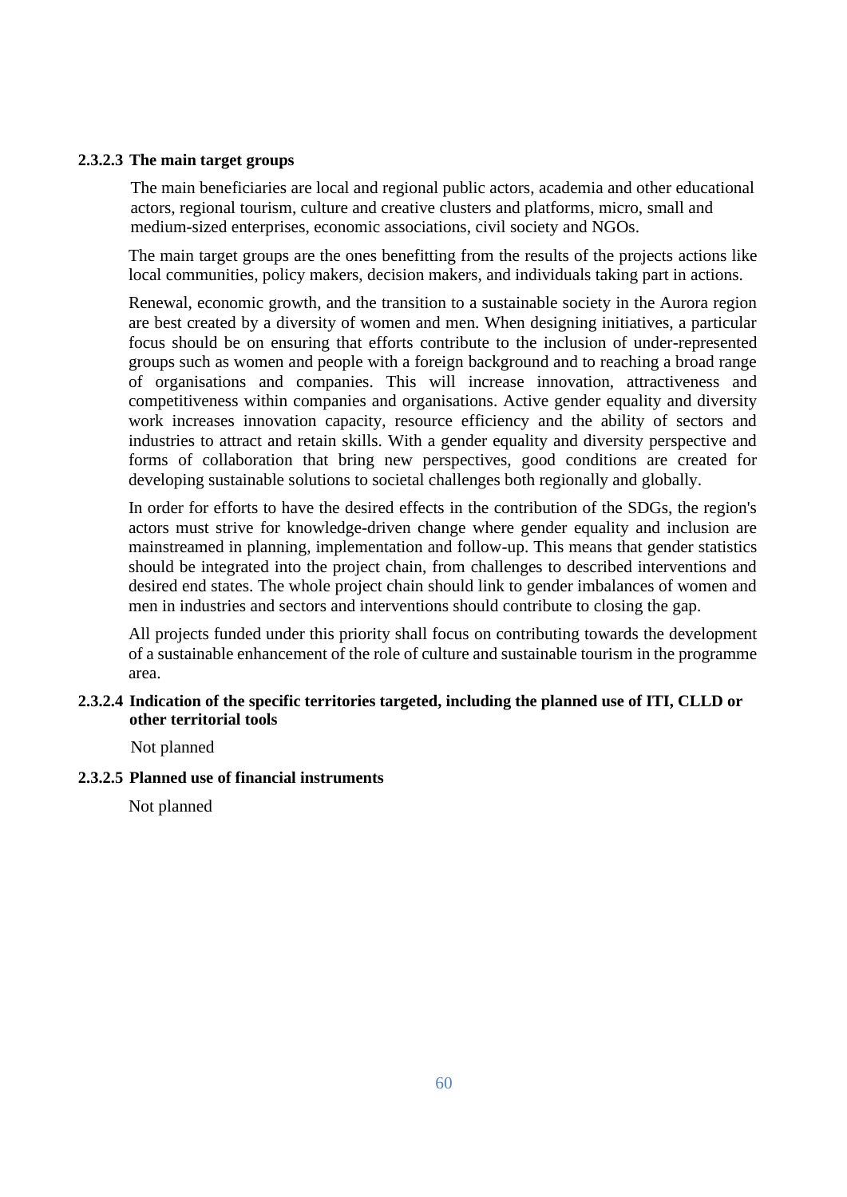#### 2.3.2.3 The main target groups

The main beneficiaries are local and regional public actors, academia and other educational actors, regional tourism, culture and creative clusters and platforms, micro, small and medium-sized enterprises, economic associations, civil society and NGOs.

The main target groups are the ones benefitting from the results of the projects actions like local communities, policy makers, decision makers, and individuals taking part in actions.

Renewal, economic growth, and the transition to a sustainable society in the Aurora region are best created by a diversity of women and men. When designing initiatives, a particular focus should be on ensuring that efforts contribute to the inclusion of under-represented groups such as women and people with a foreign background and to reaching a broad range of organisations and companies. This will increase innovation, attractiveness and competitiveness within companies and organisations. Active gender equality and diversity work increases innovation capacity, resource efficiency and the ability of sectors and industries to attract and retain skills. With a gender equality and diversity perspective and forms of collaboration that bring new perspectives, good conditions are created for developing sustainable solutions to societal challenges both regionally and globally.

In order for efforts to have the desired effects in the contribution of the SDGs, the region's actors must strive for knowledge-driven change where gender equality and inclusion are mainstreamed in planning, implementation and follow-up. This means that gender statistics should be integrated into the project chain, from challenges to described interventions and desired end states. The whole project chain should link to gender imbalances of women and men in industries and sectors and interventions should contribute to closing the gap.

All projects funded under this priority shall focus on contributing towards the development of a sustainable enhancement of the role of culture and sustainable tourism in the programme area.

#### 2.3.2.4 Indication of the specific territories targeted, including the planned use of ITI, CLLD or other territorial tools

Not planned

#### 2.3.2.5 Planned use of financial instruments

Not planned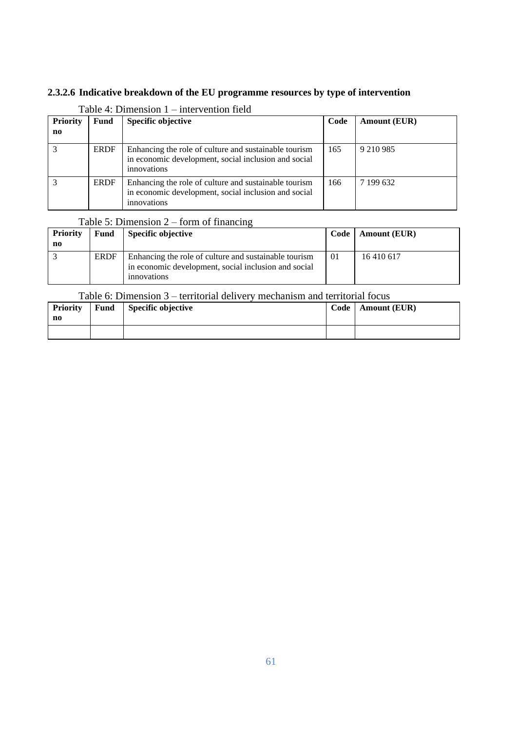### 2.3.2.6 Indicative breakdown of the EU programme resources by type of intervention

Table 4: Dimension 1 – intervention field

| Priority no | Fund | Specific objective | Code | Amount (EUR) |
|---|---|---|---|---|
| 3 | ERDF | Enhancing the role of culture and sustainable tourism in economic development, social inclusion and social innovations | 165 | 9 210 985 |
| 3 | ERDF | Enhancing the role of culture and sustainable tourism in economic development, social inclusion and social innovations | 166 | 7 199 632 |

Table 5: Dimension 2 – form of financing

| Priority no | Fund | Specific objective | Code | Amount (EUR) |
|---|---|---|---|---|
| 3 | ERDF | Enhancing the role of culture and sustainable tourism in economic development, social inclusion and social innovations | 01 | 16 410 617 |

Table 6: Dimension 3 – territorial delivery mechanism and territorial focus

| Priority no | Fund | Specific objective | Code | Amount (EUR) |
|---|---|---|---|---|
| | | | | |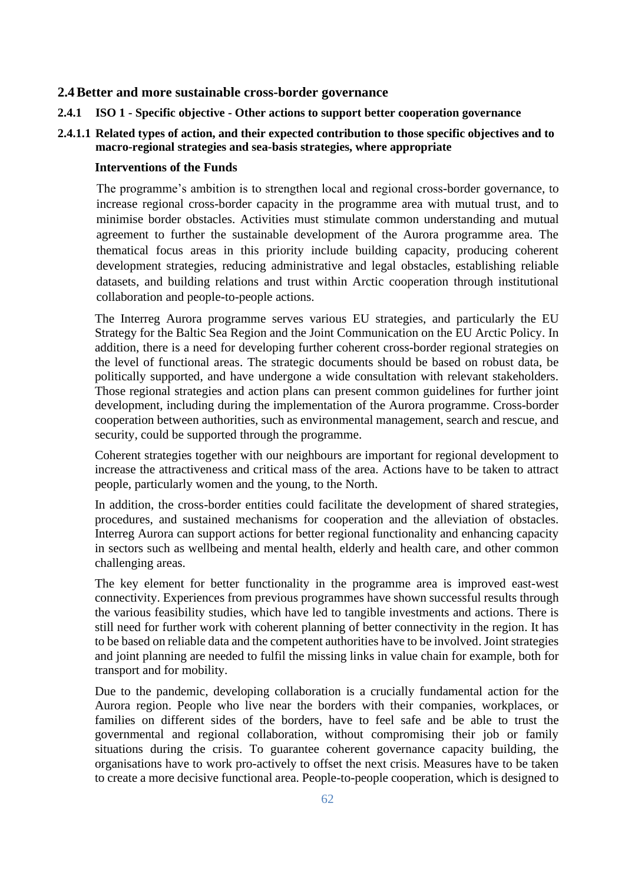## 2.4 Better and more sustainable cross-border governance

### 2.4.1 ISO 1 - Specific objective - Other actions to support better cooperation governance

#### 2.4.1.1 Related types of action, and their expected contribution to those specific objectives and to macro-regional strategies and sea-basis strategies, where appropriate

**Interventions of the Funds**

The programme's ambition is to strengthen local and regional cross-border governance, to increase regional cross-border capacity in the programme area with mutual trust, and to minimise border obstacles. Activities must stimulate common understanding and mutual agreement to further the sustainable development of the Aurora programme area. The thematical focus areas in this priority include building capacity, producing coherent development strategies, reducing administrative and legal obstacles, establishing reliable datasets, and building relations and trust within Arctic cooperation through institutional collaboration and people-to-people actions.

The Interreg Aurora programme serves various EU strategies, and particularly the EU Strategy for the Baltic Sea Region and the Joint Communication on the EU Arctic Policy. In addition, there is a need for developing further coherent cross-border regional strategies on the level of functional areas. The strategic documents should be based on robust data, be politically supported, and have undergone a wide consultation with relevant stakeholders. Those regional strategies and action plans can present common guidelines for further joint development, including during the implementation of the Aurora programme. Cross-border cooperation between authorities, such as environmental management, search and rescue, and security, could be supported through the programme.

Coherent strategies together with our neighbours are important for regional development to increase the attractiveness and critical mass of the area. Actions have to be taken to attract people, particularly women and the young, to the North.

In addition, the cross-border entities could facilitate the development of shared strategies, procedures, and sustained mechanisms for cooperation and the alleviation of obstacles. Interreg Aurora can support actions for better regional functionality and enhancing capacity in sectors such as wellbeing and mental health, elderly and health care, and other common challenging areas.

The key element for better functionality in the programme area is improved east-west connectivity. Experiences from previous programmes have shown successful results through the various feasibility studies, which have led to tangible investments and actions. There is still need for further work with coherent planning of better connectivity in the region. It has to be based on reliable data and the competent authorities have to be involved. Joint strategies and joint planning are needed to fulfil the missing links in value chain for example, both for transport and for mobility.

Due to the pandemic, developing collaboration is a crucially fundamental action for the Aurora region. People who live near the borders with their companies, workplaces, or families on different sides of the borders, have to feel safe and be able to trust the governmental and regional collaboration, without compromising their job or family situations during the crisis. To guarantee coherent governance capacity building, the organisations have to work pro-actively to offset the next crisis. Measures have to be taken to create a more decisive functional area. People-to-people cooperation, which is designed to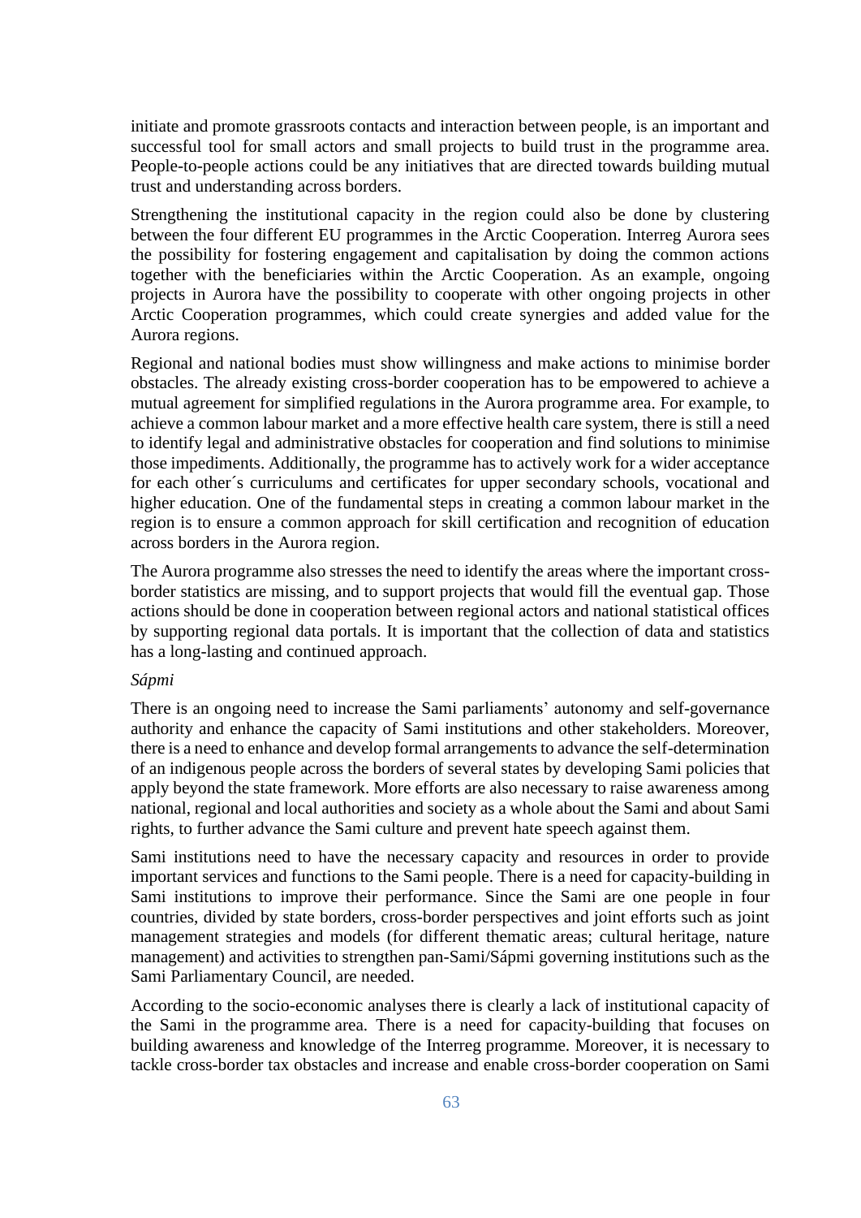initiate and promote grassroots contacts and interaction between people, is an important and successful tool for small actors and small projects to build trust in the programme area. People-to-people actions could be any initiatives that are directed towards building mutual trust and understanding across borders.

Strengthening the institutional capacity in the region could also be done by clustering between the four different EU programmes in the Arctic Cooperation. Interreg Aurora sees the possibility for fostering engagement and capitalisation by doing the common actions together with the beneficiaries within the Arctic Cooperation. As an example, ongoing projects in Aurora have the possibility to cooperate with other ongoing projects in other Arctic Cooperation programmes, which could create synergies and added value for the Aurora regions.

Regional and national bodies must show willingness and make actions to minimise border obstacles. The already existing cross-border cooperation has to be empowered to achieve a mutual agreement for simplified regulations in the Aurora programme area. For example, to achieve a common labour market and a more effective health care system, there is still a need to identify legal and administrative obstacles for cooperation and find solutions to minimise those impediments. Additionally, the programme has to actively work for a wider acceptance for each other´s curriculums and certificates for upper secondary schools, vocational and higher education. One of the fundamental steps in creating a common labour market in the region is to ensure a common approach for skill certification and recognition of education across borders in the Aurora region.

The Aurora programme also stresses the need to identify the areas where the important cross-border statistics are missing, and to support projects that would fill the eventual gap. Those actions should be done in cooperation between regional actors and national statistical offices by supporting regional data portals. It is important that the collection of data and statistics has a long-lasting and continued approach.

*Sápmi*

There is an ongoing need to increase the Sami parliaments' autonomy and self-governance authority and enhance the capacity of Sami institutions and other stakeholders. Moreover, there is a need to enhance and develop formal arrangements to advance the self-determination of an indigenous people across the borders of several states by developing Sami policies that apply beyond the state framework. More efforts are also necessary to raise awareness among national, regional and local authorities and society as a whole about the Sami and about Sami rights, to further advance the Sami culture and prevent hate speech against them.

Sami institutions need to have the necessary capacity and resources in order to provide important services and functions to the Sami people. There is a need for capacity-building in Sami institutions to improve their performance. Since the Sami are one people in four countries, divided by state borders, cross-border perspectives and joint efforts such as joint management strategies and models (for different thematic areas; cultural heritage, nature management) and activities to strengthen pan-Sami/Sápmi governing institutions such as the Sami Parliamentary Council, are needed.

According to the socio-economic analyses there is clearly a lack of institutional capacity of the Sami in the programme area. There is a need for capacity-building that focuses on building awareness and knowledge of the Interreg programme. Moreover, it is necessary to tackle cross-border tax obstacles and increase and enable cross-border cooperation on Sami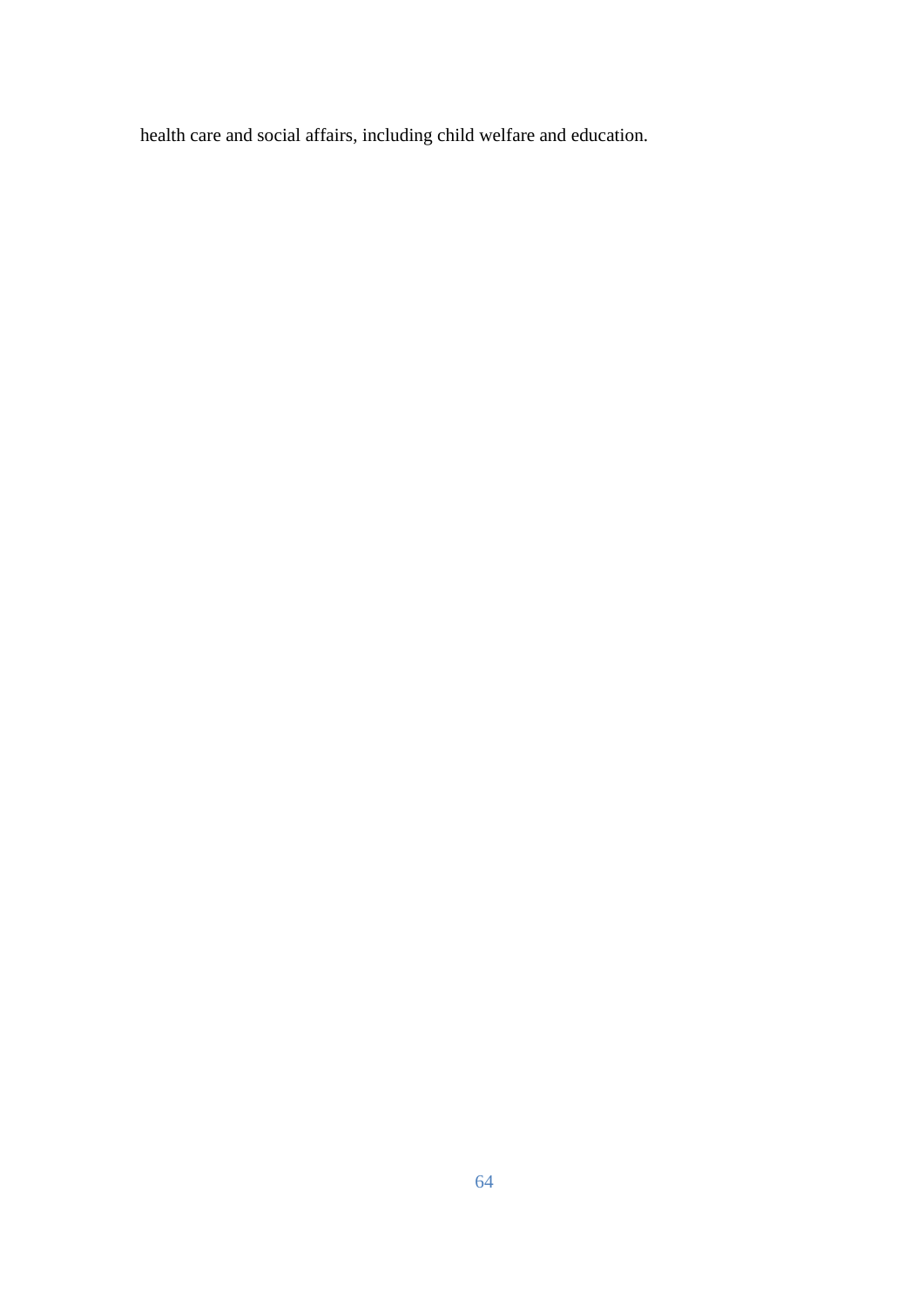health care and social affairs, including child welfare and education.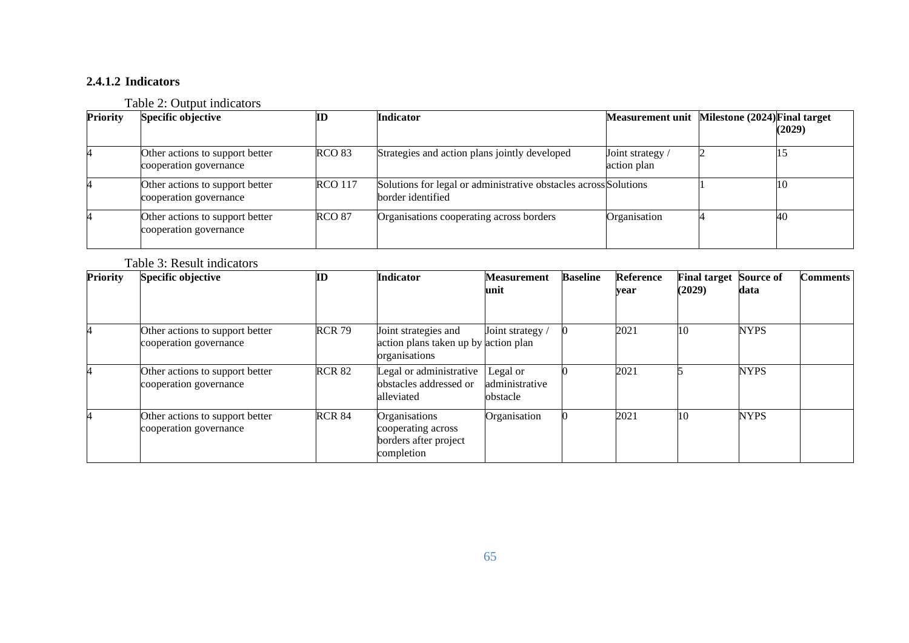### 2.4.1.2 Indicators

Table 2: Output indicators

| Priority | Specific objective | ID | Indicator | Measurement unit | Milestone (2024) | Final target (2029) |
|---|---|---|---|---|---|---|
| 4 | Other actions to support better cooperation governance | RCO 83 | Strategies and action plans jointly developed | Joint strategy / action plan | 2 | 15 |
| 4 | Other actions to support better cooperation governance | RCO 117 | Solutions for legal or administrative obstacles across border identified | Solutions | 1 | 10 |
| 4 | Other actions to support better cooperation governance | RCO 87 | Organisations cooperating across borders | Organisation | 4 | 40 |

Table 3: Result indicators

| Priority | Specific objective | ID | Indicator | Measurement unit | Baseline | Reference year | Final target (2029) | Source of data | Comments |
|---|---|---|---|---|---|---|---|---|---|
| 4 | Other actions to support better cooperation governance | RCR 79 | Joint strategies and action plans taken up by organisations | Joint strategy / action plan | 0 | 2021 | 10 | NYPS | |
| 4 | Other actions to support better cooperation governance | RCR 82 | Legal or administrative obstacles addressed or alleviated | Legal or administrative obstacle | 0 | 2021 | 5 | NYPS | |
| 4 | Other actions to support better cooperation governance | RCR 84 | Organisations cooperating across borders after project completion | Organisation | 0 | 2021 | 10 | NYPS | |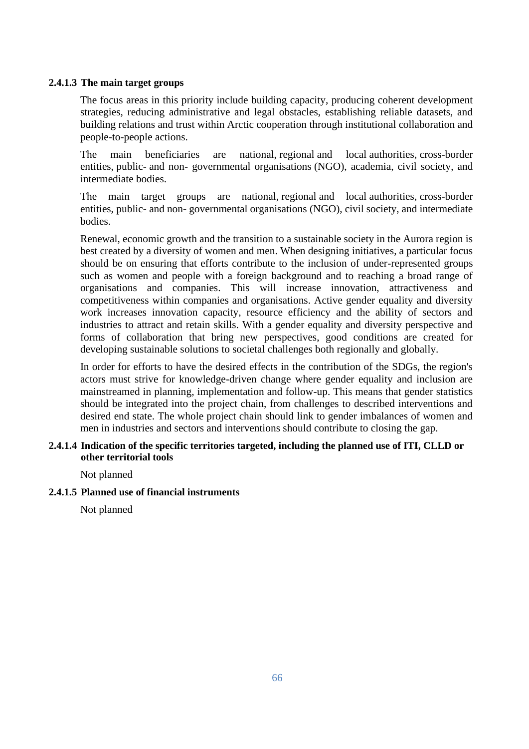#### 2.4.1.3 The main target groups

The focus areas in this priority include building capacity, producing coherent development strategies, reducing administrative and legal obstacles, establishing reliable datasets, and building relations and trust within Arctic cooperation through institutional collaboration and people-to-people actions.

The main beneficiaries are national, regional and local authorities, cross-border entities, public- and non- governmental organisations (NGO), academia, civil society, and intermediate bodies.

The main target groups are national, regional and local authorities, cross-border entities, public- and non- governmental organisations (NGO), civil society, and intermediate bodies.

Renewal, economic growth and the transition to a sustainable society in the Aurora region is best created by a diversity of women and men. When designing initiatives, a particular focus should be on ensuring that efforts contribute to the inclusion of under-represented groups such as women and people with a foreign background and to reaching a broad range of organisations and companies. This will increase innovation, attractiveness and competitiveness within companies and organisations. Active gender equality and diversity work increases innovation capacity, resource efficiency and the ability of sectors and industries to attract and retain skills. With a gender equality and diversity perspective and forms of collaboration that bring new perspectives, good conditions are created for developing sustainable solutions to societal challenges both regionally and globally.

In order for efforts to have the desired effects in the contribution of the SDGs, the region's actors must strive for knowledge-driven change where gender equality and inclusion are mainstreamed in planning, implementation and follow-up. This means that gender statistics should be integrated into the project chain, from challenges to described interventions and desired end state. The whole project chain should link to gender imbalances of women and men in industries and sectors and interventions should contribute to closing the gap.

#### 2.4.1.4 Indication of the specific territories targeted, including the planned use of ITI, CLLD or other territorial tools

Not planned

#### 2.4.1.5 Planned use of financial instruments

Not planned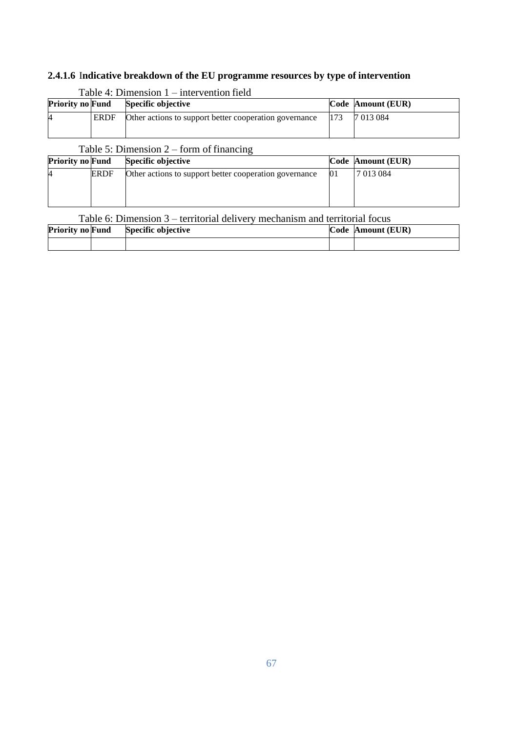#### 2.4.1.6 Indicative breakdown of the EU programme resources by type of intervention

Table 4: Dimension 1 – intervention field

| Priority no | Fund | Specific objective | Code | Amount (EUR) |
|---|---|---|---|---|
| 4 | ERDF | Other actions to support better cooperation governance | 173 | 7 013 084 |

Table 5: Dimension 2 – form of financing

| Priority no | Fund | Specific objective | Code | Amount (EUR) |
|---|---|---|---|---|
| 4 | ERDF | Other actions to support better cooperation governance | 01 | 7 013 084 |

Table 6: Dimension 3 – territorial delivery mechanism and territorial focus

| Priority no | Fund | Specific objective | Code | Amount (EUR) |
|---|---|---|---|---|
| | | | | |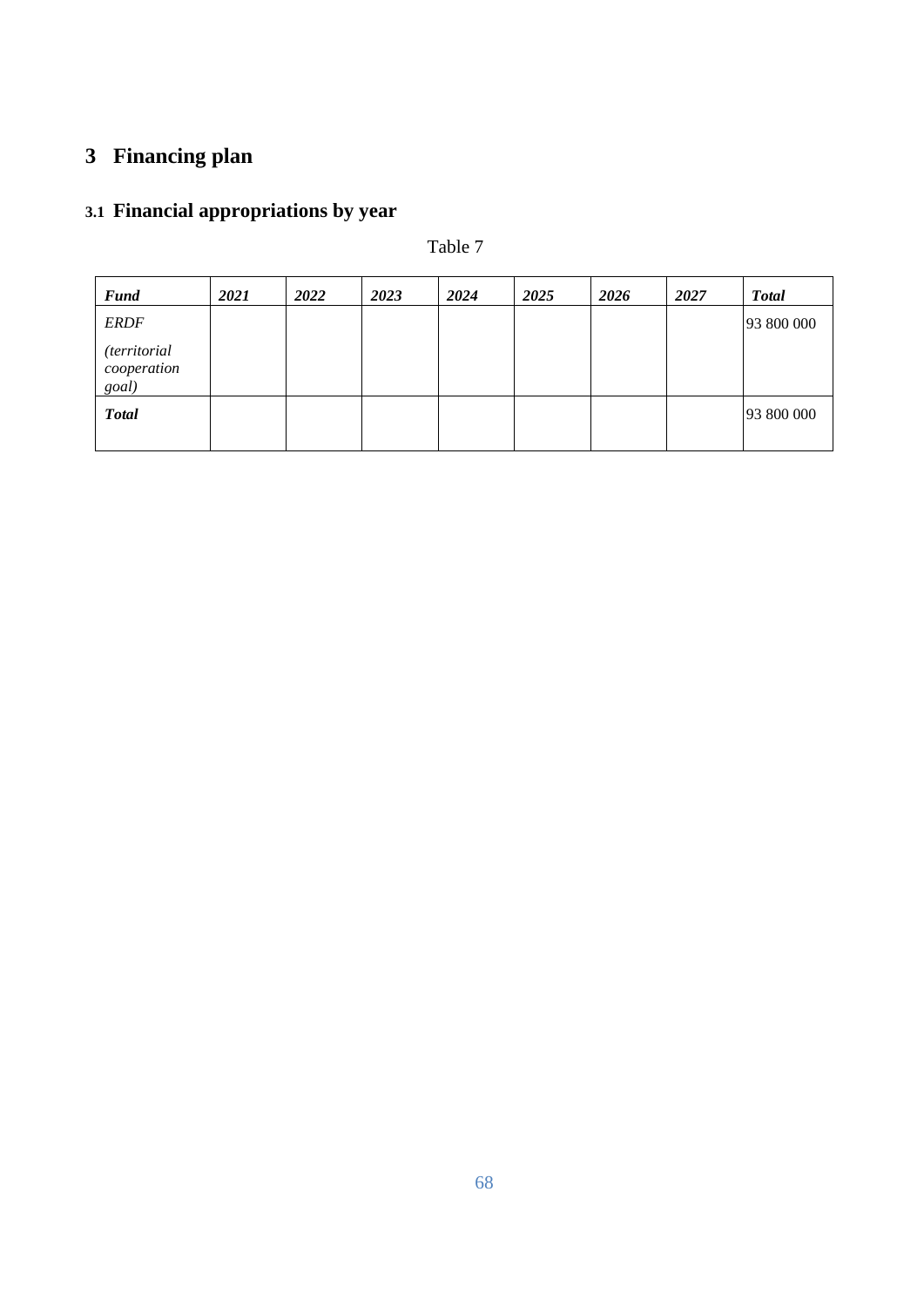# 3 Financing plan

## 3.1 Financial appropriations by year

Table 7

| *Fund* | *2021* | *2022* | *2023* | *2024* | *2025* | *2026* | *2027* | *Total* |
|---|---|---|---|---|---|---|---|---|
| *ERDF* *(territorial cooperation goal)* | | | | | | | | 93 800 000 |
| ***Total*** | | | | | | | | 93 800 000 |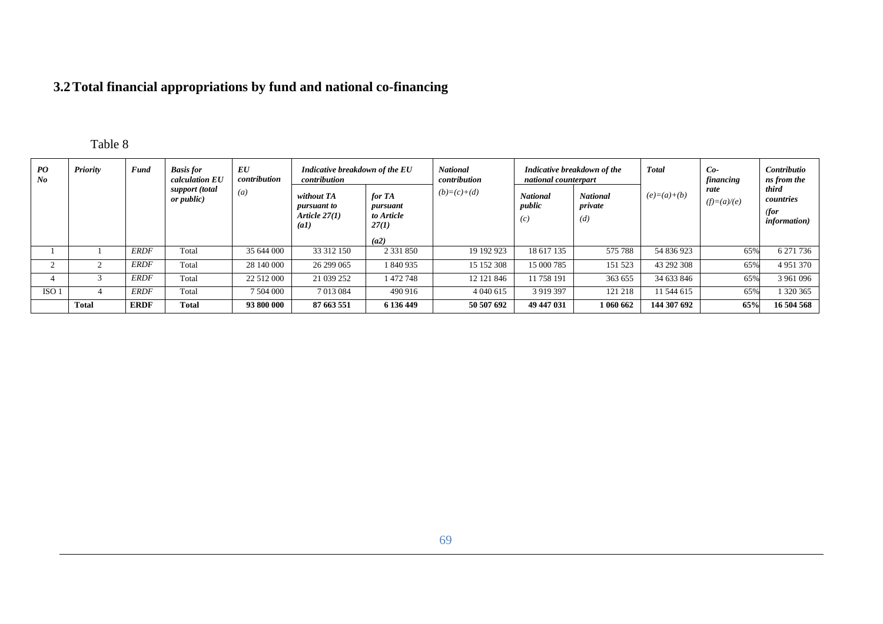## 3.2 Total financial appropriations by fund and national co-financing

Table 8

| *PO No* | *Priority* | *Fund* | *Basis for calculation EU support (total or public)* | *EU contribution* *(a)* | *Indicative breakdown of the EU contribution* | | *National contribution* *(b)=(c)+(d)* | *Indicative breakdown of the national counterpart* | | *Total* *(e)=(a)+(b)* | *Co-financing rate* *(f)=(a)/(e)* | *Contributions from the third countries* *(for information)* |
|---|---|---|---|---|---|---|---|---|---|---|---|---|
| | | | | | *without TA pursuant to Article 27(1)* *(a1)* | *for TA pursuant to Article 27(1)* *(a2)* | | *National public* *(c)* | *National private* *(d)* | | | |
| 1 | 1 | *ERDF* | Total | 35 644 000 | 33 312 150 | 2 331 850 | 19 192 923 | 18 617 135 | 575 788 | 54 836 923 | 65% | 6 271 736 |
| 2 | 2 | *ERDF* | Total | 28 140 000 | 26 299 065 | 1 840 935 | 15 152 308 | 15 000 785 | 151 523 | 43 292 308 | 65% | 4 951 370 |
| 4 | 3 | *ERDF* | Total | 22 512 000 | 21 039 252 | 1 472 748 | 12 121 846 | 11 758 191 | 363 655 | 34 633 846 | 65% | 3 961 096 |
| ISO 1 | 4 | *ERDF* | Total | 7 504 000 | 7 013 084 | 490 916 | 4 040 615 | 3 919 397 | 121 218 | 11 544 615 | 65% | 1 320 365 |
| | **Total** | **ERDF** | **Total** | **93 800 000** | **87 663 551** | **6 136 449** | **50 507 692** | **49 447 031** | **1 060 662** | **144 307 692** | **65%** | **16 504 568** |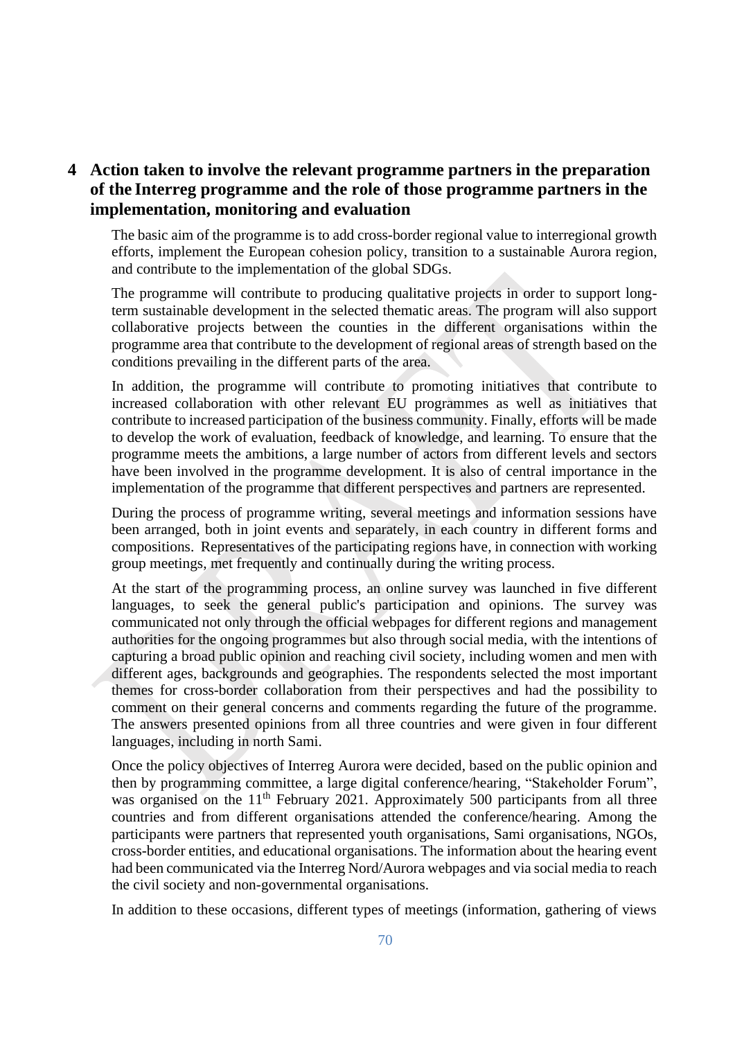# 4 Action taken to involve the relevant programme partners in the preparation of the Interreg programme and the role of those programme partners in the implementation, monitoring and evaluation

The basic aim of the programme is to add cross-border regional value to interregional growth efforts, implement the European cohesion policy, transition to a sustainable Aurora region, and contribute to the implementation of the global SDGs.

The programme will contribute to producing qualitative projects in order to support long-term sustainable development in the selected thematic areas. The program will also support collaborative projects between the counties in the different organisations within the programme area that contribute to the development of regional areas of strength based on the conditions prevailing in the different parts of the area.

In addition, the programme will contribute to promoting initiatives that contribute to increased collaboration with other relevant EU programmes as well as initiatives that contribute to increased participation of the business community. Finally, efforts will be made to develop the work of evaluation, feedback of knowledge, and learning. To ensure that the programme meets the ambitions, a large number of actors from different levels and sectors have been involved in the programme development. It is also of central importance in the implementation of the programme that different perspectives and partners are represented.

During the process of programme writing, several meetings and information sessions have been arranged, both in joint events and separately, in each country in different forms and compositions. Representatives of the participating regions have, in connection with working group meetings, met frequently and continually during the writing process.

At the start of the programming process, an online survey was launched in five different languages, to seek the general public's participation and opinions. The survey was communicated not only through the official webpages for different regions and management authorities for the ongoing programmes but also through social media, with the intentions of capturing a broad public opinion and reaching civil society, including women and men with different ages, backgrounds and geographies. The respondents selected the most important themes for cross-border collaboration from their perspectives and had the possibility to comment on their general concerns and comments regarding the future of the programme. The answers presented opinions from all three countries and were given in four different languages, including in north Sami.

Once the policy objectives of Interreg Aurora were decided, based on the public opinion and then by programming committee, a large digital conference/hearing, "Stakeholder Forum", was organised on the 11th February 2021. Approximately 500 participants from all three countries and from different organisations attended the conference/hearing. Among the participants were partners that represented youth organisations, Sami organisations, NGOs, cross-border entities, and educational organisations. The information about the hearing event had been communicated via the Interreg Nord/Aurora webpages and via social media to reach the civil society and non-governmental organisations.

In addition to these occasions, different types of meetings (information, gathering of views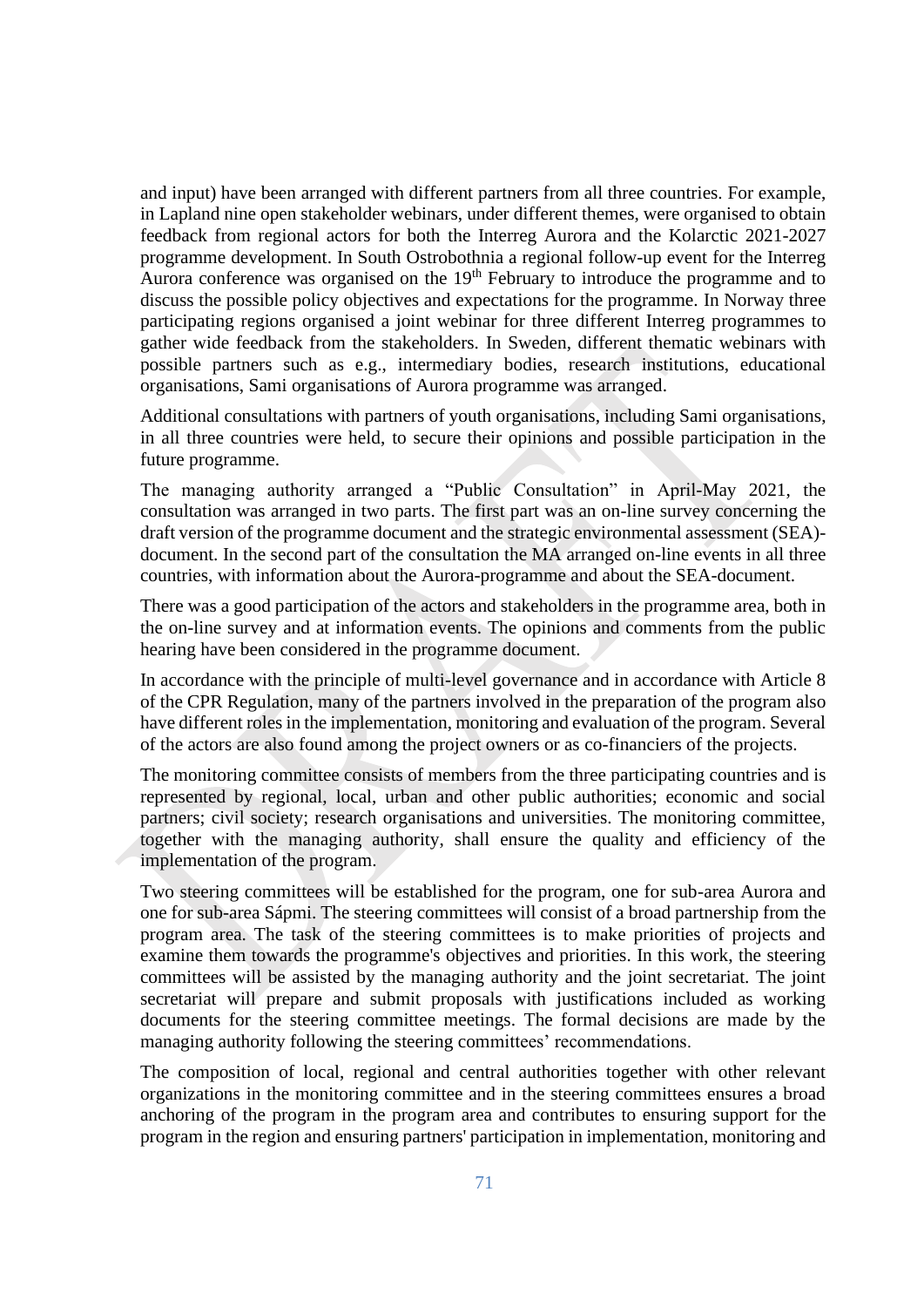and input) have been arranged with different partners from all three countries. For example, in Lapland nine open stakeholder webinars, under different themes, were organised to obtain feedback from regional actors for both the Interreg Aurora and the Kolarctic 2021-2027 programme development. In South Ostrobothnia a regional follow-up event for the Interreg Aurora conference was organised on the 19th February to introduce the programme and to discuss the possible policy objectives and expectations for the programme. In Norway three participating regions organised a joint webinar for three different Interreg programmes to gather wide feedback from the stakeholders. In Sweden, different thematic webinars with possible partners such as e.g., intermediary bodies, research institutions, educational organisations, Sami organisations of Aurora programme was arranged.

Additional consultations with partners of youth organisations, including Sami organisations, in all three countries were held, to secure their opinions and possible participation in the future programme.

The managing authority arranged a "Public Consultation" in April-May 2021, the consultation was arranged in two parts. The first part was an on-line survey concerning the draft version of the programme document and the strategic environmental assessment (SEA)-document. In the second part of the consultation the MA arranged on-line events in all three countries, with information about the Aurora-programme and about the SEA-document.

There was a good participation of the actors and stakeholders in the programme area, both in the on-line survey and at information events. The opinions and comments from the public hearing have been considered in the programme document.

In accordance with the principle of multi-level governance and in accordance with Article 8 of the CPR Regulation, many of the partners involved in the preparation of the program also have different roles in the implementation, monitoring and evaluation of the program. Several of the actors are also found among the project owners or as co-financiers of the projects.

The monitoring committee consists of members from the three participating countries and is represented by regional, local, urban and other public authorities; economic and social partners; civil society; research organisations and universities. The monitoring committee, together with the managing authority, shall ensure the quality and efficiency of the implementation of the program.

Two steering committees will be established for the program, one for sub-area Aurora and one for sub-area Sápmi. The steering committees will consist of a broad partnership from the program area. The task of the steering committees is to make priorities of projects and examine them towards the programme's objectives and priorities. In this work, the steering committees will be assisted by the managing authority and the joint secretariat. The joint secretariat will prepare and submit proposals with justifications included as working documents for the steering committee meetings. The formal decisions are made by the managing authority following the steering committees' recommendations.

The composition of local, regional and central authorities together with other relevant organizations in the monitoring committee and in the steering committees ensures a broad anchoring of the program in the program area and contributes to ensuring support for the program in the region and ensuring partners' participation in implementation, monitoring and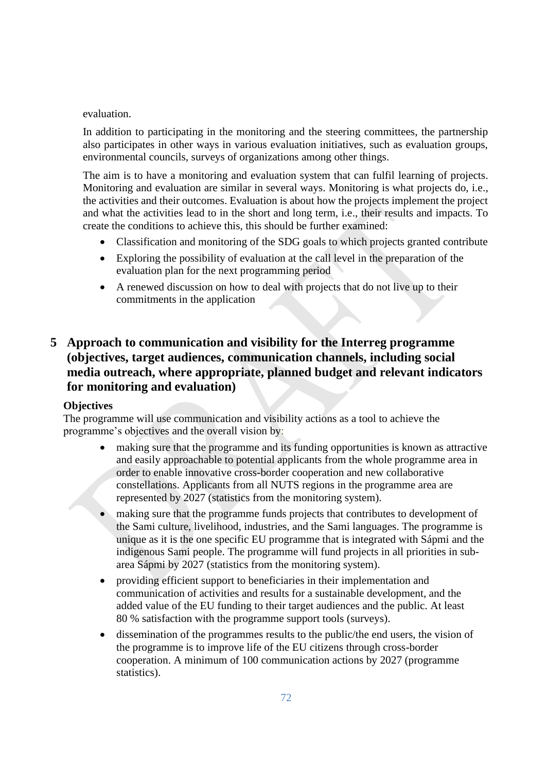evaluation.

In addition to participating in the monitoring and the steering committees, the partnership also participates in other ways in various evaluation initiatives, such as evaluation groups, environmental councils, surveys of organizations among other things.

The aim is to have a monitoring and evaluation system that can fulfil learning of projects. Monitoring and evaluation are similar in several ways. Monitoring is what projects do, i.e., the activities and their outcomes. Evaluation is about how the projects implement the project and what the activities lead to in the short and long term, i.e., their results and impacts. To create the conditions to achieve this, this should be further examined:

- Classification and monitoring of the SDG goals to which projects granted contribute
- Exploring the possibility of evaluation at the call level in the preparation of the evaluation plan for the next programming period
- A renewed discussion on how to deal with projects that do not live up to their commitments in the application

# 5 Approach to communication and visibility for the Interreg programme (objectives, target audiences, communication channels, including social media outreach, where appropriate, planned budget and relevant indicators for monitoring and evaluation)

**Objectives**

The programme will use communication and visibility actions as a tool to achieve the programme's objectives and the overall vision by:

- making sure that the programme and its funding opportunities is known as attractive and easily approachable to potential applicants from the whole programme area in order to enable innovative cross-border cooperation and new collaborative constellations. Applicants from all NUTS regions in the programme area are represented by 2027 (statistics from the monitoring system).
- making sure that the programme funds projects that contributes to development of the Sami culture, livelihood, industries, and the Sami languages. The programme is unique as it is the one specific EU programme that is integrated with Sápmi and the indigenous Sami people. The programme will fund projects in all priorities in sub-area Sápmi by 2027 (statistics from the monitoring system).
- providing efficient support to beneficiaries in their implementation and communication of activities and results for a sustainable development, and the added value of the EU funding to their target audiences and the public. At least 80 % satisfaction with the programme support tools (surveys).
- dissemination of the programmes results to the public/the end users, the vision of the programme is to improve life of the EU citizens through cross-border cooperation. A minimum of 100 communication actions by 2027 (programme statistics).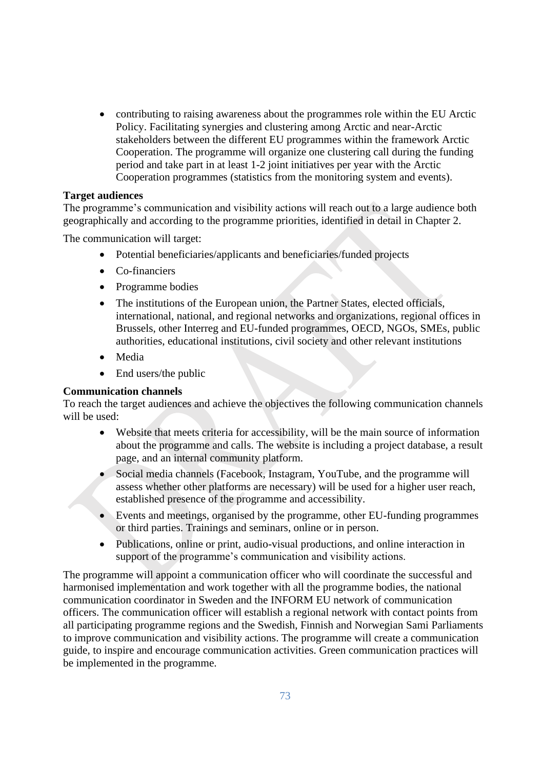- contributing to raising awareness about the programmes role within the EU Arctic Policy. Facilitating synergies and clustering among Arctic and near-Arctic stakeholders between the different EU programmes within the framework Arctic Cooperation. The programme will organize one clustering call during the funding period and take part in at least 1-2 joint initiatives per year with the Arctic Cooperation programmes (statistics from the monitoring system and events).

**Target audiences**

The programme's communication and visibility actions will reach out to a large audience both geographically and according to the programme priorities, identified in detail in Chapter 2.

The communication will target:

- Potential beneficiaries/applicants and beneficiaries/funded projects
- Co-financiers
- Programme bodies
- The institutions of the European union, the Partner States, elected officials, international, national, and regional networks and organizations, regional offices in Brussels, other Interreg and EU-funded programmes, OECD, NGOs, SMEs, public authorities, educational institutions, civil society and other relevant institutions
- Media
- End users/the public

**Communication channels**

To reach the target audiences and achieve the objectives the following communication channels will be used:

- Website that meets criteria for accessibility, will be the main source of information about the programme and calls. The website is including a project database, a result page, and an internal community platform.
- Social media channels (Facebook, Instagram, YouTube, and the programme will assess whether other platforms are necessary) will be used for a higher user reach, established presence of the programme and accessibility.
- Events and meetings, organised by the programme, other EU-funding programmes or third parties. Trainings and seminars, online or in person.
- Publications, online or print, audio-visual productions, and online interaction in support of the programme's communication and visibility actions.

The programme will appoint a communication officer who will coordinate the successful and harmonised implementation and work together with all the programme bodies, the national communication coordinator in Sweden and the INFORM EU network of communication officers. The communication officer will establish a regional network with contact points from all participating programme regions and the Swedish, Finnish and Norwegian Sami Parliaments to improve communication and visibility actions. The programme will create a communication guide, to inspire and encourage communication activities. Green communication practices will be implemented in the programme.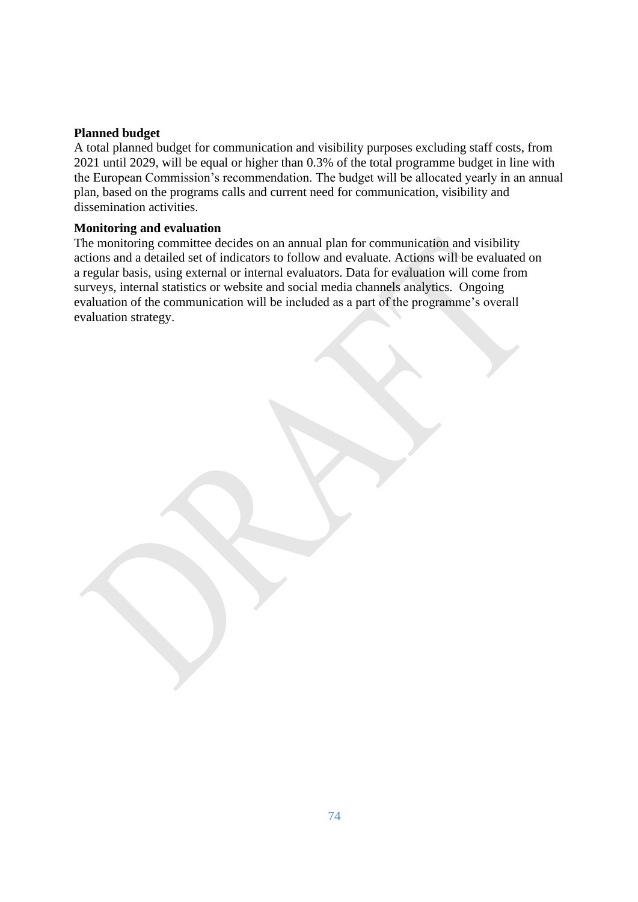**Planned budget**

A total planned budget for communication and visibility purposes excluding staff costs, from 2021 until 2029, will be equal or higher than 0.3% of the total programme budget in line with the European Commission's recommendation. The budget will be allocated yearly in an annual plan, based on the programs calls and current need for communication, visibility and dissemination activities.

**Monitoring and evaluation**

The monitoring committee decides on an annual plan for communication and visibility actions and a detailed set of indicators to follow and evaluate. Actions will be evaluated on a regular basis, using external or internal evaluators. Data for evaluation will come from surveys, internal statistics or website and social media channels analytics. Ongoing evaluation of the communication will be included as a part of the programme's overall evaluation strategy.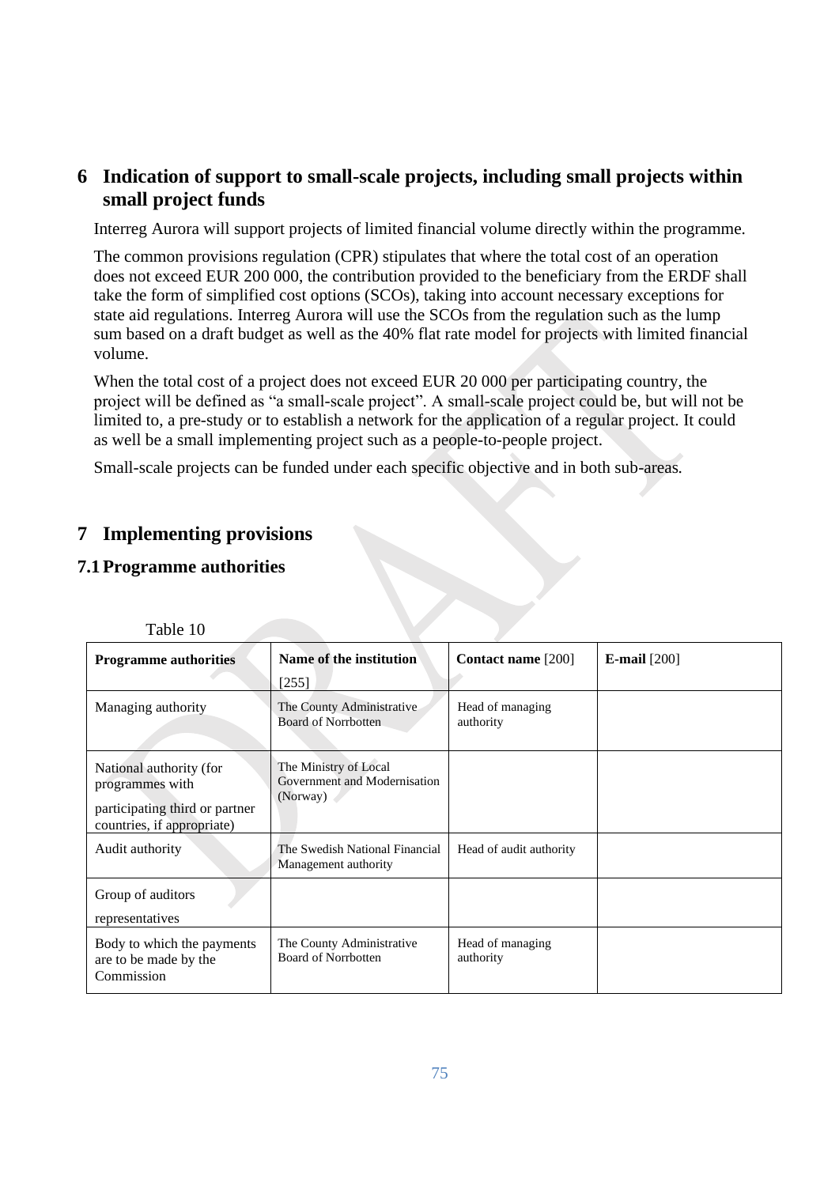# 6 Indication of support to small-scale projects, including small projects within small project funds

Interreg Aurora will support projects of limited financial volume directly within the programme.

The common provisions regulation (CPR) stipulates that where the total cost of an operation does not exceed EUR 200 000, the contribution provided to the beneficiary from the ERDF shall take the form of simplified cost options (SCOs), taking into account necessary exceptions for state aid regulations. Interreg Aurora will use the SCOs from the regulation such as the lump sum based on a draft budget as well as the 40% flat rate model for projects with limited financial volume.

When the total cost of a project does not exceed EUR 20 000 per participating country, the project will be defined as "a small-scale project". A small-scale project could be, but will not be limited to, a pre-study or to establish a network for the application of a regular project. It could as well be a small implementing project such as a people-to-people project.

Small-scale projects can be funded under each specific objective and in both sub-areas.

# 7 Implementing provisions

## 7.1 Programme authorities

Table 10

| **Programme authorities** | **Name of the institution** [255] | **Contact name** [200] | **E-mail** [200] |
|---|---|---|---|
| Managing authority | The County Administrative Board of Norrbotten | Head of managing authority | |
| National authority (for programmes with participating third or partner countries, if appropriate) | The Ministry of Local Government and Modernisation (Norway) | | |
| Audit authority | The Swedish National Financial Management authority | Head of audit authority | |
| Group of auditors representatives | | | |
| Body to which the payments are to be made by the Commission | The County Administrative Board of Norrbotten | Head of managing authority | |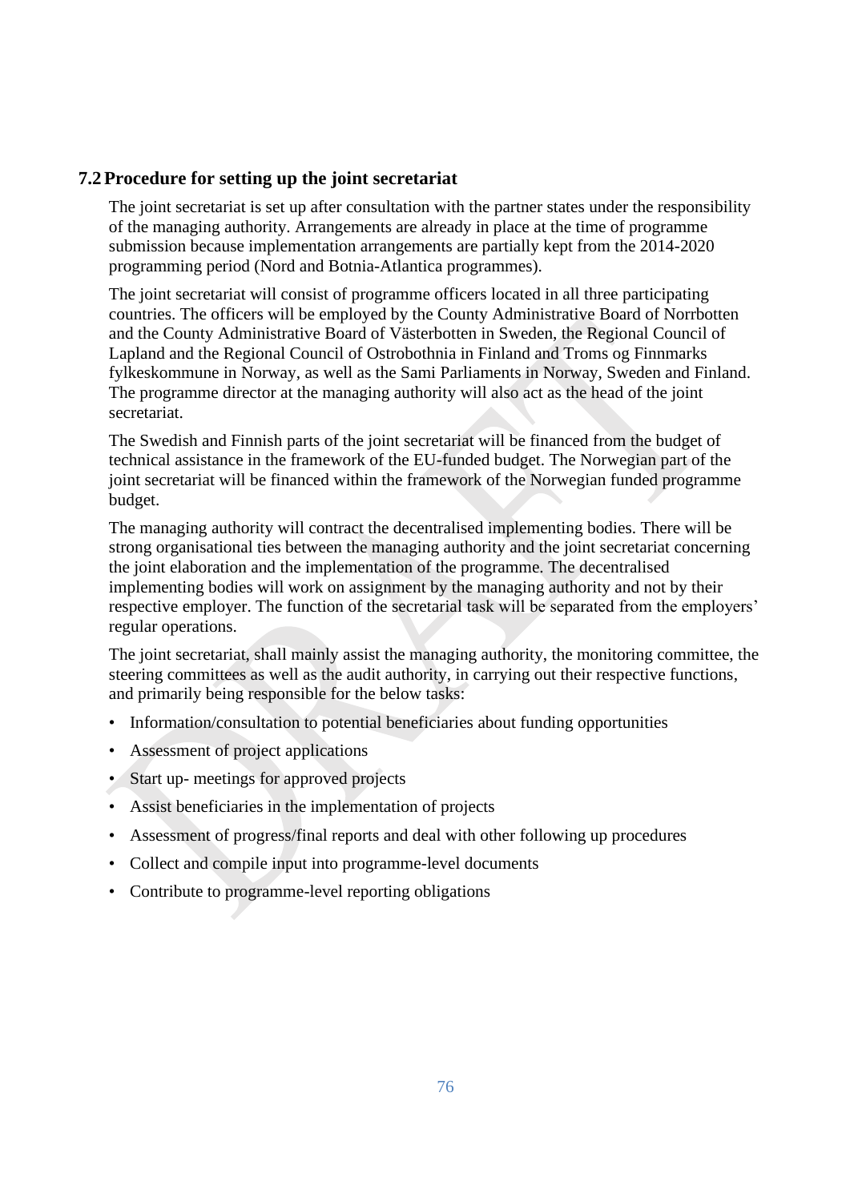## 7.2 Procedure for setting up the joint secretariat

The joint secretariat is set up after consultation with the partner states under the responsibility of the managing authority. Arrangements are already in place at the time of programme submission because implementation arrangements are partially kept from the 2014-2020 programming period (Nord and Botnia-Atlantica programmes).

The joint secretariat will consist of programme officers located in all three participating countries. The officers will be employed by the County Administrative Board of Norrbotten and the County Administrative Board of Västerbotten in Sweden, the Regional Council of Lapland and the Regional Council of Ostrobothnia in Finland and Troms og Finnmarks fylkeskommune in Norway, as well as the Sami Parliaments in Norway, Sweden and Finland. The programme director at the managing authority will also act as the head of the joint secretariat.

The Swedish and Finnish parts of the joint secretariat will be financed from the budget of technical assistance in the framework of the EU-funded budget. The Norwegian part of the joint secretariat will be financed within the framework of the Norwegian funded programme budget.

The managing authority will contract the decentralised implementing bodies. There will be strong organisational ties between the managing authority and the joint secretariat concerning the joint elaboration and the implementation of the programme. The decentralised implementing bodies will work on assignment by the managing authority and not by their respective employer. The function of the secretarial task will be separated from the employers' regular operations.

The joint secretariat, shall mainly assist the managing authority, the monitoring committee, the steering committees as well as the audit authority, in carrying out their respective functions, and primarily being responsible for the below tasks:

- Information/consultation to potential beneficiaries about funding opportunities
- Assessment of project applications
- Start up- meetings for approved projects
- Assist beneficiaries in the implementation of projects
- Assessment of progress/final reports and deal with other following up procedures
- Collect and compile input into programme-level documents
- Contribute to programme-level reporting obligations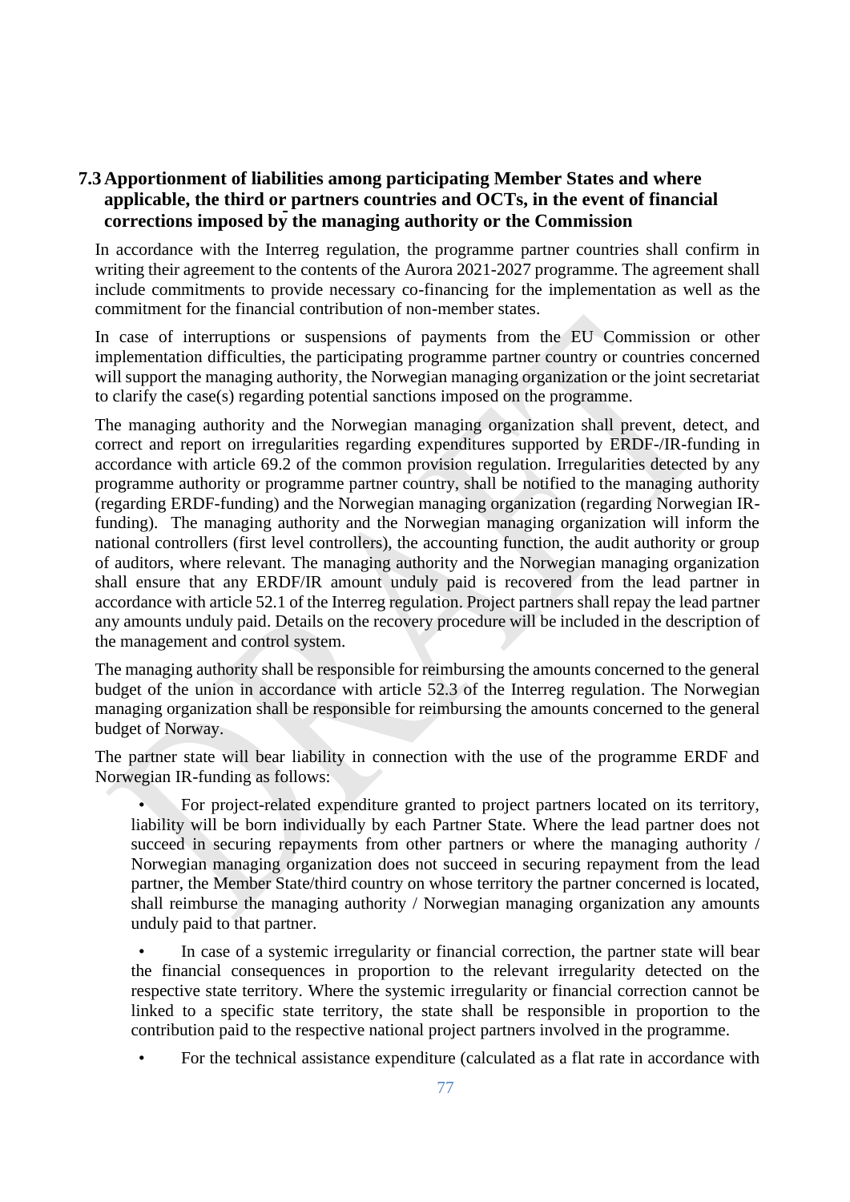## 7.3 Apportionment of liabilities among participating Member States and where applicable, the third or partners countries and OCTs, in the event of financial corrections imposed by the managing authority or the Commission

In accordance with the Interreg regulation, the programme partner countries shall confirm in writing their agreement to the contents of the Aurora 2021-2027 programme. The agreement shall include commitments to provide necessary co-financing for the implementation as well as the commitment for the financial contribution of non-member states.

In case of interruptions or suspensions of payments from the EU Commission or other implementation difficulties, the participating programme partner country or countries concerned will support the managing authority, the Norwegian managing organization or the joint secretariat to clarify the case(s) regarding potential sanctions imposed on the programme.

The managing authority and the Norwegian managing organization shall prevent, detect, and correct and report on irregularities regarding expenditures supported by ERDF-/IR-funding in accordance with article 69.2 of the common provision regulation. Irregularities detected by any programme authority or programme partner country, shall be notified to the managing authority (regarding ERDF-funding) and the Norwegian managing organization (regarding Norwegian IR-funding). The managing authority and the Norwegian managing organization will inform the national controllers (first level controllers), the accounting function, the audit authority or group of auditors, where relevant. The managing authority and the Norwegian managing organization shall ensure that any ERDF/IR amount unduly paid is recovered from the lead partner in accordance with article 52.1 of the Interreg regulation. Project partners shall repay the lead partner any amounts unduly paid. Details on the recovery procedure will be included in the description of the management and control system.

The managing authority shall be responsible for reimbursing the amounts concerned to the general budget of the union in accordance with article 52.3 of the Interreg regulation. The Norwegian managing organization shall be responsible for reimbursing the amounts concerned to the general budget of Norway.

The partner state will bear liability in connection with the use of the programme ERDF and Norwegian IR-funding as follows:

- For project-related expenditure granted to project partners located on its territory, liability will be born individually by each Partner State. Where the lead partner does not succeed in securing repayments from other partners or where the managing authority / Norwegian managing organization does not succeed in securing repayment from the lead partner, the Member State/third country on whose territory the partner concerned is located, shall reimburse the managing authority / Norwegian managing organization any amounts unduly paid to that partner.
- In case of a systemic irregularity or financial correction, the partner state will bear the financial consequences in proportion to the relevant irregularity detected on the respective state territory. Where the systemic irregularity or financial correction cannot be linked to a specific state territory, the state shall be responsible in proportion to the contribution paid to the respective national project partners involved in the programme.
- For the technical assistance expenditure (calculated as a flat rate in accordance with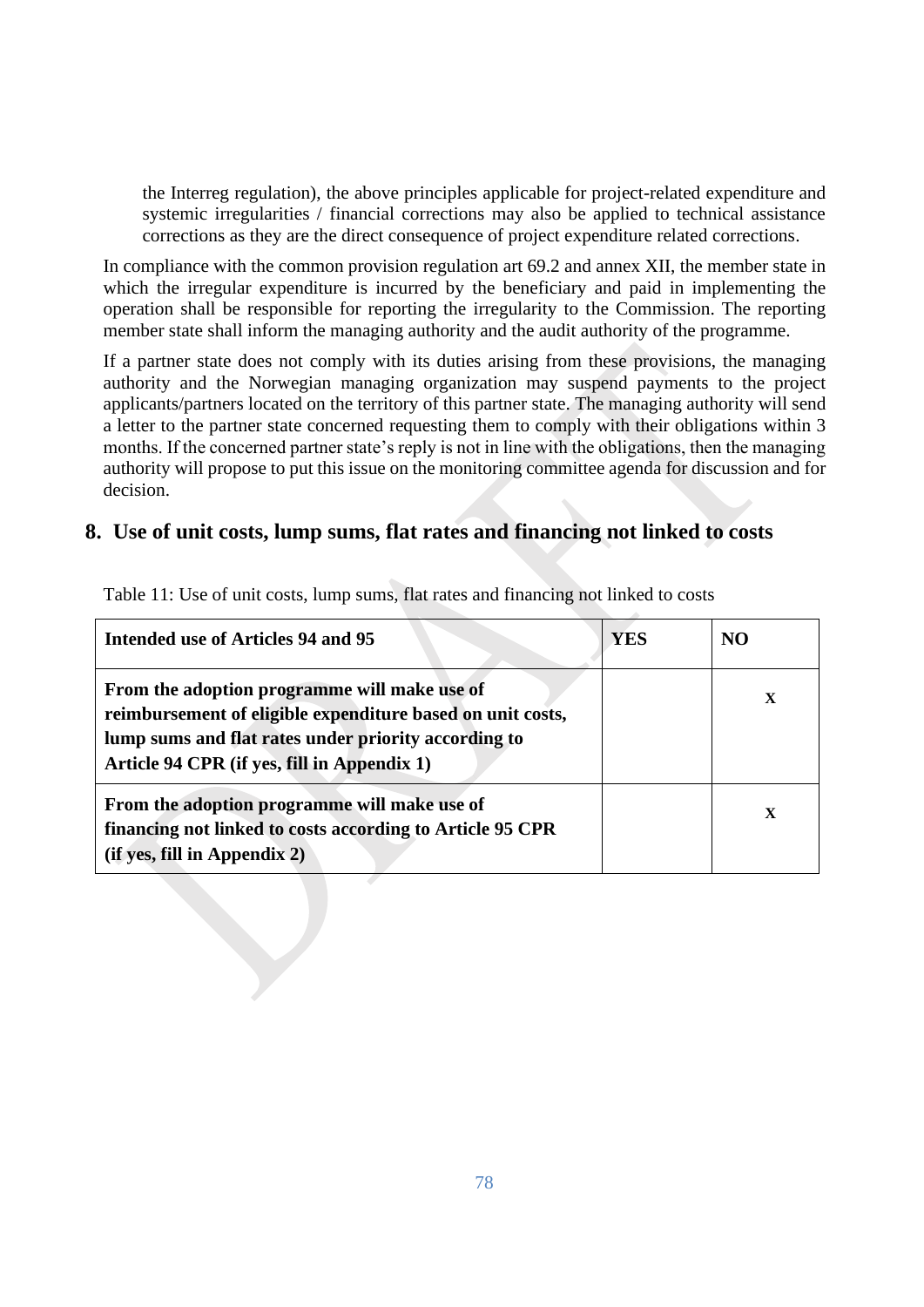the Interreg regulation), the above principles applicable for project-related expenditure and systemic irregularities / financial corrections may also be applied to technical assistance corrections as they are the direct consequence of project expenditure related corrections.

In compliance with the common provision regulation art 69.2 and annex XII, the member state in which the irregular expenditure is incurred by the beneficiary and paid in implementing the operation shall be responsible for reporting the irregularity to the Commission. The reporting member state shall inform the managing authority and the audit authority of the programme.

If a partner state does not comply with its duties arising from these provisions, the managing authority and the Norwegian managing organization may suspend payments to the project applicants/partners located on the territory of this partner state. The managing authority will send a letter to the partner state concerned requesting them to comply with their obligations within 3 months. If the concerned partner state's reply is not in line with the obligations, then the managing authority will propose to put this issue on the monitoring committee agenda for discussion and for decision.

# 8. Use of unit costs, lump sums, flat rates and financing not linked to costs

Table 11: Use of unit costs, lump sums, flat rates and financing not linked to costs

| **Intended use of Articles 94 and 95** | **YES** | **NO** |
|---|---|---|
| **From the adoption programme will make use of reimbursement of eligible expenditure based on unit costs, lump sums and flat rates under priority according to Article 94 CPR (if yes, fill in Appendix 1)** | | X |
| **From the adoption programme will make use of financing not linked to costs according to Article 95 CPR (if yes, fill in Appendix 2)** | | X |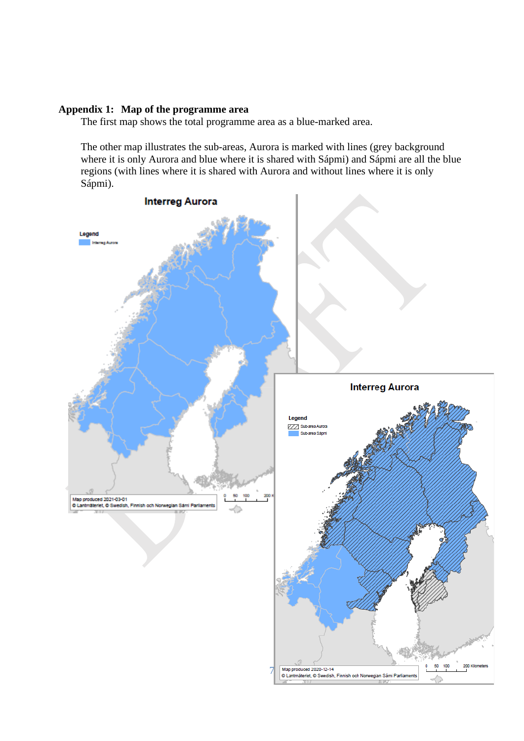## Appendix 1: Map of the programme area

The first map shows the total programme area as a blue-marked area.

The other map illustrates the sub-areas, Aurora is marked with lines (grey background where it is only Aurora and blue where it is shared with Sápmi) and Sápmi are all the blue regions (with lines where it is shared with Aurora and without lines where it is only Sápmi).

Interreg Aurora

Legend

Interreg Aurora

Map produced 2021-03-01
© Lantmäteriet, © Swedish, Finnish och Norwegian Sámi Parliaments

0 50 100 200 K

Interreg Aurora

Legend

Sub-area Aurora

Sub-area Sápmi

Map produced 2020-12-14
© Lantmäteriet, © Swedish, Finnish och Norwegian Sámi Parliaments

0 50 100 200 Kilometers